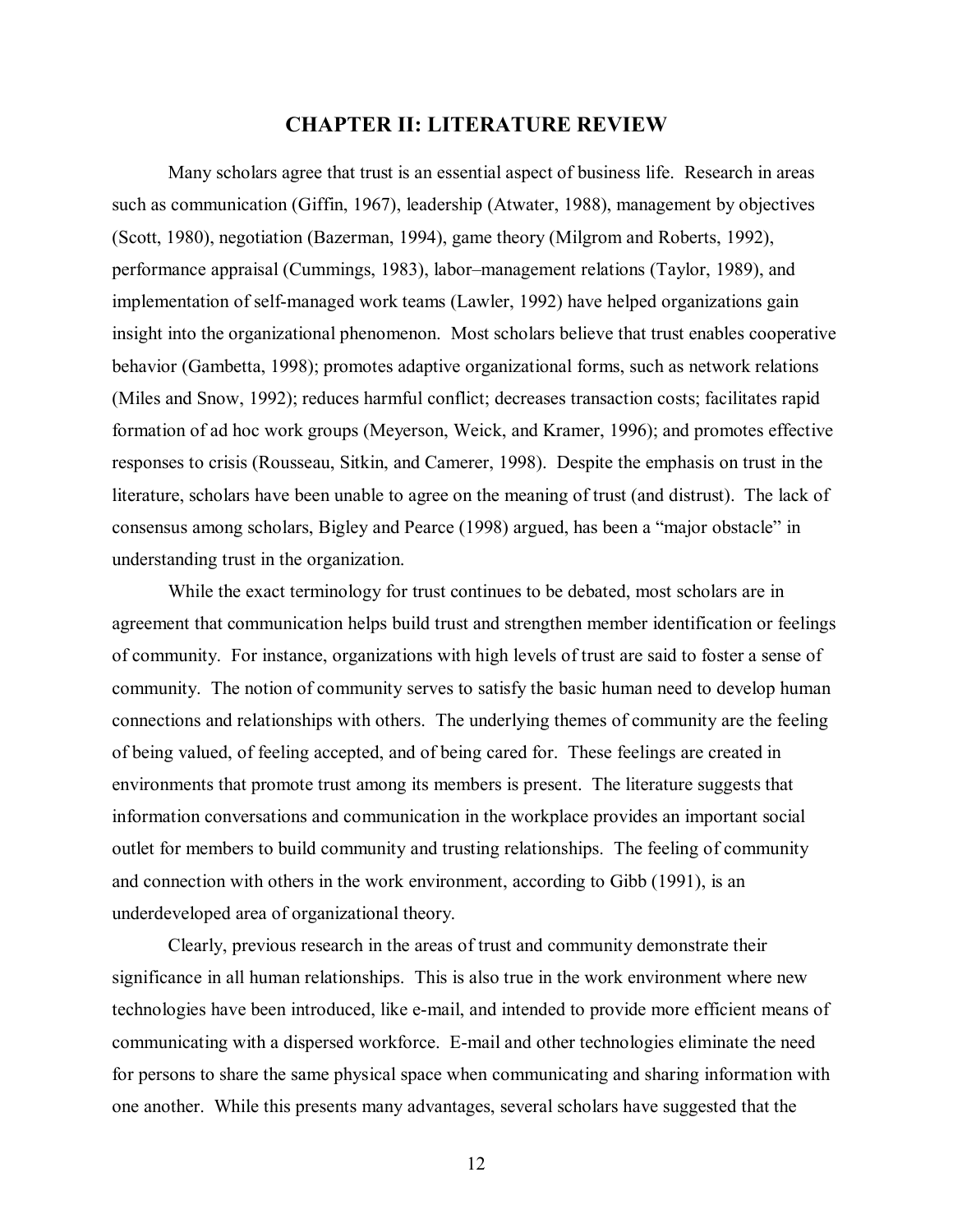# CHAPTER II: LITERATURE REVIEW

Many scholars agree that trust is an essential aspect of business life. Research in areas such as communication (Giffin, 1967), leadership (Atwater, 1988), management by objectives (Scott, 1980), negotiation (Bazerman, 1994), game theory (Milgrom and Roberts, 1992), performance appraisal (Cummings, 1983), labor–management relations (Taylor, 1989), and implementation of self-managed work teams (Lawler, 1992) have helped organizations gain insight into the organizational phenomenon. Most scholars believe that trust enables cooperative behavior (Gambetta, 1998); promotes adaptive organizational forms, such as network relations (Miles and Snow, 1992); reduces harmful conflict; decreases transaction costs; facilitates rapid formation of ad hoc work groups (Meyerson, Weick, and Kramer, 1996); and promotes effective responses to crisis (Rousseau, Sitkin, and Camerer, 1998). Despite the emphasis on trust in the literature, scholars have been unable to agree on the meaning of trust (and distrust). The lack of consensus among scholars, Bigley and Pearce (1998) argued, has been a "major obstacle" in understanding trust in the organization.

While the exact terminology for trust continues to be debated, most scholars are in agreement that communication helps build trust and strengthen member identification or feelings of community. For instance, organizations with high levels of trust are said to foster a sense of community. The notion of community serves to satisfy the basic human need to develop human connections and relationships with others. The underlying themes of community are the feeling of being valued, of feeling accepted, and of being cared for. These feelings are created in environments that promote trust among its members is present. The literature suggests that information conversations and communication in the workplace provides an important social outlet for members to build community and trusting relationships. The feeling of community and connection with others in the work environment, according to Gibb (1991), is an underdeveloped area of organizational theory.

Clearly, previous research in the areas of trust and community demonstrate their significance in all human relationships. This is also true in the work environment where new technologies have been introduced, like e-mail, and intended to provide more efficient means of communicating with a dispersed workforce. E-mail and other technologies eliminate the need for persons to share the same physical space when communicating and sharing information with one another. While this presents many advantages, several scholars have suggested that the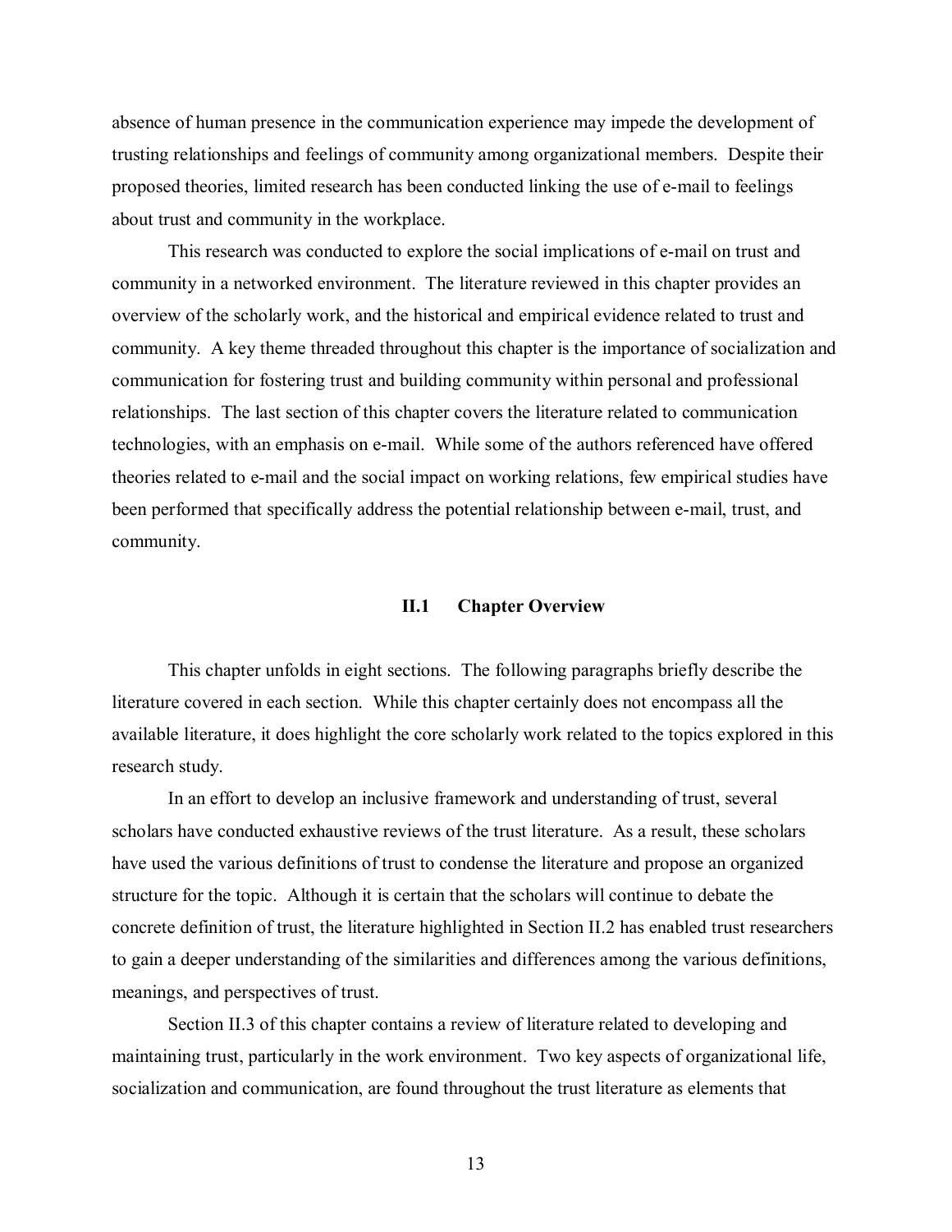absence of human presence in the communication experience may impede the development of trusting relationships and feelings of community among organizational members. Despite their proposed theories, limited research has been conducted linking the use of e-mail to feelings about trust and community in the workplace.

This research was conducted to explore the social implications of e-mail on trust and community in a networked environment. The literature reviewed in this chapter provides an overview of the scholarly work, and the historical and empirical evidence related to trust and community. A key theme threaded throughout this chapter is the importance of socialization and communication for fostering trust and building community within personal and professional relationships. The last section of this chapter covers the literature related to communication technologies, with an emphasis on e-mail. While some of the authors referenced have offered theories related to e-mail and the social impact on working relations, few empirical studies have been performed that specifically address the potential relationship between e-mail, trust, and community.

## II.1 Chapter Overview

This chapter unfolds in eight sections. The following paragraphs briefly describe the literature covered in each section. While this chapter certainly does not encompass all the available literature, it does highlight the core scholarly work related to the topics explored in this research study.

In an effort to develop an inclusive framework and understanding of trust, several scholars have conducted exhaustive reviews of the trust literature. As a result, these scholars have used the various definitions of trust to condense the literature and propose an organized structure for the topic. Although it is certain that the scholars will continue to debate the concrete definition of trust, the literature highlighted in Section II.2 has enabled trust researchers to gain a deeper understanding of the similarities and differences among the various definitions, meanings, and perspectives of trust.

Section II.3 of this chapter contains a review of literature related to developing and maintaining trust, particularly in the work environment. Two key aspects of organizational life, socialization and communication, are found throughout the trust literature as elements that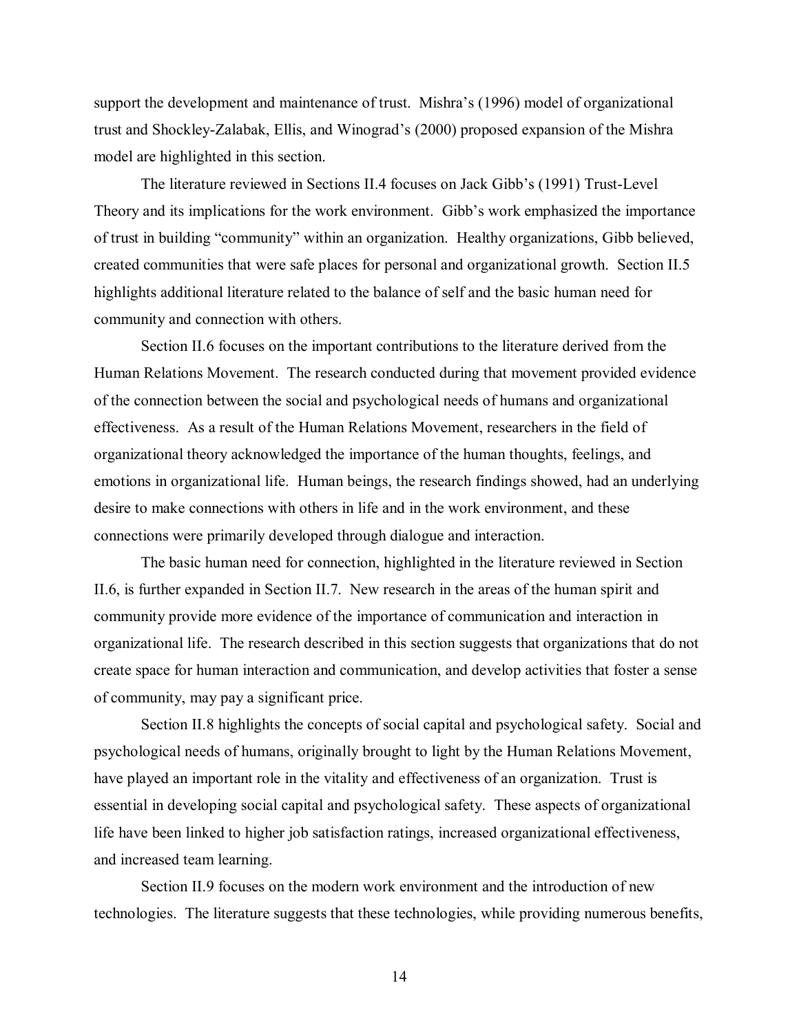support the development and maintenance of trust. Mishra's (1996) model of organizational trust and Shockley-Zalabak, Ellis, and Winograd's (2000) proposed expansion of the Mishra model are highlighted in this section.

The literature reviewed in Sections II.4 focuses on Jack Gibb's (1991) Trust-Level Theory and its implications for the work environment. Gibb's work emphasized the importance of trust in building "community" within an organization. Healthy organizations, Gibb believed, created communities that were safe places for personal and organizational growth. Section II.5 highlights additional literature related to the balance of self and the basic human need for community and connection with others.

Section II.6 focuses on the important contributions to the literature derived from the Human Relations Movement. The research conducted during that movement provided evidence of the connection between the social and psychological needs of humans and organizational effectiveness. As a result of the Human Relations Movement, researchers in the field of organizational theory acknowledged the importance of the human thoughts, feelings, and emotions in organizational life. Human beings, the research findings showed, had an underlying desire to make connections with others in life and in the work environment, and these connections were primarily developed through dialogue and interaction.

The basic human need for connection, highlighted in the literature reviewed in Section II.6, is further expanded in Section II.7. New research in the areas of the human spirit and community provide more evidence of the importance of communication and interaction in organizational life. The research described in this section suggests that organizations that do not create space for human interaction and communication, and develop activities that foster a sense of community, may pay a significant price.

Section II.8 highlights the concepts of social capital and psychological safety. Social and psychological needs of humans, originally brought to light by the Human Relations Movement, have played an important role in the vitality and effectiveness of an organization. Trust is essential in developing social capital and psychological safety. These aspects of organizational life have been linked to higher job satisfaction ratings, increased organizational effectiveness, and increased team learning.

Section II.9 focuses on the modern work environment and the introduction of new technologies. The literature suggests that these technologies, while providing numerous benefits,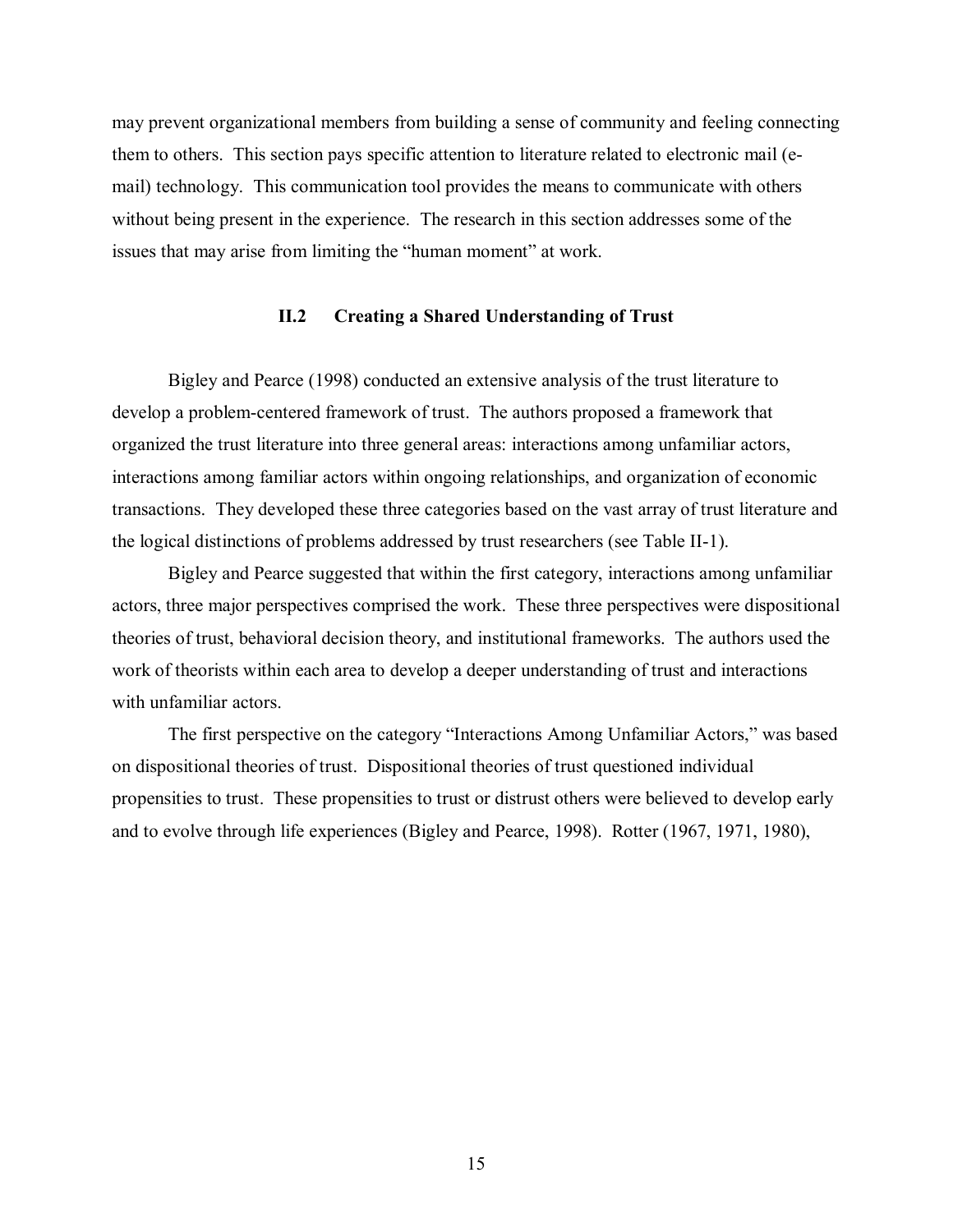may prevent organizational members from building a sense of community and feeling connecting them to others. This section pays specific attention to literature related to electronic mail (e-mail) technology. This communication tool provides the means to communicate with others without being present in the experience. The research in this section addresses some of the issues that may arise from limiting the "human moment" at work.

## II.2 Creating a Shared Understanding of Trust

Bigley and Pearce (1998) conducted an extensive analysis of the trust literature to develop a problem-centered framework of trust. The authors proposed a framework that organized the trust literature into three general areas: interactions among unfamiliar actors, interactions among familiar actors within ongoing relationships, and organization of economic transactions. They developed these three categories based on the vast array of trust literature and the logical distinctions of problems addressed by trust researchers (see Table II-1).

Bigley and Pearce suggested that within the first category, interactions among unfamiliar actors, three major perspectives comprised the work. These three perspectives were dispositional theories of trust, behavioral decision theory, and institutional frameworks. The authors used the work of theorists within each area to develop a deeper understanding of trust and interactions with unfamiliar actors.

The first perspective on the category "Interactions Among Unfamiliar Actors," was based on dispositional theories of trust. Dispositional theories of trust questioned individual propensities to trust. These propensities to trust or distrust others were believed to develop early and to evolve through life experiences (Bigley and Pearce, 1998). Rotter (1967, 1971, 1980),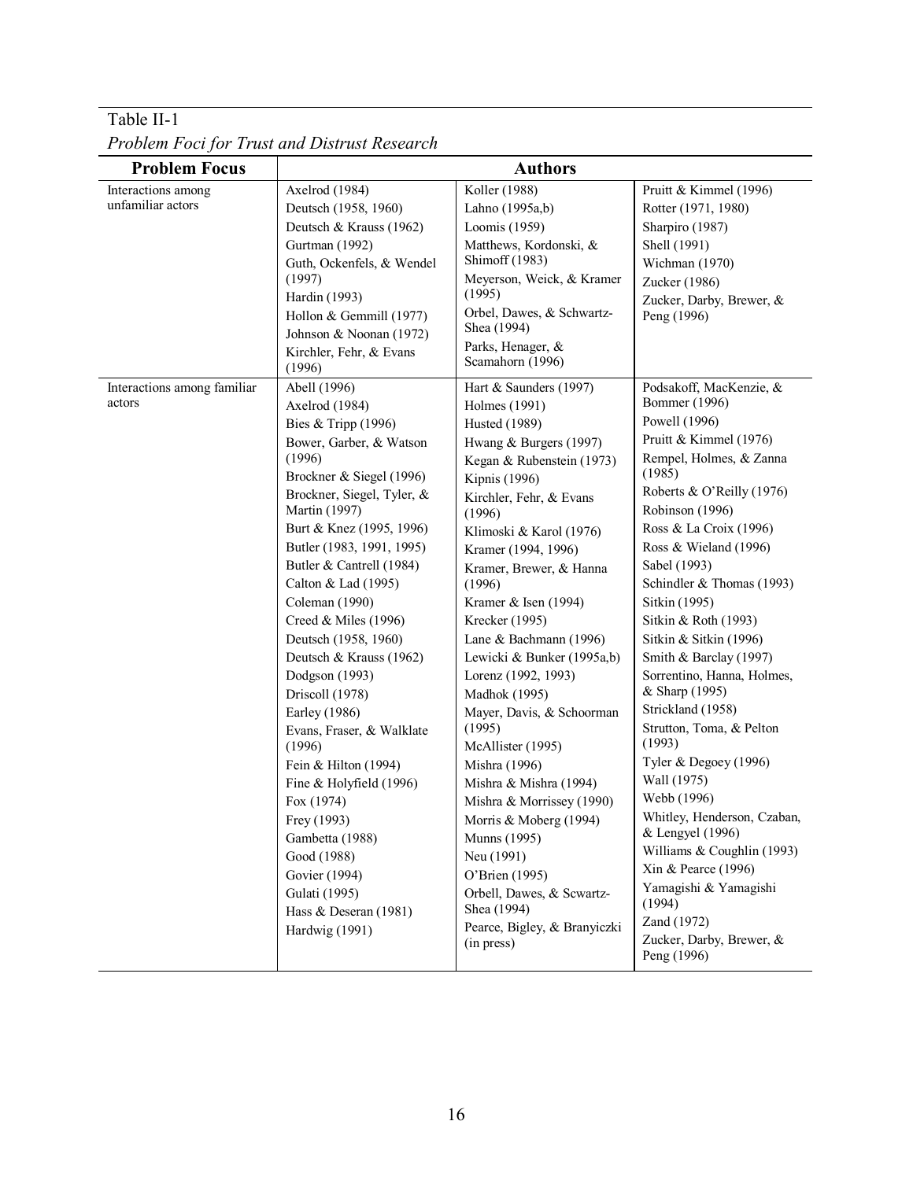Table II-1

*Problem Foci for Trust and Distrust Research*

| Problem Focus | Authors | | |
|---|---|---|---|
| Interactions among unfamiliar actors | Axelrod (1984)<br>Deutsch (1958, 1960)<br>Deutsch & Krauss (1962)<br>Gurtman (1992)<br>Guth, Ockenfels, & Wendel (1997)<br>Hardin (1993)<br>Hollon & Gemmill (1977)<br>Johnson & Noonan (1972)<br>Kirchler, Fehr, & Evans (1996) | Koller (1988)<br>Lahno (1995a,b)<br>Loomis (1959)<br>Matthews, Kordonski, & Shimoff (1983)<br>Meyerson, Weick, & Kramer (1995)<br>Orbel, Dawes, & Schwartz-Shea (1994)<br>Parks, Henager, & Scamahorn (1996) | Pruitt & Kimmel (1996)<br>Rotter (1971, 1980)<br>Sharpiro (1987)<br>Shell (1991)<br>Wichman (1970)<br>Zucker (1986)<br>Zucker, Darby, Brewer, & Peng (1996) |
| Interactions among familiar actors | Abell (1996)<br>Axelrod (1984)<br>Bies & Tripp (1996)<br>Bower, Garber, & Watson (1996)<br>Brockner & Siegel (1996)<br>Brockner, Siegel, Tyler, & Martin (1997)<br>Burt & Knez (1995, 1996)<br>Butler (1983, 1991, 1995)<br>Butler & Cantrell (1984)<br>Calton & Lad (1995)<br>Coleman (1990)<br>Creed & Miles (1996)<br>Deutsch (1958, 1960)<br>Deutsch & Krauss (1962)<br>Dodgson (1993)<br>Driscoll (1978)<br>Earley (1986)<br>Evans, Fraser, & Walklate (1996)<br>Fein & Hilton (1994)<br>Fine & Holyfield (1996)<br>Fox (1974)<br>Frey (1993)<br>Gambetta (1988)<br>Good (1988)<br>Govier (1994)<br>Gulati (1995)<br>Hass & Deseran (1981)<br>Hardwig (1991) | Hart & Saunders (1997)<br>Holmes (1991)<br>Husted (1989)<br>Hwang & Burgers (1997)<br>Kegan & Rubenstein (1973)<br>Kipnis (1996)<br>Kirchler, Fehr, & Evans (1996)<br>Klimoski & Karol (1976)<br>Kramer (1994, 1996)<br>Kramer, Brewer, & Hanna (1996)<br>Kramer & Isen (1994)<br>Krecker (1995)<br>Lane & Bachmann (1996)<br>Lewicki & Bunker (1995a,b)<br>Lorenz (1992, 1993)<br>Madhok (1995)<br>Mayer, Davis, & Schoorman (1995)<br>McAllister (1995)<br>Mishra (1996)<br>Mishra & Mishra (1994)<br>Mishra & Morrissey (1990)<br>Morris & Moberg (1994)<br>Munns (1995)<br>Neu (1991)<br>O'Brien (1995)<br>Orbell, Dawes, & Scwartz-Shea (1994)<br>Pearce, Bigley, & Branyiczki (in press) | Podsakoff, MacKenzie, & Bommer (1996)<br>Powell (1996)<br>Pruitt & Kimmel (1976)<br>Rempel, Holmes, & Zanna (1985)<br>Roberts & O'Reilly (1976)<br>Robinson (1996)<br>Ross & La Croix (1996)<br>Ross & Wieland (1996)<br>Sabel (1993)<br>Schindler & Thomas (1993)<br>Sitkin (1995)<br>Sitkin & Roth (1993)<br>Sitkin & Sitkin (1996)<br>Smith & Barclay (1997)<br>Sorrentino, Hanna, Holmes, & Sharp (1995)<br>Strickland (1958)<br>Strutton, Toma, & Pelton (1993)<br>Tyler & Degoey (1996)<br>Wall (1975)<br>Webb (1996)<br>Whitley, Henderson, Czaban, & Lengyel (1996)<br>Williams & Coughlin (1993)<br>Xin & Pearce (1996)<br>Yamagishi & Yamagishi (1994)<br>Zand (1972)<br>Zucker, Darby, Brewer, & Peng (1996) |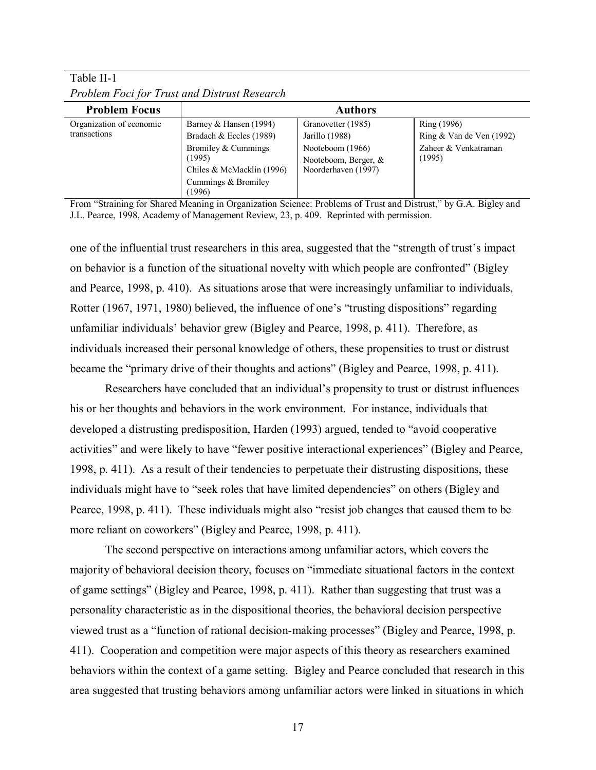Table II-1

*Problem Foci for Trust and Distrust Research*

| Problem Focus | Authors | | |
|---|---|---|---|
| Organization of economic transactions | Barney & Hansen (1994)<br>Bradach & Eccles (1989)<br>Bromiley & Cummings (1995)<br>Chiles & McMacklin (1996)<br>Cummings & Bromiley (1996) | Granovetter (1985)<br>Jarillo (1988)<br>Nooteboom (1966)<br>Nooteboom, Berger, & Noorderhaven (1997) | Ring (1996)<br>Ring & Van de Ven (1992)<br>Zaheer & Venkatraman (1995) |

From "Straining for Shared Meaning in Organization Science: Problems of Trust and Distrust," by G.A. Bigley and J.L. Pearce, 1998, Academy of Management Review, 23, p. 409. Reprinted with permission.

one of the influential trust researchers in this area, suggested that the "strength of trust's impact on behavior is a function of the situational novelty with which people are confronted" (Bigley and Pearce, 1998, p. 410). As situations arose that were increasingly unfamiliar to individuals, Rotter (1967, 1971, 1980) believed, the influence of one's "trusting dispositions" regarding unfamiliar individuals' behavior grew (Bigley and Pearce, 1998, p. 411). Therefore, as individuals increased their personal knowledge of others, these propensities to trust or distrust became the "primary drive of their thoughts and actions" (Bigley and Pearce, 1998, p. 411).

Researchers have concluded that an individual's propensity to trust or distrust influences his or her thoughts and behaviors in the work environment. For instance, individuals that developed a distrusting predisposition, Harden (1993) argued, tended to "avoid cooperative activities" and were likely to have "fewer positive interactional experiences" (Bigley and Pearce, 1998, p. 411). As a result of their tendencies to perpetuate their distrusting dispositions, these individuals might have to "seek roles that have limited dependencies" on others (Bigley and Pearce, 1998, p. 411). These individuals might also "resist job changes that caused them to be more reliant on coworkers" (Bigley and Pearce, 1998, p. 411).

The second perspective on interactions among unfamiliar actors, which covers the majority of behavioral decision theory, focuses on "immediate situational factors in the context of game settings" (Bigley and Pearce, 1998, p. 411). Rather than suggesting that trust was a personality characteristic as in the dispositional theories, the behavioral decision perspective viewed trust as a "function of rational decision-making processes" (Bigley and Pearce, 1998, p. 411). Cooperation and competition were major aspects of this theory as researchers examined behaviors within the context of a game setting. Bigley and Pearce concluded that research in this area suggested that trusting behaviors among unfamiliar actors were linked in situations in which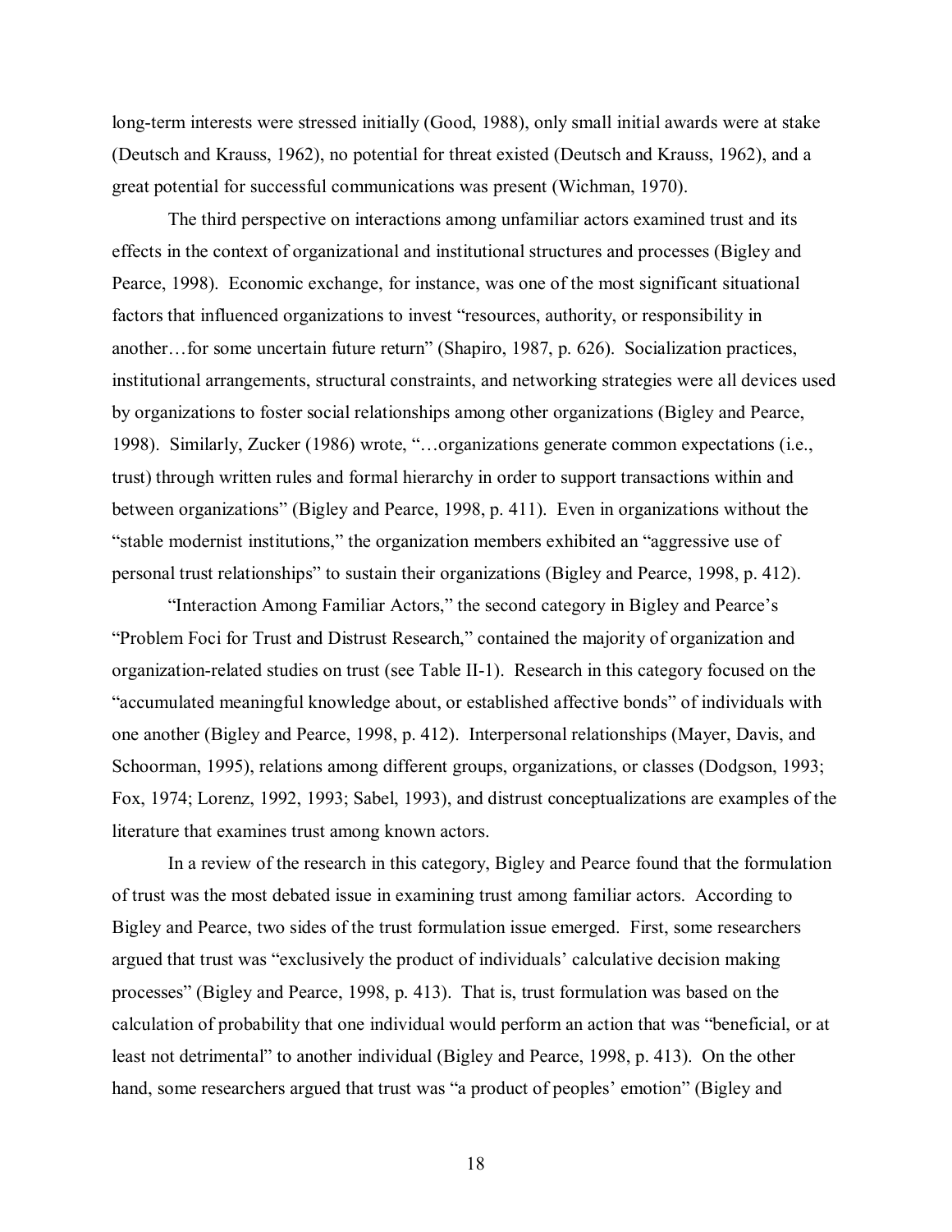long-term interests were stressed initially (Good, 1988), only small initial awards were at stake (Deutsch and Krauss, 1962), no potential for threat existed (Deutsch and Krauss, 1962), and a great potential for successful communications was present (Wichman, 1970).

The third perspective on interactions among unfamiliar actors examined trust and its effects in the context of organizational and institutional structures and processes (Bigley and Pearce, 1998). Economic exchange, for instance, was one of the most significant situational factors that influenced organizations to invest "resources, authority, or responsibility in another…for some uncertain future return" (Shapiro, 1987, p. 626). Socialization practices, institutional arrangements, structural constraints, and networking strategies were all devices used by organizations to foster social relationships among other organizations (Bigley and Pearce, 1998). Similarly, Zucker (1986) wrote, "…organizations generate common expectations (i.e., trust) through written rules and formal hierarchy in order to support transactions within and between organizations" (Bigley and Pearce, 1998, p. 411). Even in organizations without the "stable modernist institutions," the organization members exhibited an "aggressive use of personal trust relationships" to sustain their organizations (Bigley and Pearce, 1998, p. 412).

"Interaction Among Familiar Actors," the second category in Bigley and Pearce's "Problem Foci for Trust and Distrust Research," contained the majority of organization and organization-related studies on trust (see Table II-1). Research in this category focused on the "accumulated meaningful knowledge about, or established affective bonds" of individuals with one another (Bigley and Pearce, 1998, p. 412). Interpersonal relationships (Mayer, Davis, and Schoorman, 1995), relations among different groups, organizations, or classes (Dodgson, 1993; Fox, 1974; Lorenz, 1992, 1993; Sabel, 1993), and distrust conceptualizations are examples of the literature that examines trust among known actors.

In a review of the research in this category, Bigley and Pearce found that the formulation of trust was the most debated issue in examining trust among familiar actors. According to Bigley and Pearce, two sides of the trust formulation issue emerged. First, some researchers argued that trust was "exclusively the product of individuals' calculative decision making processes" (Bigley and Pearce, 1998, p. 413). That is, trust formulation was based on the calculation of probability that one individual would perform an action that was "beneficial, or at least not detrimental" to another individual (Bigley and Pearce, 1998, p. 413). On the other hand, some researchers argued that trust was "a product of peoples' emotion" (Bigley and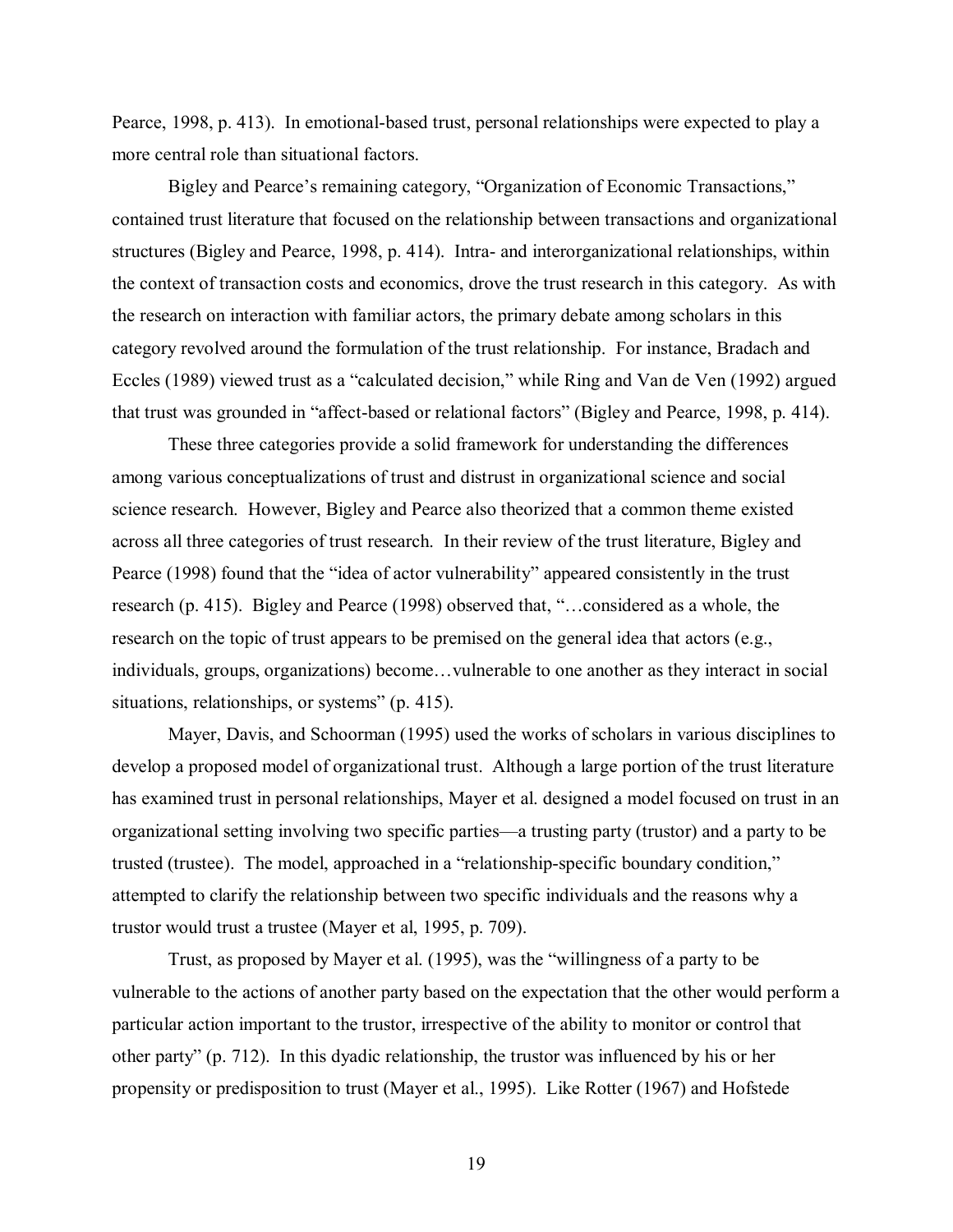Pearce, 1998, p. 413). In emotional-based trust, personal relationships were expected to play a more central role than situational factors.

Bigley and Pearce's remaining category, "Organization of Economic Transactions," contained trust literature that focused on the relationship between transactions and organizational structures (Bigley and Pearce, 1998, p. 414). Intra- and interorganizational relationships, within the context of transaction costs and economics, drove the trust research in this category. As with the research on interaction with familiar actors, the primary debate among scholars in this category revolved around the formulation of the trust relationship. For instance, Bradach and Eccles (1989) viewed trust as a "calculated decision," while Ring and Van de Ven (1992) argued that trust was grounded in "affect-based or relational factors" (Bigley and Pearce, 1998, p. 414).

These three categories provide a solid framework for understanding the differences among various conceptualizations of trust and distrust in organizational science and social science research. However, Bigley and Pearce also theorized that a common theme existed across all three categories of trust research. In their review of the trust literature, Bigley and Pearce (1998) found that the "idea of actor vulnerability" appeared consistently in the trust research (p. 415). Bigley and Pearce (1998) observed that, "…considered as a whole, the research on the topic of trust appears to be premised on the general idea that actors (e.g., individuals, groups, organizations) become…vulnerable to one another as they interact in social situations, relationships, or systems" (p. 415).

Mayer, Davis, and Schoorman (1995) used the works of scholars in various disciplines to develop a proposed model of organizational trust. Although a large portion of the trust literature has examined trust in personal relationships, Mayer et al. designed a model focused on trust in an organizational setting involving two specific parties—a trusting party (trustor) and a party to be trusted (trustee). The model, approached in a "relationship-specific boundary condition," attempted to clarify the relationship between two specific individuals and the reasons why a trustor would trust a trustee (Mayer et al, 1995, p. 709).

Trust, as proposed by Mayer et al. (1995), was the "willingness of a party to be vulnerable to the actions of another party based on the expectation that the other would perform a particular action important to the trustor, irrespective of the ability to monitor or control that other party" (p. 712). In this dyadic relationship, the trustor was influenced by his or her propensity or predisposition to trust (Mayer et al., 1995). Like Rotter (1967) and Hofstede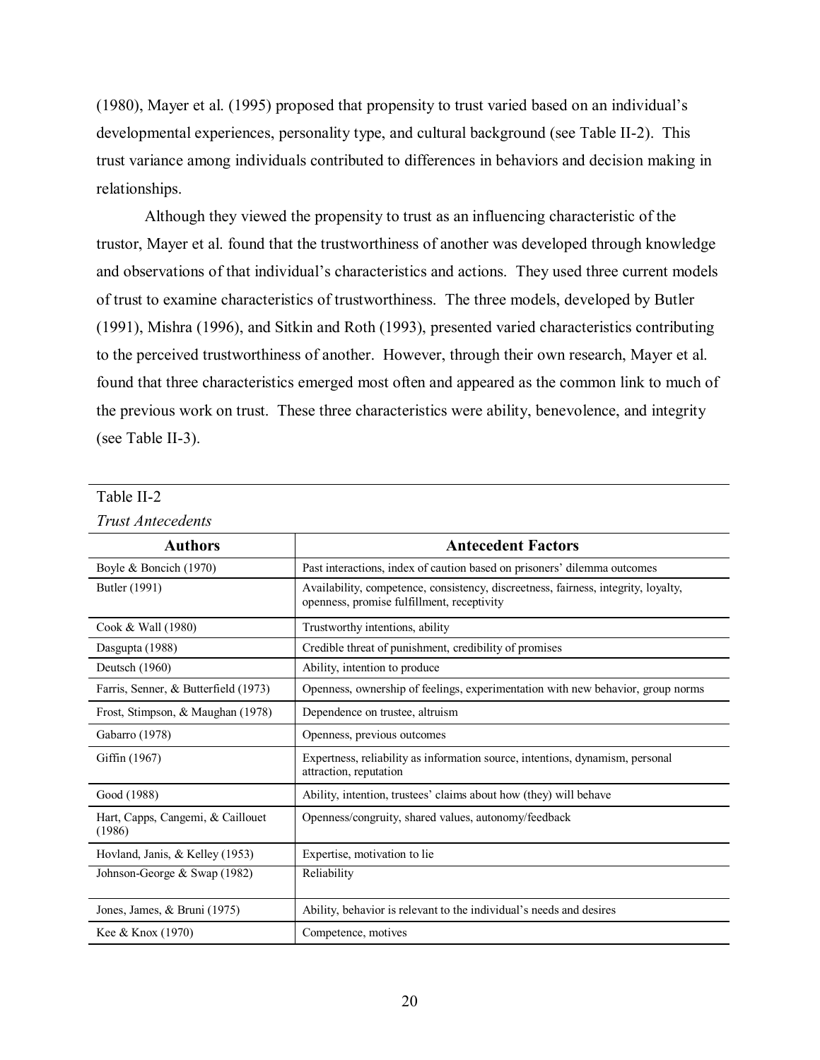(1980), Mayer et al. (1995) proposed that propensity to trust varied based on an individual's developmental experiences, personality type, and cultural background (see Table II-2). This trust variance among individuals contributed to differences in behaviors and decision making in relationships.

Although they viewed the propensity to trust as an influencing characteristic of the trustor, Mayer et al. found that the trustworthiness of another was developed through knowledge and observations of that individual's characteristics and actions. They used three current models of trust to examine characteristics of trustworthiness. The three models, developed by Butler (1991), Mishra (1996), and Sitkin and Roth (1993), presented varied characteristics contributing to the perceived trustworthiness of another. However, through their own research, Mayer et al. found that three characteristics emerged most often and appeared as the common link to much of the previous work on trust. These three characteristics were ability, benevolence, and integrity (see Table II-3).

Table II-2

*Trust Antecedents*

| Authors | Antecedent Factors |
|---|---|
| Boyle & Boncich (1970) | Past interactions, index of caution based on prisoners' dilemma outcomes |
| Butler (1991) | Availability, competence, consistency, discreetness, fairness, integrity, loyalty, openness, promise fulfillment, receptivity |
| Cook & Wall (1980) | Trustworthy intentions, ability |
| Dasgupta (1988) | Credible threat of punishment, credibility of promises |
| Deutsch (1960) | Ability, intention to produce |
| Farris, Senner, & Butterfield (1973) | Openness, ownership of feelings, experimentation with new behavior, group norms |
| Frost, Stimpson, & Maughan (1978) | Dependence on trustee, altruism |
| Gabarro (1978) | Openness, previous outcomes |
| Giffin (1967) | Expertness, reliability as information source, intentions, dynamism, personal attraction, reputation |
| Good (1988) | Ability, intention, trustees' claims about how (they) will behave |
| Hart, Capps, Cangemi, & Caillouet (1986) | Openness/congruity, shared values, autonomy/feedback |
| Hovland, Janis, & Kelley (1953) | Expertise, motivation to lie |
| Johnson-George & Swap (1982) | Reliability |
| Jones, James, & Bruni (1975) | Ability, behavior is relevant to the individual's needs and desires |
| Kee & Knox (1970) | Competence, motives |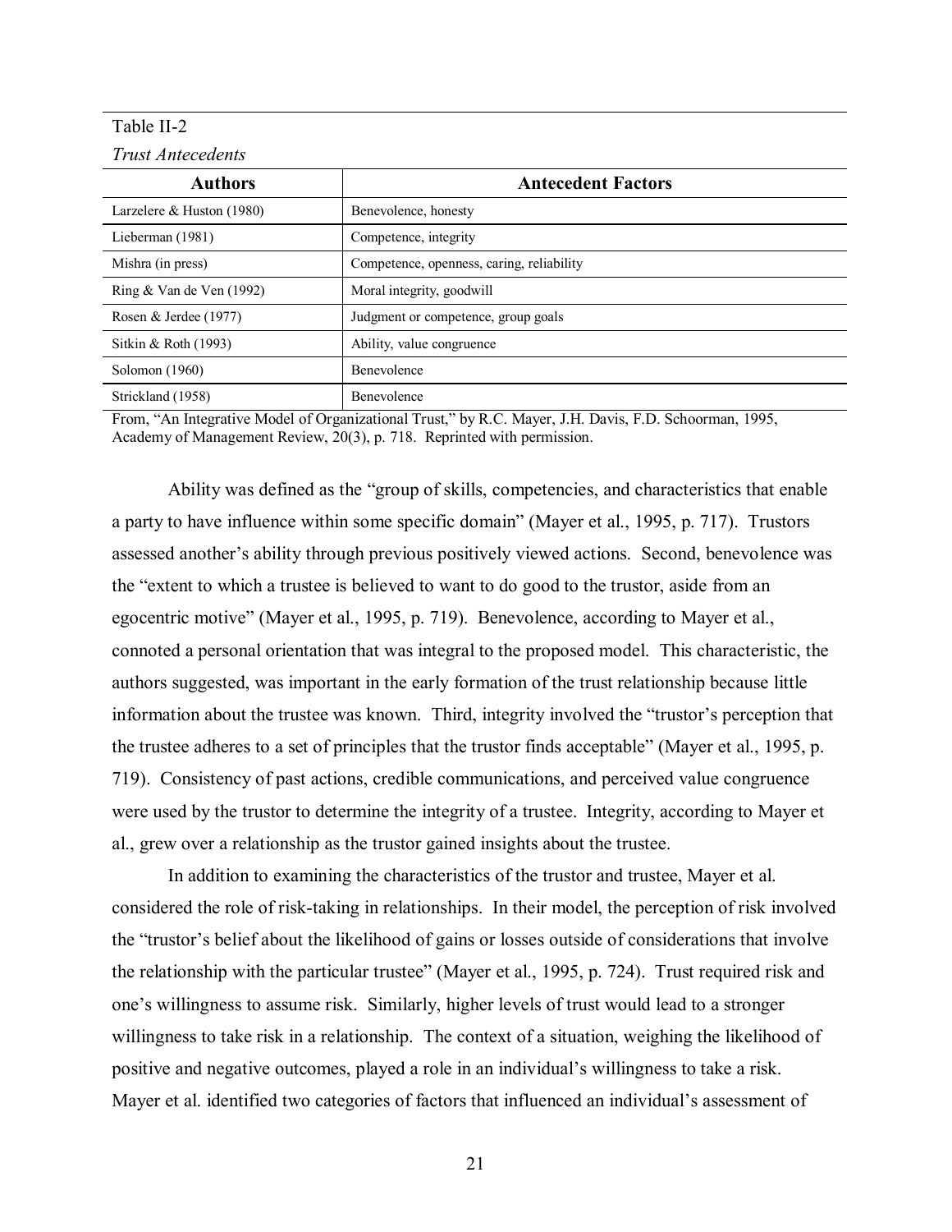Table II-2

*Trust Antecedents*

| Authors | Antecedent Factors |
|---|---|
| Larzelere & Huston (1980) | Benevolence, honesty |
| Lieberman (1981) | Competence, integrity |
| Mishra (in press) | Competence, openness, caring, reliability |
| Ring & Van de Ven (1992) | Moral integrity, goodwill |
| Rosen & Jerdee (1977) | Judgment or competence, group goals |
| Sitkin & Roth (1993) | Ability, value congruence |
| Solomon (1960) | Benevolence |
| Strickland (1958) | Benevolence |

From, "An Integrative Model of Organizational Trust," by R.C. Mayer, J.H. Davis, F.D. Schoorman, 1995, Academy of Management Review, 20(3), p. 718. Reprinted with permission.

Ability was defined as the "group of skills, competencies, and characteristics that enable a party to have influence within some specific domain" (Mayer et al., 1995, p. 717). Trustors assessed another's ability through previous positively viewed actions. Second, benevolence was the "extent to which a trustee is believed to want to do good to the trustor, aside from an egocentric motive" (Mayer et al., 1995, p. 719). Benevolence, according to Mayer et al., connoted a personal orientation that was integral to the proposed model. This characteristic, the authors suggested, was important in the early formation of the trust relationship because little information about the trustee was known. Third, integrity involved the "trustor's perception that the trustee adheres to a set of principles that the trustor finds acceptable" (Mayer et al., 1995, p. 719). Consistency of past actions, credible communications, and perceived value congruence were used by the trustor to determine the integrity of a trustee. Integrity, according to Mayer et al., grew over a relationship as the trustor gained insights about the trustee.

In addition to examining the characteristics of the trustor and trustee, Mayer et al. considered the role of risk-taking in relationships. In their model, the perception of risk involved the "trustor's belief about the likelihood of gains or losses outside of considerations that involve the relationship with the particular trustee" (Mayer et al., 1995, p. 724). Trust required risk and one's willingness to assume risk. Similarly, higher levels of trust would lead to a stronger willingness to take risk in a relationship. The context of a situation, weighing the likelihood of positive and negative outcomes, played a role in an individual's willingness to take a risk. Mayer et al. identified two categories of factors that influenced an individual's assessment of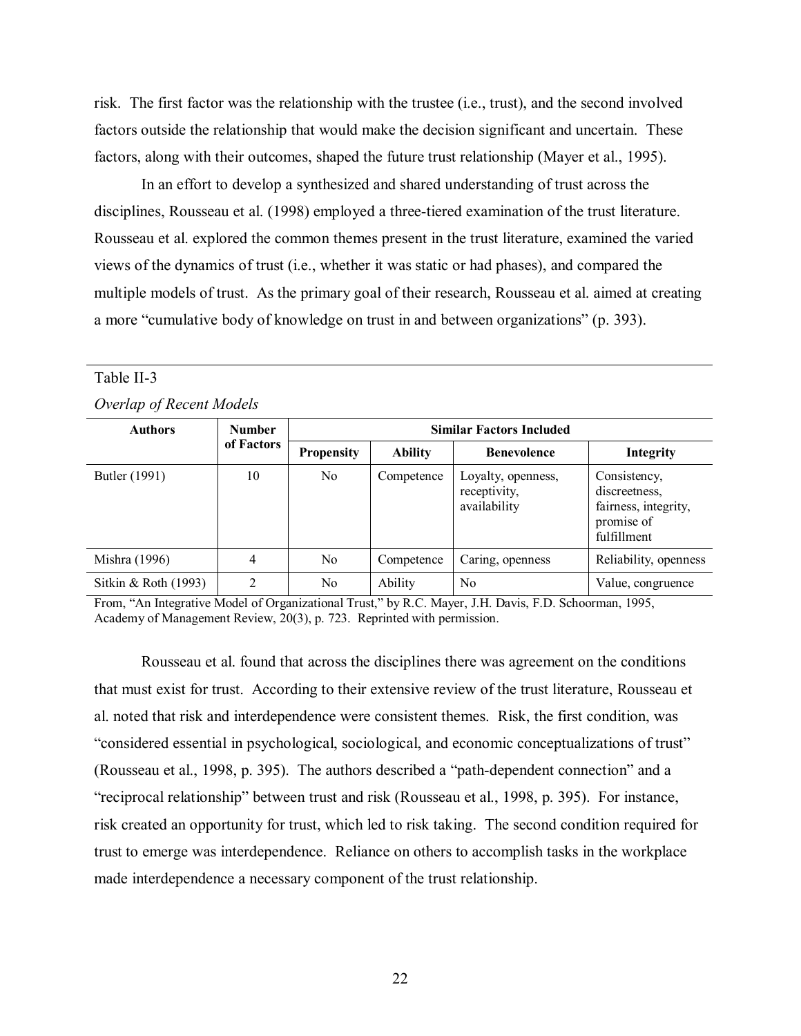risk. The first factor was the relationship with the trustee (i.e., trust), and the second involved factors outside the relationship that would make the decision significant and uncertain. These factors, along with their outcomes, shaped the future trust relationship (Mayer et al., 1995).

In an effort to develop a synthesized and shared understanding of trust across the disciplines, Rousseau et al. (1998) employed a three-tiered examination of the trust literature. Rousseau et al. explored the common themes present in the trust literature, examined the varied views of the dynamics of trust (i.e., whether it was static or had phases), and compared the multiple models of trust. As the primary goal of their research, Rousseau et al. aimed at creating a more "cumulative body of knowledge on trust in and between organizations" (p. 393).

Table II-3

*Overlap of Recent Models*

| Authors | Number of Factors | Similar Factors Included | | | |
|---|---|---|---|---|---|
| | | **Propensity** | **Ability** | **Benevolence** | **Integrity** |
| Butler (1991) | 10 | No | Competence | Loyalty, openness, receptivity, availability | Consistency, discreetness, fairness, integrity, promise of fulfillment |
| Mishra (1996) | 4 | No | Competence | Caring, openness | Reliability, openness |
| Sitkin & Roth (1993) | 2 | No | Ability | No | Value, congruence |

From, "An Integrative Model of Organizational Trust," by R.C. Mayer, J.H. Davis, F.D. Schoorman, 1995, Academy of Management Review, 20(3), p. 723. Reprinted with permission.

Rousseau et al. found that across the disciplines there was agreement on the conditions that must exist for trust. According to their extensive review of the trust literature, Rousseau et al. noted that risk and interdependence were consistent themes. Risk, the first condition, was "considered essential in psychological, sociological, and economic conceptualizations of trust" (Rousseau et al., 1998, p. 395). The authors described a "path-dependent connection" and a "reciprocal relationship" between trust and risk (Rousseau et al., 1998, p. 395). For instance, risk created an opportunity for trust, which led to risk taking. The second condition required for trust to emerge was interdependence. Reliance on others to accomplish tasks in the workplace made interdependence a necessary component of the trust relationship.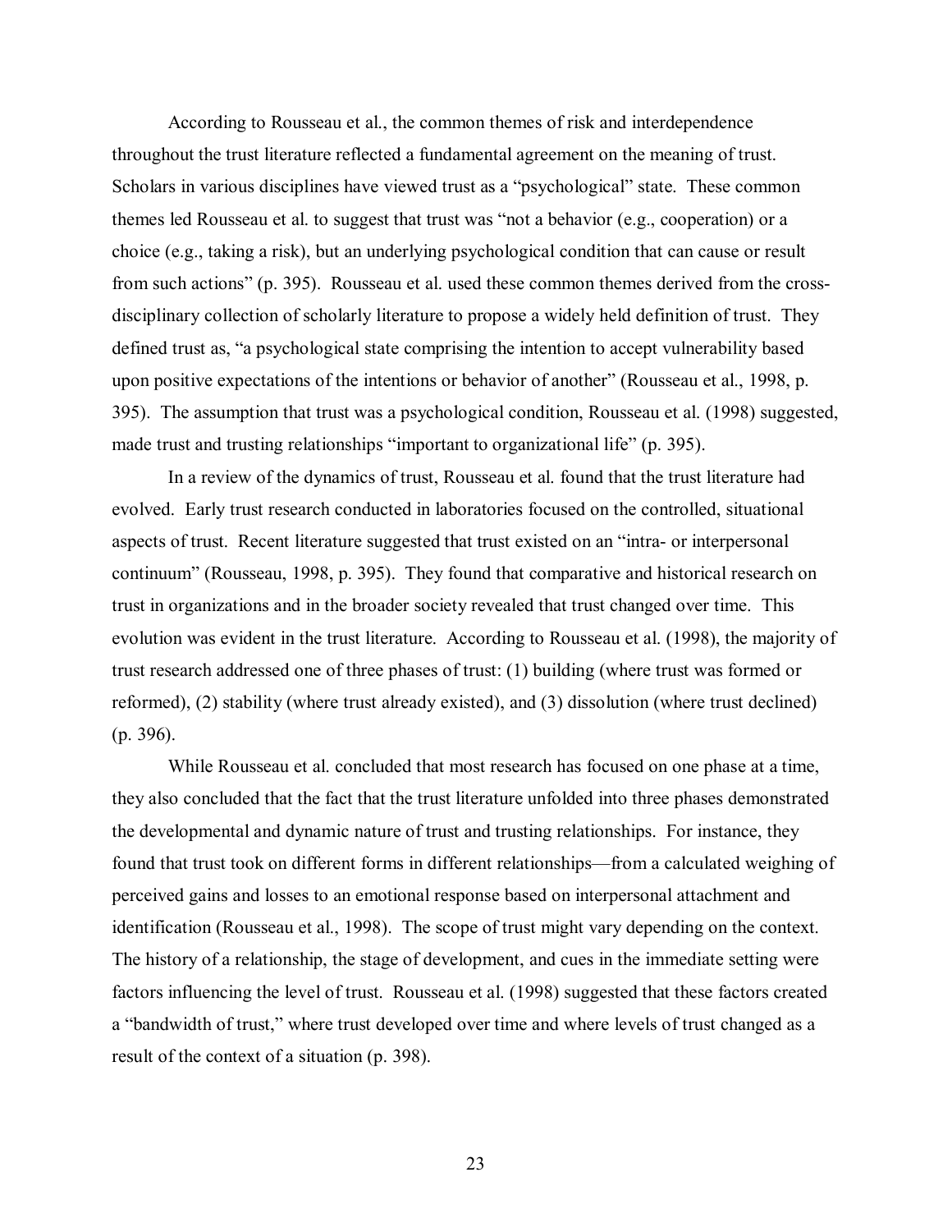According to Rousseau et al., the common themes of risk and interdependence throughout the trust literature reflected a fundamental agreement on the meaning of trust. Scholars in various disciplines have viewed trust as a "psychological" state. These common themes led Rousseau et al. to suggest that trust was "not a behavior (e.g., cooperation) or a choice (e.g., taking a risk), but an underlying psychological condition that can cause or result from such actions" (p. 395). Rousseau et al. used these common themes derived from the cross-disciplinary collection of scholarly literature to propose a widely held definition of trust. They defined trust as, "a psychological state comprising the intention to accept vulnerability based upon positive expectations of the intentions or behavior of another" (Rousseau et al., 1998, p. 395). The assumption that trust was a psychological condition, Rousseau et al. (1998) suggested, made trust and trusting relationships "important to organizational life" (p. 395).

In a review of the dynamics of trust, Rousseau et al. found that the trust literature had evolved. Early trust research conducted in laboratories focused on the controlled, situational aspects of trust. Recent literature suggested that trust existed on an "intra- or interpersonal continuum" (Rousseau, 1998, p. 395). They found that comparative and historical research on trust in organizations and in the broader society revealed that trust changed over time. This evolution was evident in the trust literature. According to Rousseau et al. (1998), the majority of trust research addressed one of three phases of trust: (1) building (where trust was formed or reformed), (2) stability (where trust already existed), and (3) dissolution (where trust declined) (p. 396).

While Rousseau et al. concluded that most research has focused on one phase at a time, they also concluded that the fact that the trust literature unfolded into three phases demonstrated the developmental and dynamic nature of trust and trusting relationships. For instance, they found that trust took on different forms in different relationships—from a calculated weighing of perceived gains and losses to an emotional response based on interpersonal attachment and identification (Rousseau et al., 1998). The scope of trust might vary depending on the context. The history of a relationship, the stage of development, and cues in the immediate setting were factors influencing the level of trust. Rousseau et al. (1998) suggested that these factors created a "bandwidth of trust," where trust developed over time and where levels of trust changed as a result of the context of a situation (p. 398).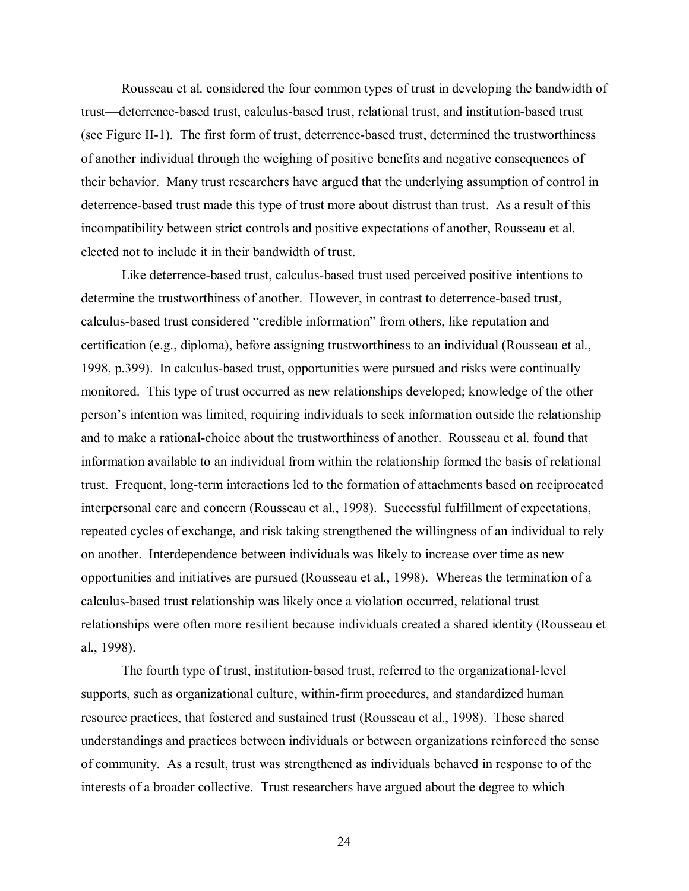Rousseau et al. considered the four common types of trust in developing the bandwidth of trust—deterrence-based trust, calculus-based trust, relational trust, and institution-based trust (see Figure II-1). The first form of trust, deterrence-based trust, determined the trustworthiness of another individual through the weighing of positive benefits and negative consequences of their behavior. Many trust researchers have argued that the underlying assumption of control in deterrence-based trust made this type of trust more about distrust than trust. As a result of this incompatibility between strict controls and positive expectations of another, Rousseau et al. elected not to include it in their bandwidth of trust.

Like deterrence-based trust, calculus-based trust used perceived positive intentions to determine the trustworthiness of another. However, in contrast to deterrence-based trust, calculus-based trust considered "credible information" from others, like reputation and certification (e.g., diploma), before assigning trustworthiness to an individual (Rousseau et al., 1998, p.399). In calculus-based trust, opportunities were pursued and risks were continually monitored. This type of trust occurred as new relationships developed; knowledge of the other person's intention was limited, requiring individuals to seek information outside the relationship and to make a rational-choice about the trustworthiness of another. Rousseau et al. found that information available to an individual from within the relationship formed the basis of relational trust. Frequent, long-term interactions led to the formation of attachments based on reciprocated interpersonal care and concern (Rousseau et al., 1998). Successful fulfillment of expectations, repeated cycles of exchange, and risk taking strengthened the willingness of an individual to rely on another. Interdependence between individuals was likely to increase over time as new opportunities and initiatives are pursued (Rousseau et al., 1998). Whereas the termination of a calculus-based trust relationship was likely once a violation occurred, relational trust relationships were often more resilient because individuals created a shared identity (Rousseau et al., 1998).

The fourth type of trust, institution-based trust, referred to the organizational-level supports, such as organizational culture, within-firm procedures, and standardized human resource practices, that fostered and sustained trust (Rousseau et al., 1998). These shared understandings and practices between individuals or between organizations reinforced the sense of community. As a result, trust was strengthened as individuals behaved in response to of the interests of a broader collective. Trust researchers have argued about the degree to which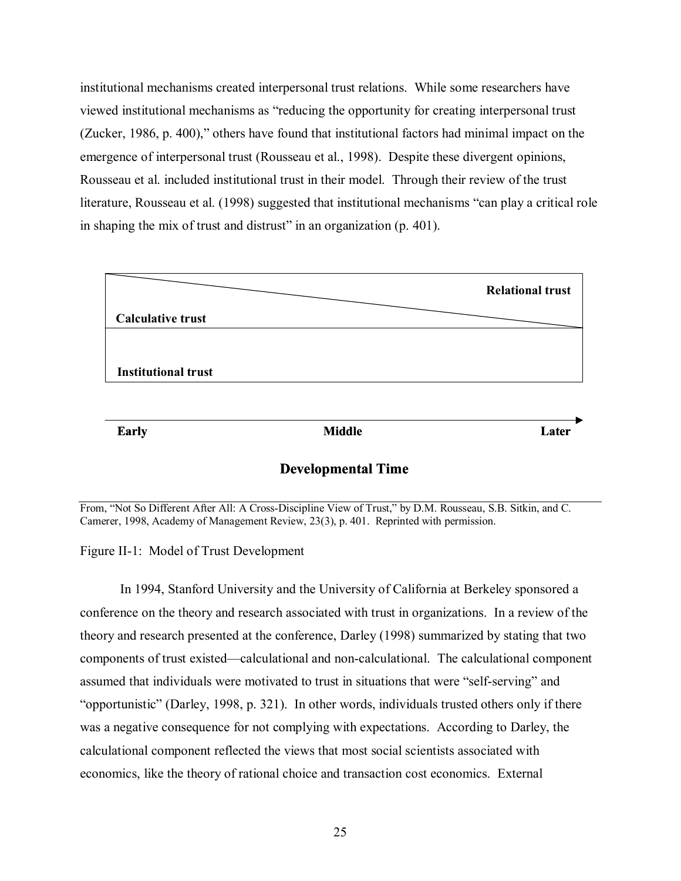institutional mechanisms created interpersonal trust relations. While some researchers have viewed institutional mechanisms as "reducing the opportunity for creating interpersonal trust (Zucker, 1986, p. 400)," others have found that institutional factors had minimal impact on the emergence of interpersonal trust (Rousseau et al., 1998). Despite these divergent opinions, Rousseau et al. included institutional trust in their model. Through their review of the trust literature, Rousseau et al. (1998) suggested that institutional mechanisms "can play a critical role in shaping the mix of trust and distrust" in an organization (p. 401).

**Relational trust**

**Calculative trust**

**Institutional trust**

**Early** **Middle** **Later**

**Developmental Time**

From, "Not So Different After All: A Cross-Discipline View of Trust," by D.M. Rousseau, S.B. Sitkin, and C. Camerer, 1998, Academy of Management Review, 23(3), p. 401. Reprinted with permission.

Figure II-1: Model of Trust Development

In 1994, Stanford University and the University of California at Berkeley sponsored a conference on the theory and research associated with trust in organizations. In a review of the theory and research presented at the conference, Darley (1998) summarized by stating that two components of trust existed—calculational and non-calculational. The calculational component assumed that individuals were motivated to trust in situations that were "self-serving" and "opportunistic" (Darley, 1998, p. 321). In other words, individuals trusted others only if there was a negative consequence for not complying with expectations. According to Darley, the calculational component reflected the views that most social scientists associated with economics, like the theory of rational choice and transaction cost economics. External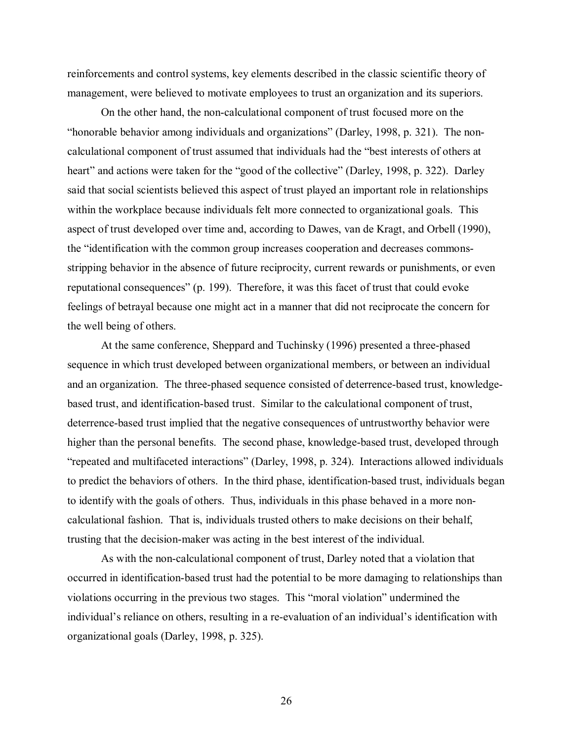reinforcements and control systems, key elements described in the classic scientific theory of management, were believed to motivate employees to trust an organization and its superiors.

On the other hand, the non-calculational component of trust focused more on the "honorable behavior among individuals and organizations" (Darley, 1998, p. 321). The non-calculational component of trust assumed that individuals had the "best interests of others at heart" and actions were taken for the "good of the collective" (Darley, 1998, p. 322). Darley said that social scientists believed this aspect of trust played an important role in relationships within the workplace because individuals felt more connected to organizational goals. This aspect of trust developed over time and, according to Dawes, van de Kragt, and Orbell (1990), the "identification with the common group increases cooperation and decreases commons-stripping behavior in the absence of future reciprocity, current rewards or punishments, or even reputational consequences" (p. 199). Therefore, it was this facet of trust that could evoke feelings of betrayal because one might act in a manner that did not reciprocate the concern for the well being of others.

At the same conference, Sheppard and Tuchinsky (1996) presented a three-phased sequence in which trust developed between organizational members, or between an individual and an organization. The three-phased sequence consisted of deterrence-based trust, knowledge-based trust, and identification-based trust. Similar to the calculational component of trust, deterrence-based trust implied that the negative consequences of untrustworthy behavior were higher than the personal benefits. The second phase, knowledge-based trust, developed through "repeated and multifaceted interactions" (Darley, 1998, p. 324). Interactions allowed individuals to predict the behaviors of others. In the third phase, identification-based trust, individuals began to identify with the goals of others. Thus, individuals in this phase behaved in a more non-calculational fashion. That is, individuals trusted others to make decisions on their behalf, trusting that the decision-maker was acting in the best interest of the individual.

As with the non-calculational component of trust, Darley noted that a violation that occurred in identification-based trust had the potential to be more damaging to relationships than violations occurring in the previous two stages. This "moral violation" undermined the individual's reliance on others, resulting in a re-evaluation of an individual's identification with organizational goals (Darley, 1998, p. 325).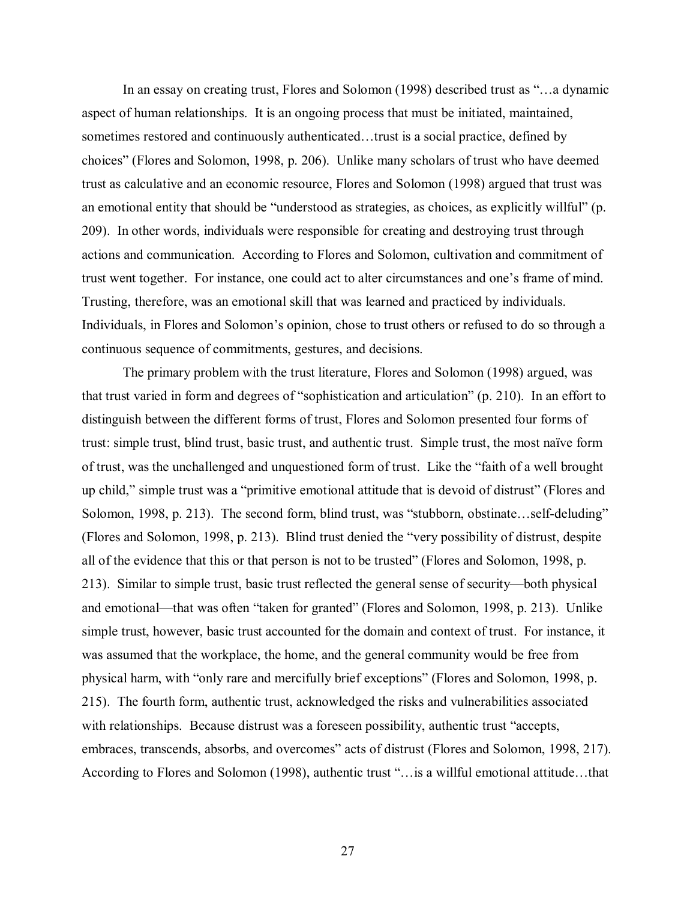In an essay on creating trust, Flores and Solomon (1998) described trust as "…a dynamic aspect of human relationships. It is an ongoing process that must be initiated, maintained, sometimes restored and continuously authenticated…trust is a social practice, defined by choices" (Flores and Solomon, 1998, p. 206). Unlike many scholars of trust who have deemed trust as calculative and an economic resource, Flores and Solomon (1998) argued that trust was an emotional entity that should be "understood as strategies, as choices, as explicitly willful" (p. 209). In other words, individuals were responsible for creating and destroying trust through actions and communication. According to Flores and Solomon, cultivation and commitment of trust went together. For instance, one could act to alter circumstances and one's frame of mind. Trusting, therefore, was an emotional skill that was learned and practiced by individuals. Individuals, in Flores and Solomon's opinion, chose to trust others or refused to do so through a continuous sequence of commitments, gestures, and decisions.

The primary problem with the trust literature, Flores and Solomon (1998) argued, was that trust varied in form and degrees of "sophistication and articulation" (p. 210). In an effort to distinguish between the different forms of trust, Flores and Solomon presented four forms of trust: simple trust, blind trust, basic trust, and authentic trust. Simple trust, the most naïve form of trust, was the unchallenged and unquestioned form of trust. Like the "faith of a well brought up child," simple trust was a "primitive emotional attitude that is devoid of distrust" (Flores and Solomon, 1998, p. 213). The second form, blind trust, was "stubborn, obstinate…self-deluding" (Flores and Solomon, 1998, p. 213). Blind trust denied the "very possibility of distrust, despite all of the evidence that this or that person is not to be trusted" (Flores and Solomon, 1998, p. 213). Similar to simple trust, basic trust reflected the general sense of security—both physical and emotional—that was often "taken for granted" (Flores and Solomon, 1998, p. 213). Unlike simple trust, however, basic trust accounted for the domain and context of trust. For instance, it was assumed that the workplace, the home, and the general community would be free from physical harm, with "only rare and mercifully brief exceptions" (Flores and Solomon, 1998, p. 215). The fourth form, authentic trust, acknowledged the risks and vulnerabilities associated with relationships. Because distrust was a foreseen possibility, authentic trust "accepts, embraces, transcends, absorbs, and overcomes" acts of distrust (Flores and Solomon, 1998, 217). According to Flores and Solomon (1998), authentic trust "…is a willful emotional attitude…that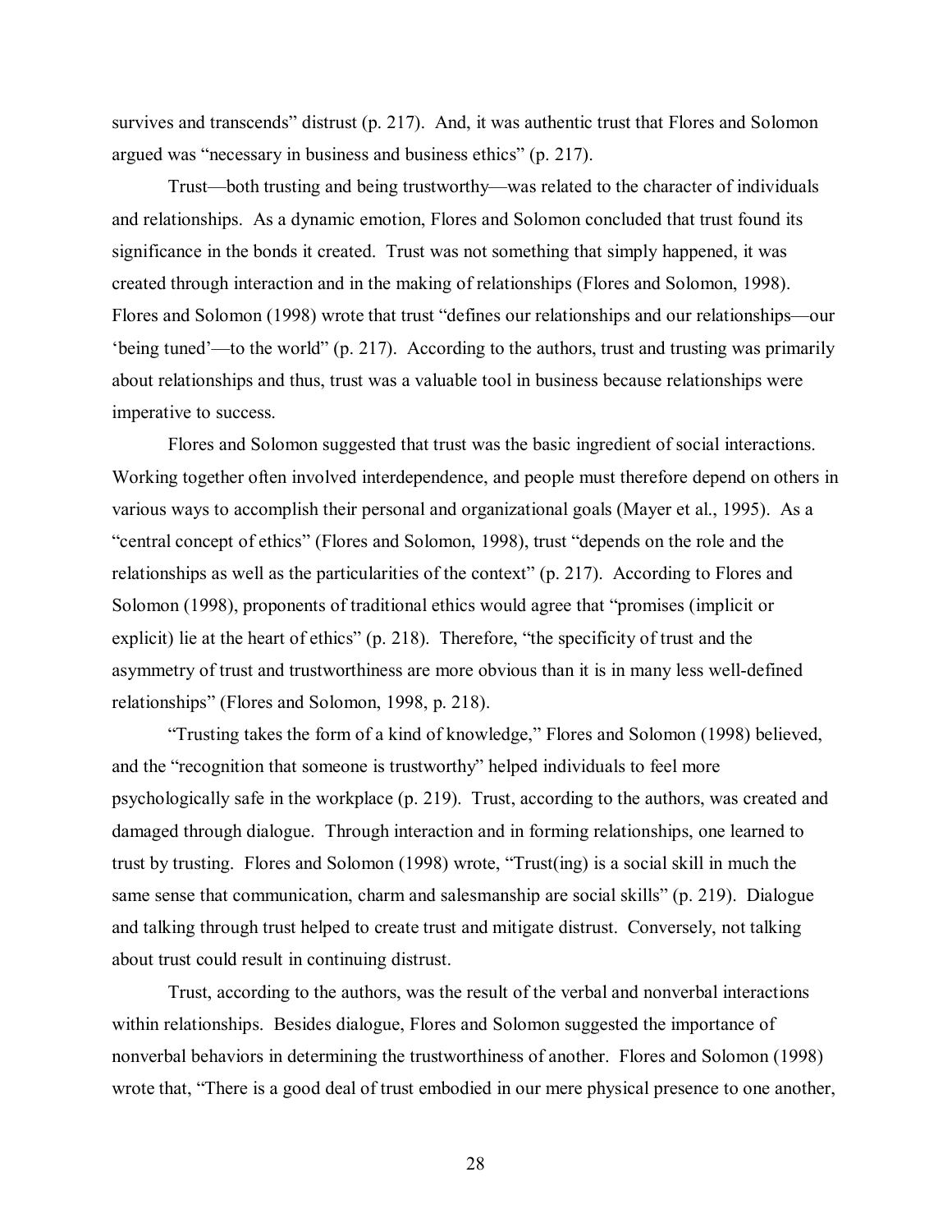survives and transcends" distrust (p. 217). And, it was authentic trust that Flores and Solomon argued was "necessary in business and business ethics" (p. 217).

Trust—both trusting and being trustworthy—was related to the character of individuals and relationships. As a dynamic emotion, Flores and Solomon concluded that trust found its significance in the bonds it created. Trust was not something that simply happened, it was created through interaction and in the making of relationships (Flores and Solomon, 1998). Flores and Solomon (1998) wrote that trust "defines our relationships and our relationships—our 'being tuned'—to the world" (p. 217). According to the authors, trust and trusting was primarily about relationships and thus, trust was a valuable tool in business because relationships were imperative to success.

Flores and Solomon suggested that trust was the basic ingredient of social interactions. Working together often involved interdependence, and people must therefore depend on others in various ways to accomplish their personal and organizational goals (Mayer et al., 1995). As a "central concept of ethics" (Flores and Solomon, 1998), trust "depends on the role and the relationships as well as the particularities of the context" (p. 217). According to Flores and Solomon (1998), proponents of traditional ethics would agree that "promises (implicit or explicit) lie at the heart of ethics" (p. 218). Therefore, "the specificity of trust and the asymmetry of trust and trustworthiness are more obvious than it is in many less well-defined relationships" (Flores and Solomon, 1998, p. 218).

"Trusting takes the form of a kind of knowledge," Flores and Solomon (1998) believed, and the "recognition that someone is trustworthy" helped individuals to feel more psychologically safe in the workplace (p. 219). Trust, according to the authors, was created and damaged through dialogue. Through interaction and in forming relationships, one learned to trust by trusting. Flores and Solomon (1998) wrote, "Trust(ing) is a social skill in much the same sense that communication, charm and salesmanship are social skills" (p. 219). Dialogue and talking through trust helped to create trust and mitigate distrust. Conversely, not talking about trust could result in continuing distrust.

Trust, according to the authors, was the result of the verbal and nonverbal interactions within relationships. Besides dialogue, Flores and Solomon suggested the importance of nonverbal behaviors in determining the trustworthiness of another. Flores and Solomon (1998) wrote that, "There is a good deal of trust embodied in our mere physical presence to one another,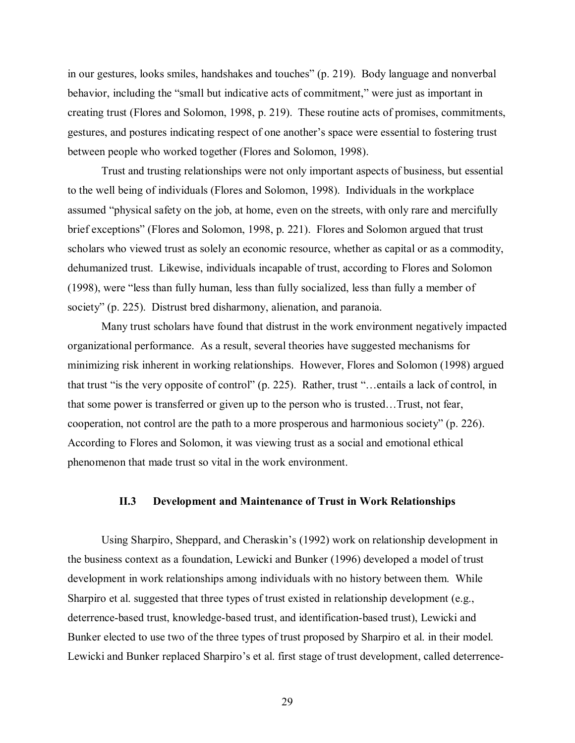in our gestures, looks smiles, handshakes and touches" (p. 219). Body language and nonverbal behavior, including the "small but indicative acts of commitment," were just as important in creating trust (Flores and Solomon, 1998, p. 219). These routine acts of promises, commitments, gestures, and postures indicating respect of one another's space were essential to fostering trust between people who worked together (Flores and Solomon, 1998).

Trust and trusting relationships were not only important aspects of business, but essential to the well being of individuals (Flores and Solomon, 1998). Individuals in the workplace assumed "physical safety on the job, at home, even on the streets, with only rare and mercifully brief exceptions" (Flores and Solomon, 1998, p. 221). Flores and Solomon argued that trust scholars who viewed trust as solely an economic resource, whether as capital or as a commodity, dehumanized trust. Likewise, individuals incapable of trust, according to Flores and Solomon (1998), were "less than fully human, less than fully socialized, less than fully a member of society" (p. 225). Distrust bred disharmony, alienation, and paranoia.

Many trust scholars have found that distrust in the work environment negatively impacted organizational performance. As a result, several theories have suggested mechanisms for minimizing risk inherent in working relationships. However, Flores and Solomon (1998) argued that trust "is the very opposite of control" (p. 225). Rather, trust "…entails a lack of control, in that some power is transferred or given up to the person who is trusted…Trust, not fear, cooperation, not control are the path to a more prosperous and harmonious society" (p. 226). According to Flores and Solomon, it was viewing trust as a social and emotional ethical phenomenon that made trust so vital in the work environment.

### II.3 Development and Maintenance of Trust in Work Relationships

Using Sharpiro, Sheppard, and Cheraskin's (1992) work on relationship development in the business context as a foundation, Lewicki and Bunker (1996) developed a model of trust development in work relationships among individuals with no history between them. While Sharpiro et al. suggested that three types of trust existed in relationship development (e.g., deterrence-based trust, knowledge-based trust, and identification-based trust), Lewicki and Bunker elected to use two of the three types of trust proposed by Sharpiro et al. in their model. Lewicki and Bunker replaced Sharpiro's et al. first stage of trust development, called deterrence-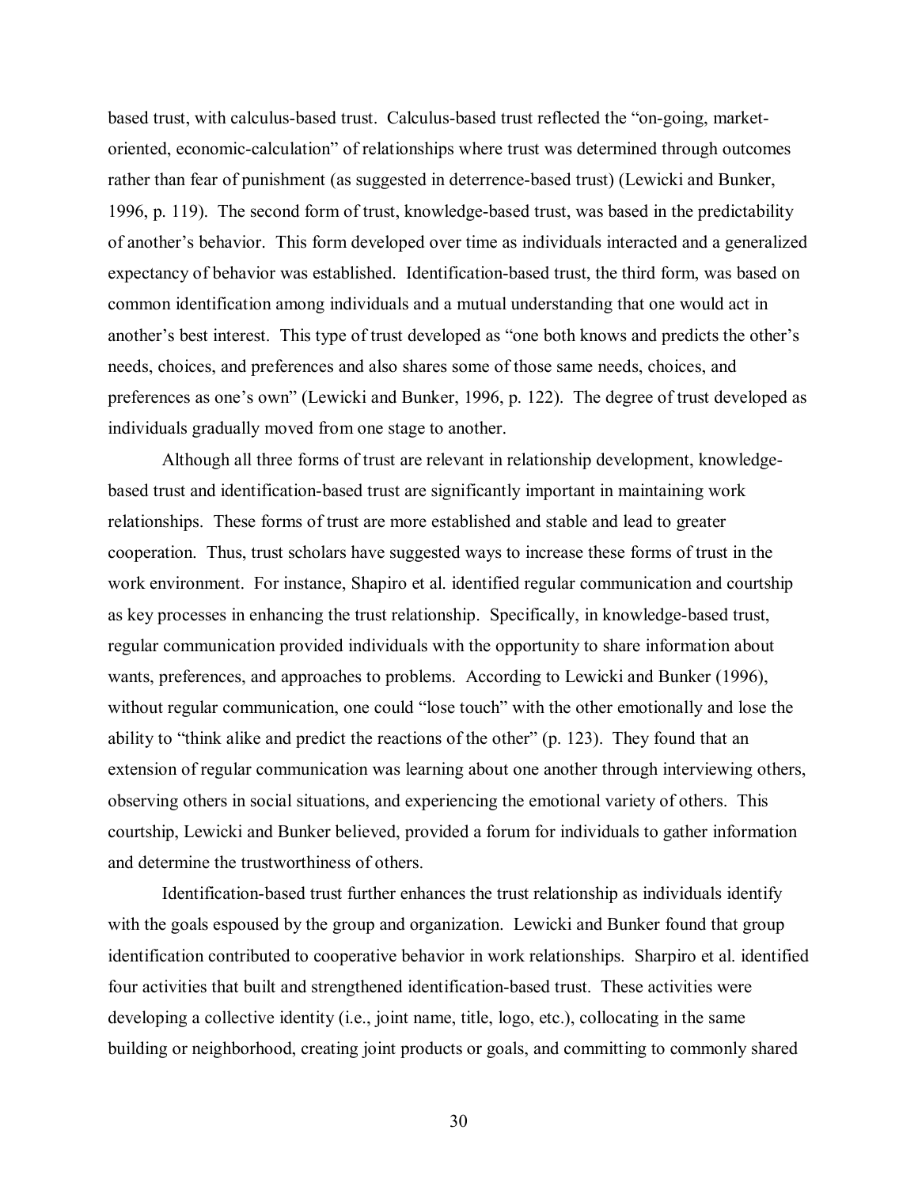based trust, with calculus-based trust. Calculus-based trust reflected the "on-going, market-oriented, economic-calculation" of relationships where trust was determined through outcomes rather than fear of punishment (as suggested in deterrence-based trust) (Lewicki and Bunker, 1996, p. 119). The second form of trust, knowledge-based trust, was based in the predictability of another's behavior. This form developed over time as individuals interacted and a generalized expectancy of behavior was established. Identification-based trust, the third form, was based on common identification among individuals and a mutual understanding that one would act in another's best interest. This type of trust developed as "one both knows and predicts the other's needs, choices, and preferences and also shares some of those same needs, choices, and preferences as one's own" (Lewicki and Bunker, 1996, p. 122). The degree of trust developed as individuals gradually moved from one stage to another.

Although all three forms of trust are relevant in relationship development, knowledge-based trust and identification-based trust are significantly important in maintaining work relationships. These forms of trust are more established and stable and lead to greater cooperation. Thus, trust scholars have suggested ways to increase these forms of trust in the work environment. For instance, Shapiro et al. identified regular communication and courtship as key processes in enhancing the trust relationship. Specifically, in knowledge-based trust, regular communication provided individuals with the opportunity to share information about wants, preferences, and approaches to problems. According to Lewicki and Bunker (1996), without regular communication, one could "lose touch" with the other emotionally and lose the ability to "think alike and predict the reactions of the other" (p. 123). They found that an extension of regular communication was learning about one another through interviewing others, observing others in social situations, and experiencing the emotional variety of others. This courtship, Lewicki and Bunker believed, provided a forum for individuals to gather information and determine the trustworthiness of others.

Identification-based trust further enhances the trust relationship as individuals identify with the goals espoused by the group and organization. Lewicki and Bunker found that group identification contributed to cooperative behavior in work relationships. Sharpiro et al. identified four activities that built and strengthened identification-based trust. These activities were developing a collective identity (i.e., joint name, title, logo, etc.), collocating in the same building or neighborhood, creating joint products or goals, and committing to commonly shared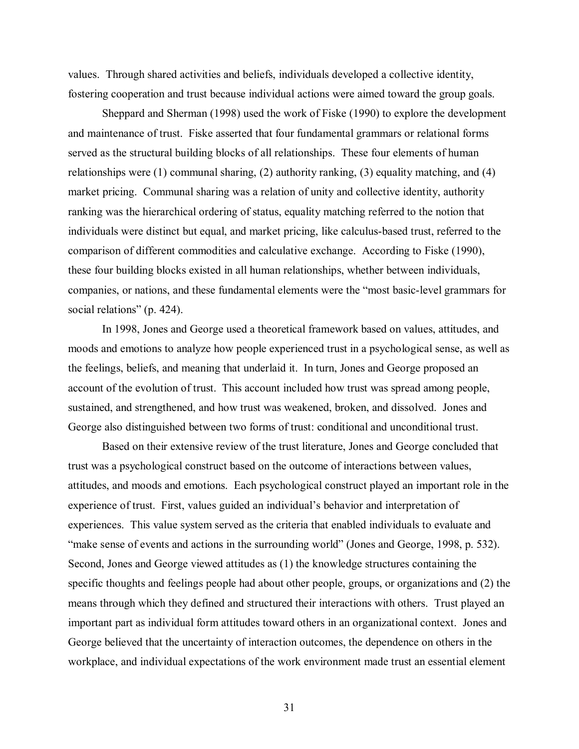values. Through shared activities and beliefs, individuals developed a collective identity, fostering cooperation and trust because individual actions were aimed toward the group goals.

Sheppard and Sherman (1998) used the work of Fiske (1990) to explore the development and maintenance of trust. Fiske asserted that four fundamental grammars or relational forms served as the structural building blocks of all relationships. These four elements of human relationships were (1) communal sharing, (2) authority ranking, (3) equality matching, and (4) market pricing. Communal sharing was a relation of unity and collective identity, authority ranking was the hierarchical ordering of status, equality matching referred to the notion that individuals were distinct but equal, and market pricing, like calculus-based trust, referred to the comparison of different commodities and calculative exchange. According to Fiske (1990), these four building blocks existed in all human relationships, whether between individuals, companies, or nations, and these fundamental elements were the "most basic-level grammars for social relations" (p. 424).

In 1998, Jones and George used a theoretical framework based on values, attitudes, and moods and emotions to analyze how people experienced trust in a psychological sense, as well as the feelings, beliefs, and meaning that underlaid it. In turn, Jones and George proposed an account of the evolution of trust. This account included how trust was spread among people, sustained, and strengthened, and how trust was weakened, broken, and dissolved. Jones and George also distinguished between two forms of trust: conditional and unconditional trust.

Based on their extensive review of the trust literature, Jones and George concluded that trust was a psychological construct based on the outcome of interactions between values, attitudes, and moods and emotions. Each psychological construct played an important role in the experience of trust. First, values guided an individual's behavior and interpretation of experiences. This value system served as the criteria that enabled individuals to evaluate and "make sense of events and actions in the surrounding world" (Jones and George, 1998, p. 532). Second, Jones and George viewed attitudes as (1) the knowledge structures containing the specific thoughts and feelings people had about other people, groups, or organizations and (2) the means through which they defined and structured their interactions with others. Trust played an important part as individual form attitudes toward others in an organizational context. Jones and George believed that the uncertainty of interaction outcomes, the dependence on others in the workplace, and individual expectations of the work environment made trust an essential element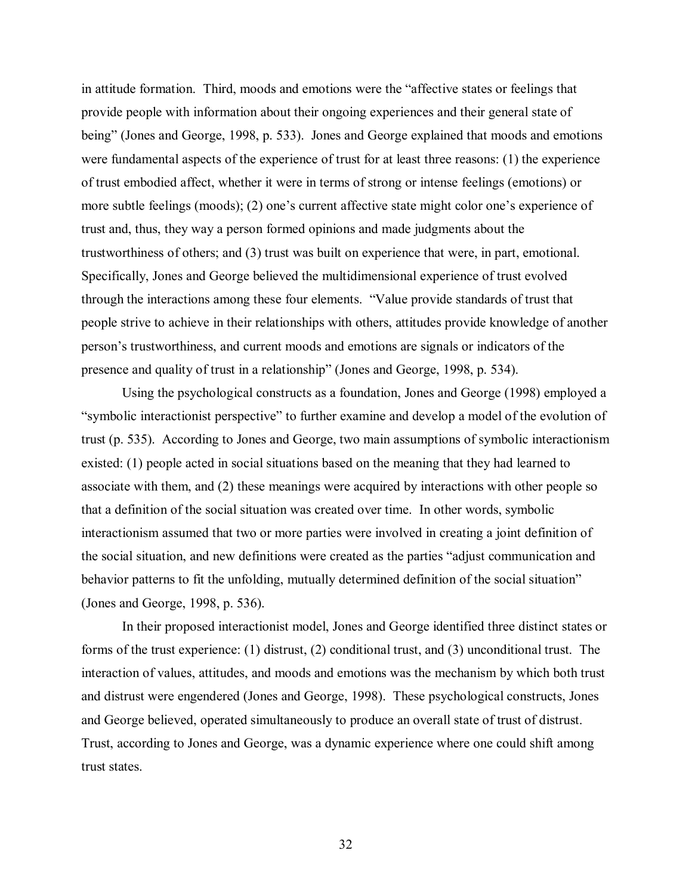in attitude formation. Third, moods and emotions were the "affective states or feelings that provide people with information about their ongoing experiences and their general state of being" (Jones and George, 1998, p. 533). Jones and George explained that moods and emotions were fundamental aspects of the experience of trust for at least three reasons: (1) the experience of trust embodied affect, whether it were in terms of strong or intense feelings (emotions) or more subtle feelings (moods); (2) one's current affective state might color one's experience of trust and, thus, they way a person formed opinions and made judgments about the trustworthiness of others; and (3) trust was built on experience that were, in part, emotional. Specifically, Jones and George believed the multidimensional experience of trust evolved through the interactions among these four elements. "Value provide standards of trust that people strive to achieve in their relationships with others, attitudes provide knowledge of another person's trustworthiness, and current moods and emotions are signals or indicators of the presence and quality of trust in a relationship" (Jones and George, 1998, p. 534).

Using the psychological constructs as a foundation, Jones and George (1998) employed a "symbolic interactionist perspective" to further examine and develop a model of the evolution of trust (p. 535). According to Jones and George, two main assumptions of symbolic interactionism existed: (1) people acted in social situations based on the meaning that they had learned to associate with them, and (2) these meanings were acquired by interactions with other people so that a definition of the social situation was created over time. In other words, symbolic interactionism assumed that two or more parties were involved in creating a joint definition of the social situation, and new definitions were created as the parties "adjust communication and behavior patterns to fit the unfolding, mutually determined definition of the social situation" (Jones and George, 1998, p. 536).

In their proposed interactionist model, Jones and George identified three distinct states or forms of the trust experience: (1) distrust, (2) conditional trust, and (3) unconditional trust. The interaction of values, attitudes, and moods and emotions was the mechanism by which both trust and distrust were engendered (Jones and George, 1998). These psychological constructs, Jones and George believed, operated simultaneously to produce an overall state of trust of distrust. Trust, according to Jones and George, was a dynamic experience where one could shift among trust states.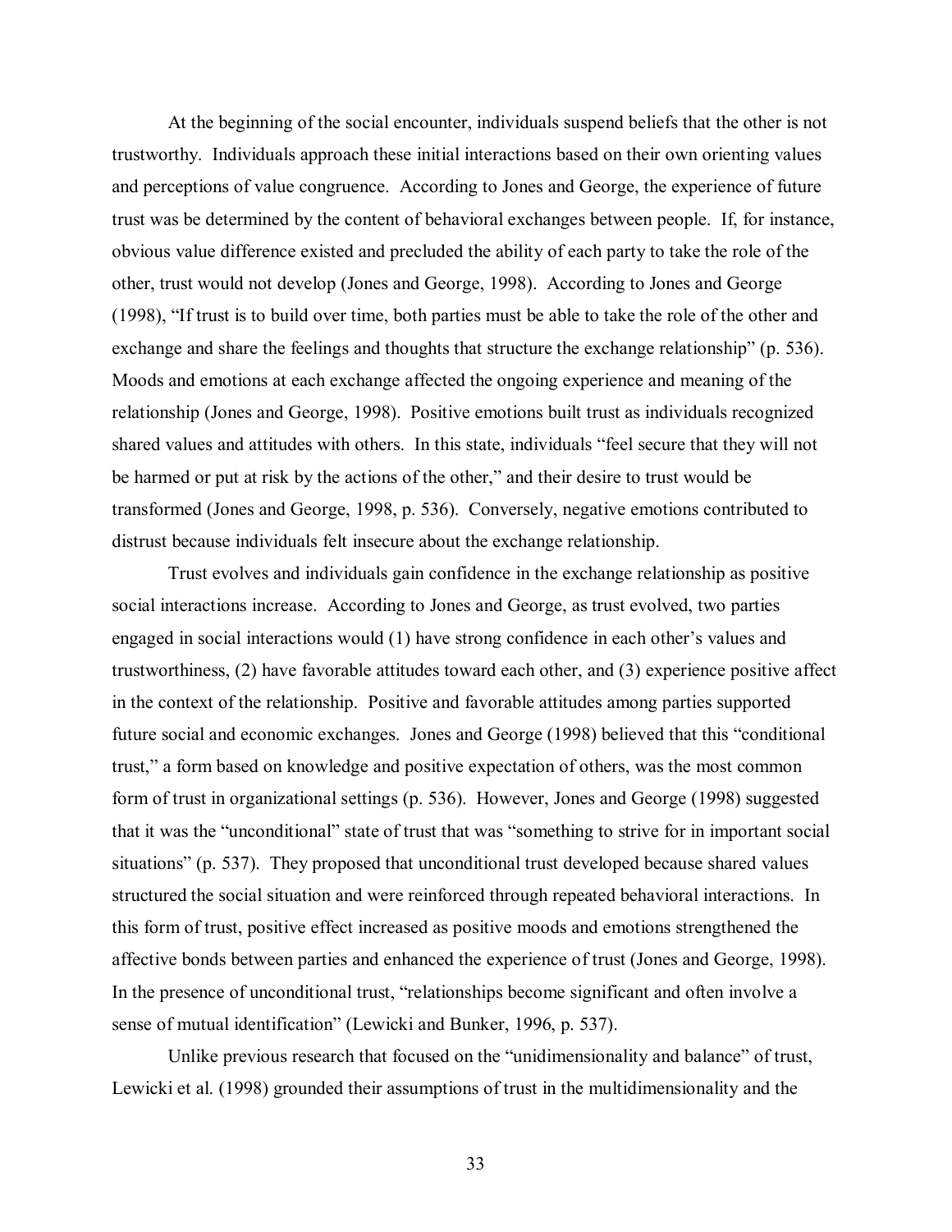At the beginning of the social encounter, individuals suspend beliefs that the other is not trustworthy. Individuals approach these initial interactions based on their own orienting values and perceptions of value congruence. According to Jones and George, the experience of future trust was be determined by the content of behavioral exchanges between people. If, for instance, obvious value difference existed and precluded the ability of each party to take the role of the other, trust would not develop (Jones and George, 1998). According to Jones and George (1998), "If trust is to build over time, both parties must be able to take the role of the other and exchange and share the feelings and thoughts that structure the exchange relationship" (p. 536). Moods and emotions at each exchange affected the ongoing experience and meaning of the relationship (Jones and George, 1998). Positive emotions built trust as individuals recognized shared values and attitudes with others. In this state, individuals "feel secure that they will not be harmed or put at risk by the actions of the other," and their desire to trust would be transformed (Jones and George, 1998, p. 536). Conversely, negative emotions contributed to distrust because individuals felt insecure about the exchange relationship.

Trust evolves and individuals gain confidence in the exchange relationship as positive social interactions increase. According to Jones and George, as trust evolved, two parties engaged in social interactions would (1) have strong confidence in each other's values and trustworthiness, (2) have favorable attitudes toward each other, and (3) experience positive affect in the context of the relationship. Positive and favorable attitudes among parties supported future social and economic exchanges. Jones and George (1998) believed that this "conditional trust," a form based on knowledge and positive expectation of others, was the most common form of trust in organizational settings (p. 536). However, Jones and George (1998) suggested that it was the "unconditional" state of trust that was "something to strive for in important social situations" (p. 537). They proposed that unconditional trust developed because shared values structured the social situation and were reinforced through repeated behavioral interactions. In this form of trust, positive effect increased as positive moods and emotions strengthened the affective bonds between parties and enhanced the experience of trust (Jones and George, 1998). In the presence of unconditional trust, "relationships become significant and often involve a sense of mutual identification" (Lewicki and Bunker, 1996, p. 537).

Unlike previous research that focused on the "unidimensionality and balance" of trust, Lewicki et al. (1998) grounded their assumptions of trust in the multidimensionality and the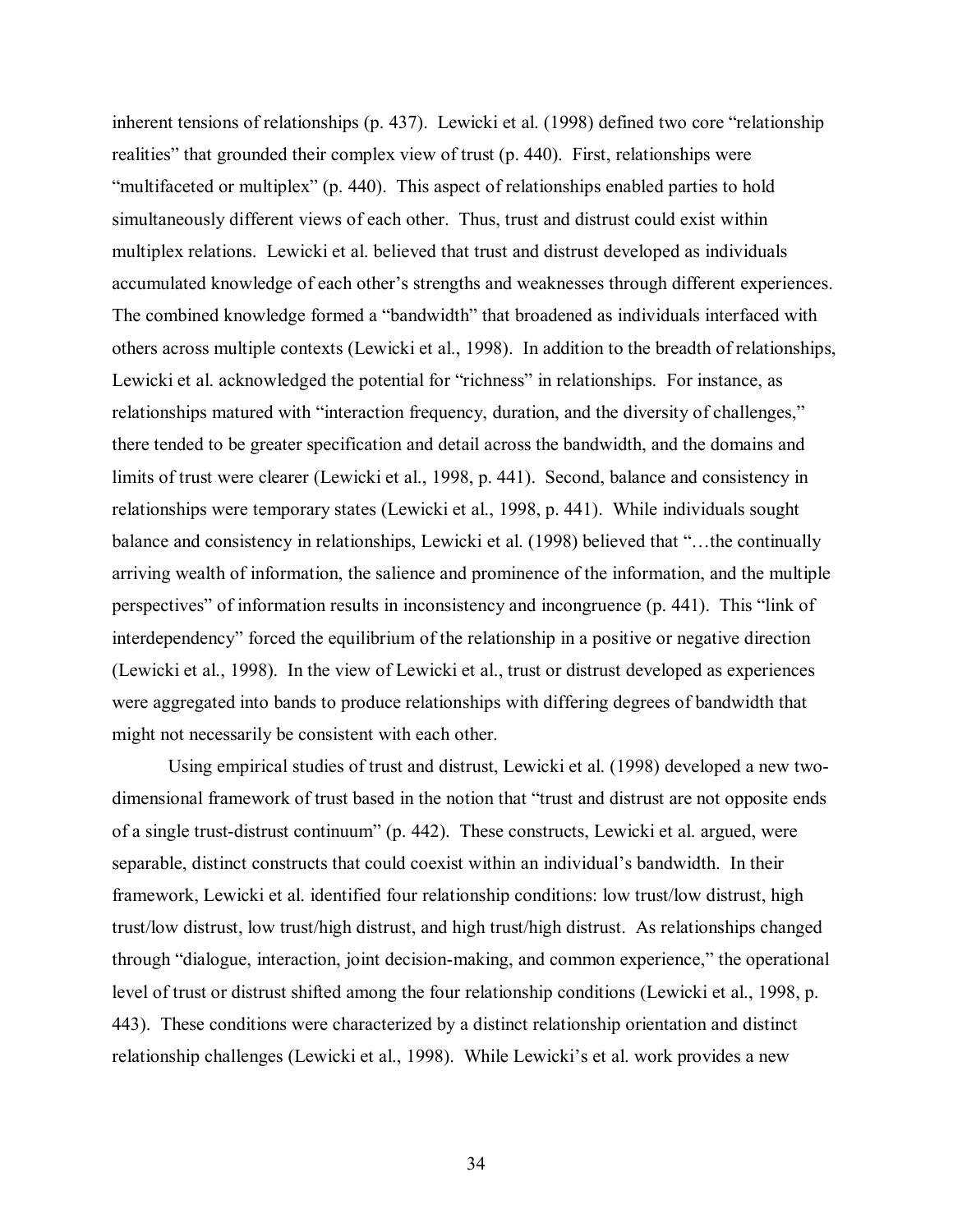inherent tensions of relationships (p. 437). Lewicki et al. (1998) defined two core "relationship realities" that grounded their complex view of trust (p. 440). First, relationships were "multifaceted or multiplex" (p. 440). This aspect of relationships enabled parties to hold simultaneously different views of each other. Thus, trust and distrust could exist within multiplex relations. Lewicki et al. believed that trust and distrust developed as individuals accumulated knowledge of each other's strengths and weaknesses through different experiences. The combined knowledge formed a "bandwidth" that broadened as individuals interfaced with others across multiple contexts (Lewicki et al., 1998). In addition to the breadth of relationships, Lewicki et al. acknowledged the potential for "richness" in relationships. For instance, as relationships matured with "interaction frequency, duration, and the diversity of challenges," there tended to be greater specification and detail across the bandwidth, and the domains and limits of trust were clearer (Lewicki et al., 1998, p. 441). Second, balance and consistency in relationships were temporary states (Lewicki et al., 1998, p. 441). While individuals sought balance and consistency in relationships, Lewicki et al. (1998) believed that "…the continually arriving wealth of information, the salience and prominence of the information, and the multiple perspectives" of information results in inconsistency and incongruence (p. 441). This "link of interdependency" forced the equilibrium of the relationship in a positive or negative direction (Lewicki et al., 1998). In the view of Lewicki et al., trust or distrust developed as experiences were aggregated into bands to produce relationships with differing degrees of bandwidth that might not necessarily be consistent with each other.

Using empirical studies of trust and distrust, Lewicki et al. (1998) developed a new two-dimensional framework of trust based in the notion that "trust and distrust are not opposite ends of a single trust-distrust continuum" (p. 442). These constructs, Lewicki et al. argued, were separable, distinct constructs that could coexist within an individual's bandwidth. In their framework, Lewicki et al. identified four relationship conditions: low trust/low distrust, high trust/low distrust, low trust/high distrust, and high trust/high distrust. As relationships changed through "dialogue, interaction, joint decision-making, and common experience," the operational level of trust or distrust shifted among the four relationship conditions (Lewicki et al., 1998, p. 443). These conditions were characterized by a distinct relationship orientation and distinct relationship challenges (Lewicki et al., 1998). While Lewicki's et al. work provides a new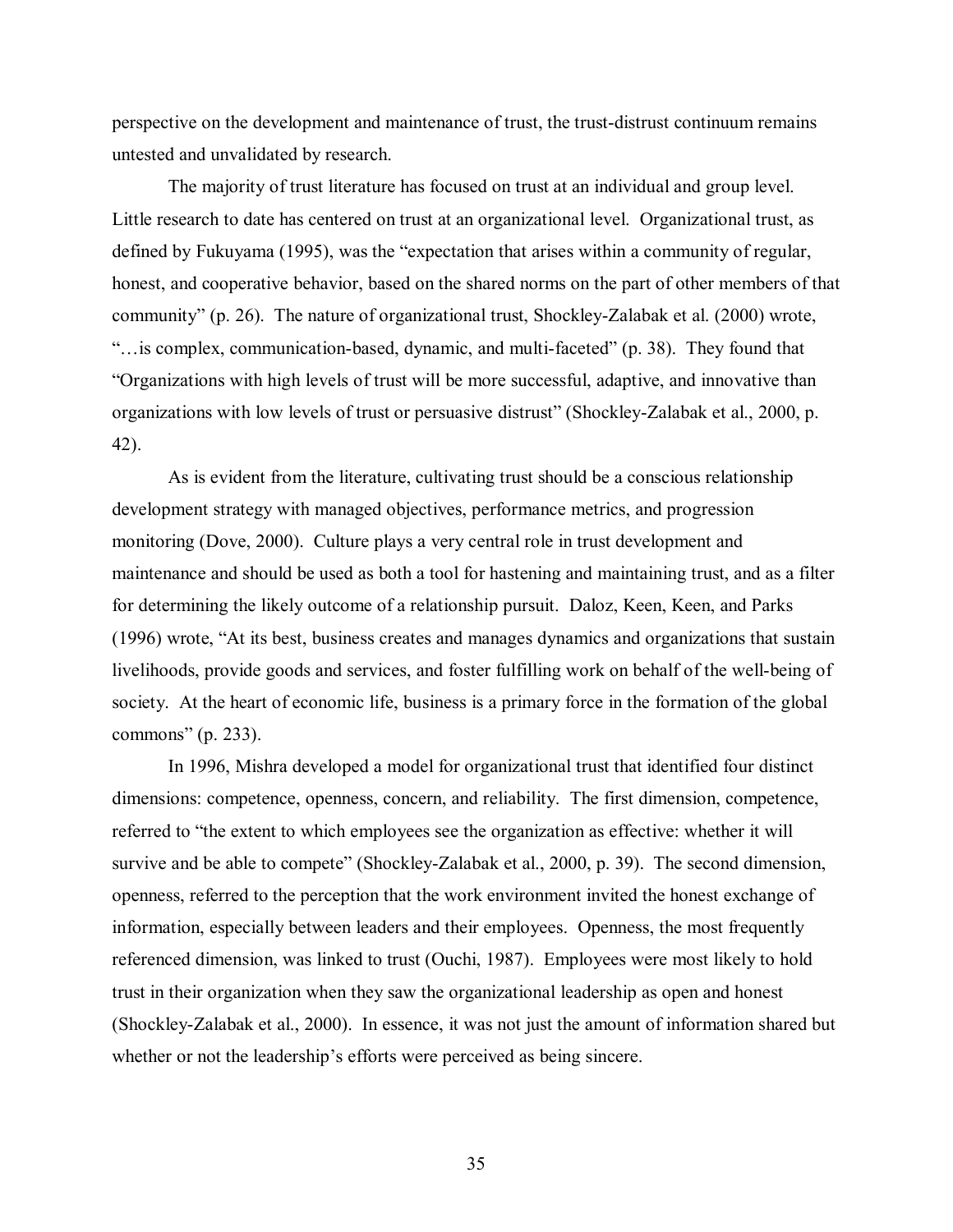perspective on the development and maintenance of trust, the trust-distrust continuum remains untested and unvalidated by research.

The majority of trust literature has focused on trust at an individual and group level. Little research to date has centered on trust at an organizational level. Organizational trust, as defined by Fukuyama (1995), was the "expectation that arises within a community of regular, honest, and cooperative behavior, based on the shared norms on the part of other members of that community" (p. 26). The nature of organizational trust, Shockley-Zalabak et al. (2000) wrote, "…is complex, communication-based, dynamic, and multi-faceted" (p. 38). They found that "Organizations with high levels of trust will be more successful, adaptive, and innovative than organizations with low levels of trust or persuasive distrust" (Shockley-Zalabak et al., 2000, p. 42).

As is evident from the literature, cultivating trust should be a conscious relationship development strategy with managed objectives, performance metrics, and progression monitoring (Dove, 2000). Culture plays a very central role in trust development and maintenance and should be used as both a tool for hastening and maintaining trust, and as a filter for determining the likely outcome of a relationship pursuit. Daloz, Keen, Keen, and Parks (1996) wrote, "At its best, business creates and manages dynamics and organizations that sustain livelihoods, provide goods and services, and foster fulfilling work on behalf of the well-being of society. At the heart of economic life, business is a primary force in the formation of the global commons" (p. 233).

In 1996, Mishra developed a model for organizational trust that identified four distinct dimensions: competence, openness, concern, and reliability. The first dimension, competence, referred to "the extent to which employees see the organization as effective: whether it will survive and be able to compete" (Shockley-Zalabak et al., 2000, p. 39). The second dimension, openness, referred to the perception that the work environment invited the honest exchange of information, especially between leaders and their employees. Openness, the most frequently referenced dimension, was linked to trust (Ouchi, 1987). Employees were most likely to hold trust in their organization when they saw the organizational leadership as open and honest (Shockley-Zalabak et al., 2000). In essence, it was not just the amount of information shared but whether or not the leadership's efforts were perceived as being sincere.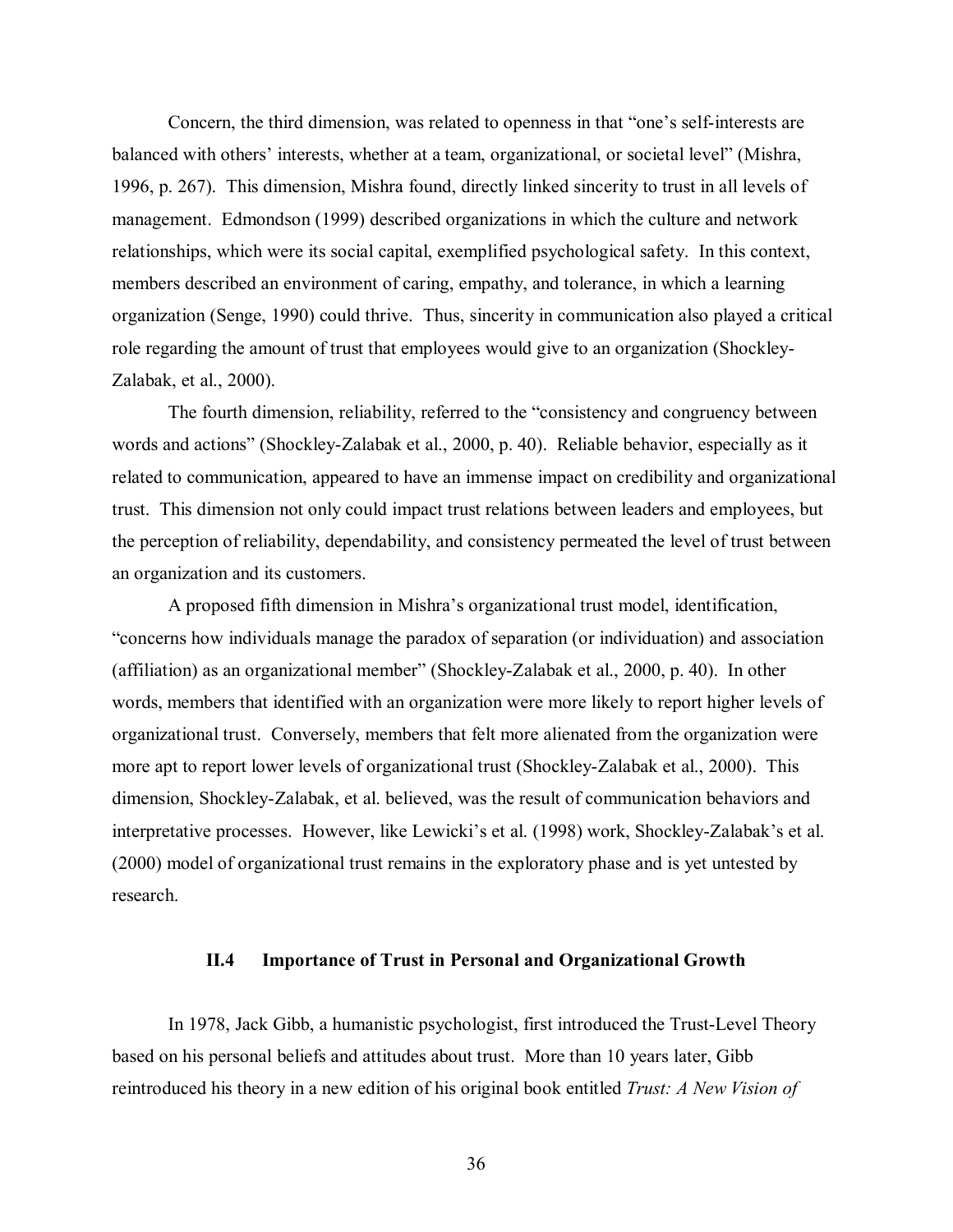Concern, the third dimension, was related to openness in that "one's self-interests are balanced with others' interests, whether at a team, organizational, or societal level" (Mishra, 1996, p. 267). This dimension, Mishra found, directly linked sincerity to trust in all levels of management. Edmondson (1999) described organizations in which the culture and network relationships, which were its social capital, exemplified psychological safety. In this context, members described an environment of caring, empathy, and tolerance, in which a learning organization (Senge, 1990) could thrive. Thus, sincerity in communication also played a critical role regarding the amount of trust that employees would give to an organization (Shockley-Zalabak, et al., 2000).

The fourth dimension, reliability, referred to the "consistency and congruency between words and actions" (Shockley-Zalabak et al., 2000, p. 40). Reliable behavior, especially as it related to communication, appeared to have an immense impact on credibility and organizational trust. This dimension not only could impact trust relations between leaders and employees, but the perception of reliability, dependability, and consistency permeated the level of trust between an organization and its customers.

A proposed fifth dimension in Mishra's organizational trust model, identification, "concerns how individuals manage the paradox of separation (or individuation) and association (affiliation) as an organizational member" (Shockley-Zalabak et al., 2000, p. 40). In other words, members that identified with an organization were more likely to report higher levels of organizational trust. Conversely, members that felt more alienated from the organization were more apt to report lower levels of organizational trust (Shockley-Zalabak et al., 2000). This dimension, Shockley-Zalabak, et al. believed, was the result of communication behaviors and interpretative processes. However, like Lewicki's et al. (1998) work, Shockley-Zalabak's et al. (2000) model of organizational trust remains in the exploratory phase and is yet untested by research.

### II.4 Importance of Trust in Personal and Organizational Growth

In 1978, Jack Gibb, a humanistic psychologist, first introduced the Trust-Level Theory based on his personal beliefs and attitudes about trust. More than 10 years later, Gibb reintroduced his theory in a new edition of his original book entitled *Trust: A New Vision of*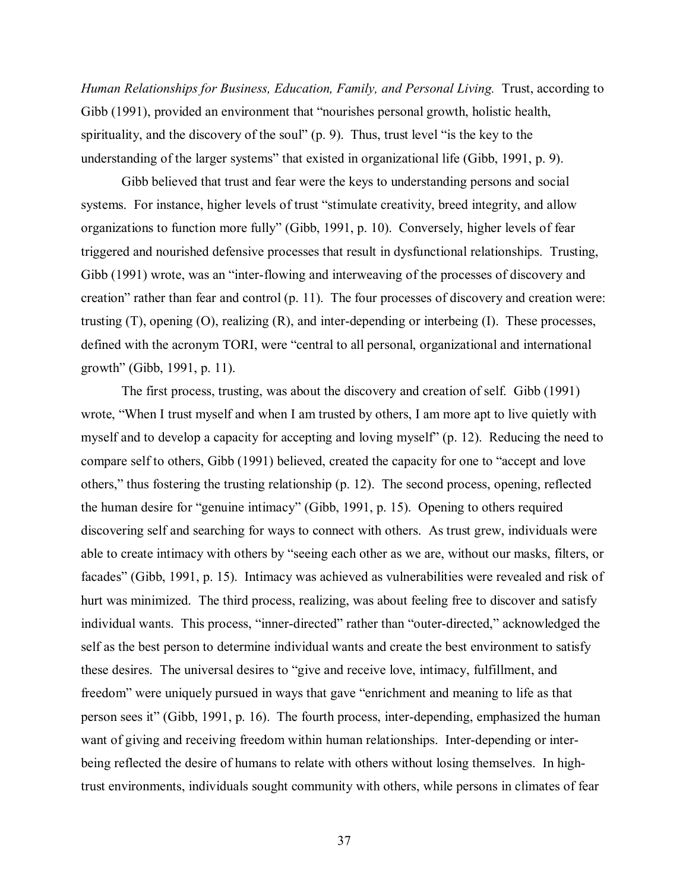*Human Relationships for Business, Education, Family, and Personal Living.* Trust, according to Gibb (1991), provided an environment that "nourishes personal growth, holistic health, spirituality, and the discovery of the soul" (p. 9). Thus, trust level "is the key to the understanding of the larger systems" that existed in organizational life (Gibb, 1991, p. 9).

Gibb believed that trust and fear were the keys to understanding persons and social systems. For instance, higher levels of trust "stimulate creativity, breed integrity, and allow organizations to function more fully" (Gibb, 1991, p. 10). Conversely, higher levels of fear triggered and nourished defensive processes that result in dysfunctional relationships. Trusting, Gibb (1991) wrote, was an "inter-flowing and interweaving of the processes of discovery and creation" rather than fear and control (p. 11). The four processes of discovery and creation were: trusting (T), opening (O), realizing (R), and inter-depending or interbeing (I). These processes, defined with the acronym TORI, were "central to all personal, organizational and international growth" (Gibb, 1991, p. 11).

The first process, trusting, was about the discovery and creation of self. Gibb (1991) wrote, "When I trust myself and when I am trusted by others, I am more apt to live quietly with myself and to develop a capacity for accepting and loving myself" (p. 12). Reducing the need to compare self to others, Gibb (1991) believed, created the capacity for one to "accept and love others," thus fostering the trusting relationship (p. 12). The second process, opening, reflected the human desire for "genuine intimacy" (Gibb, 1991, p. 15). Opening to others required discovering self and searching for ways to connect with others. As trust grew, individuals were able to create intimacy with others by "seeing each other as we are, without our masks, filters, or facades" (Gibb, 1991, p. 15). Intimacy was achieved as vulnerabilities were revealed and risk of hurt was minimized. The third process, realizing, was about feeling free to discover and satisfy individual wants. This process, "inner-directed" rather than "outer-directed," acknowledged the self as the best person to determine individual wants and create the best environment to satisfy these desires. The universal desires to "give and receive love, intimacy, fulfillment, and freedom" were uniquely pursued in ways that gave "enrichment and meaning to life as that person sees it" (Gibb, 1991, p. 16). The fourth process, inter-depending, emphasized the human want of giving and receiving freedom within human relationships. Inter-depending or inter-being reflected the desire of humans to relate with others without losing themselves. In high-trust environments, individuals sought community with others, while persons in climates of fear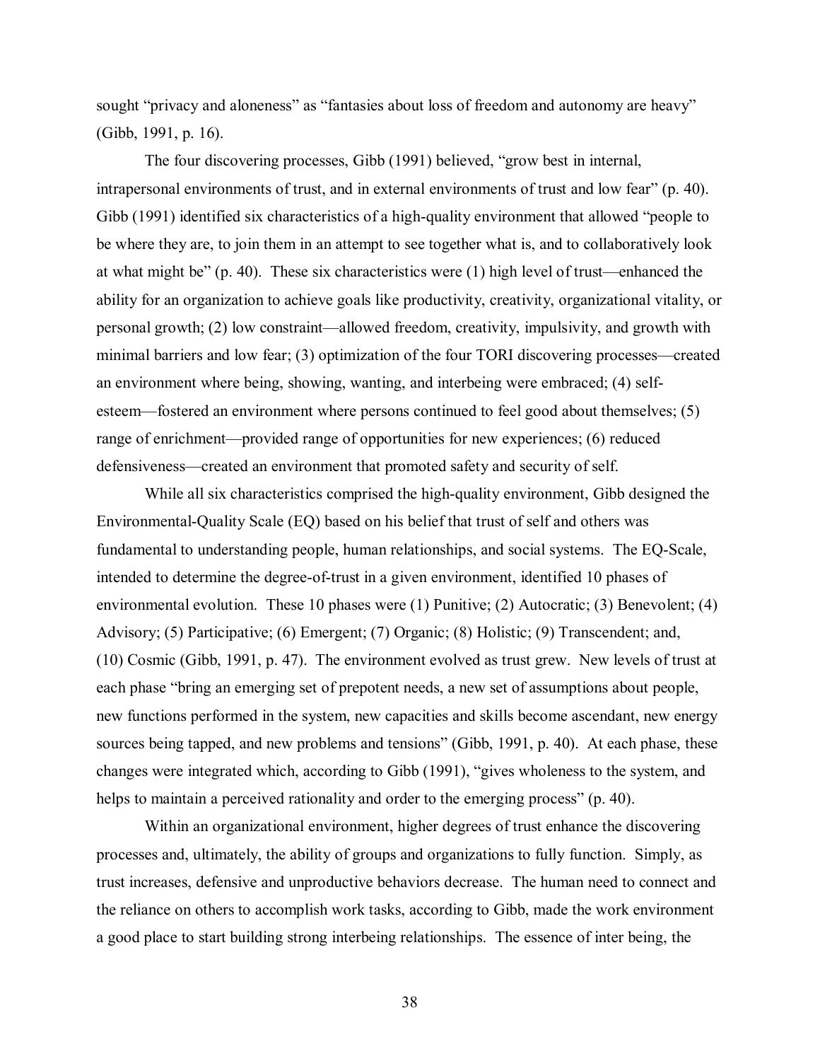sought "privacy and aloneness" as "fantasies about loss of freedom and autonomy are heavy" (Gibb, 1991, p. 16).

The four discovering processes, Gibb (1991) believed, "grow best in internal, intrapersonal environments of trust, and in external environments of trust and low fear" (p. 40). Gibb (1991) identified six characteristics of a high-quality environment that allowed "people to be where they are, to join them in an attempt to see together what is, and to collaboratively look at what might be" (p. 40). These six characteristics were (1) high level of trust—enhanced the ability for an organization to achieve goals like productivity, creativity, organizational vitality, or personal growth; (2) low constraint—allowed freedom, creativity, impulsivity, and growth with minimal barriers and low fear; (3) optimization of the four TORI discovering processes—created an environment where being, showing, wanting, and interbeing were embraced; (4) self-esteem—fostered an environment where persons continued to feel good about themselves; (5) range of enrichment—provided range of opportunities for new experiences; (6) reduced defensiveness—created an environment that promoted safety and security of self.

While all six characteristics comprised the high-quality environment, Gibb designed the Environmental-Quality Scale (EQ) based on his belief that trust of self and others was fundamental to understanding people, human relationships, and social systems. The EQ-Scale, intended to determine the degree-of-trust in a given environment, identified 10 phases of environmental evolution. These 10 phases were (1) Punitive; (2) Autocratic; (3) Benevolent; (4) Advisory; (5) Participative; (6) Emergent; (7) Organic; (8) Holistic; (9) Transcendent; and, (10) Cosmic (Gibb, 1991, p. 47). The environment evolved as trust grew. New levels of trust at each phase "bring an emerging set of prepotent needs, a new set of assumptions about people, new functions performed in the system, new capacities and skills become ascendant, new energy sources being tapped, and new problems and tensions" (Gibb, 1991, p. 40). At each phase, these changes were integrated which, according to Gibb (1991), "gives wholeness to the system, and helps to maintain a perceived rationality and order to the emerging process" (p. 40).

Within an organizational environment, higher degrees of trust enhance the discovering processes and, ultimately, the ability of groups and organizations to fully function. Simply, as trust increases, defensive and unproductive behaviors decrease. The human need to connect and the reliance on others to accomplish work tasks, according to Gibb, made the work environment a good place to start building strong interbeing relationships. The essence of inter being, the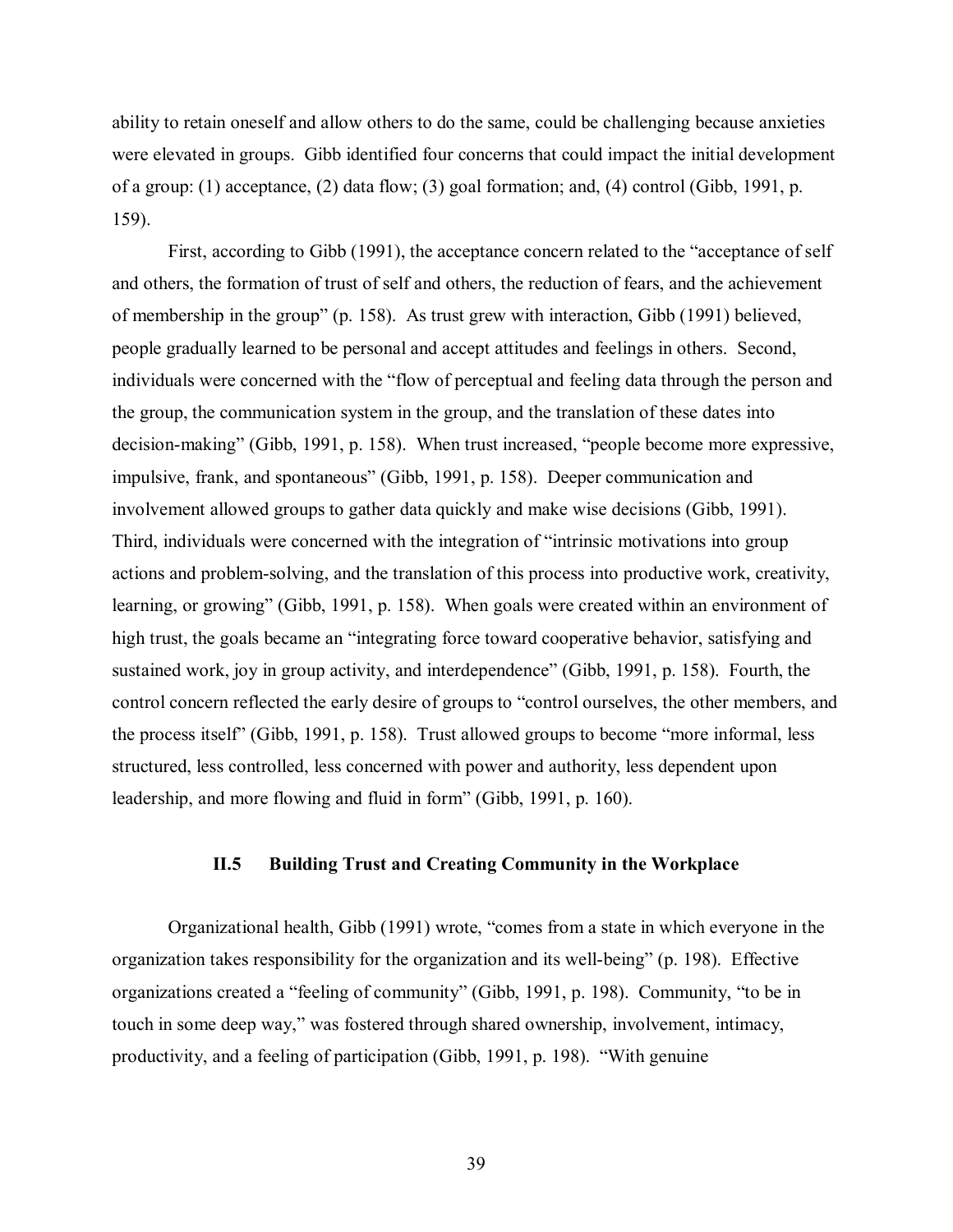ability to retain oneself and allow others to do the same, could be challenging because anxieties were elevated in groups. Gibb identified four concerns that could impact the initial development of a group: (1) acceptance, (2) data flow; (3) goal formation; and, (4) control (Gibb, 1991, p. 159).

First, according to Gibb (1991), the acceptance concern related to the "acceptance of self and others, the formation of trust of self and others, the reduction of fears, and the achievement of membership in the group" (p. 158). As trust grew with interaction, Gibb (1991) believed, people gradually learned to be personal and accept attitudes and feelings in others. Second, individuals were concerned with the "flow of perceptual and feeling data through the person and the group, the communication system in the group, and the translation of these dates into decision-making" (Gibb, 1991, p. 158). When trust increased, "people become more expressive, impulsive, frank, and spontaneous" (Gibb, 1991, p. 158). Deeper communication and involvement allowed groups to gather data quickly and make wise decisions (Gibb, 1991). Third, individuals were concerned with the integration of "intrinsic motivations into group actions and problem-solving, and the translation of this process into productive work, creativity, learning, or growing" (Gibb, 1991, p. 158). When goals were created within an environment of high trust, the goals became an "integrating force toward cooperative behavior, satisfying and sustained work, joy in group activity, and interdependence" (Gibb, 1991, p. 158). Fourth, the control concern reflected the early desire of groups to "control ourselves, the other members, and the process itself" (Gibb, 1991, p. 158). Trust allowed groups to become "more informal, less structured, less controlled, less concerned with power and authority, less dependent upon leadership, and more flowing and fluid in form" (Gibb, 1991, p. 160).

### II.5 Building Trust and Creating Community in the Workplace

Organizational health, Gibb (1991) wrote, "comes from a state in which everyone in the organization takes responsibility for the organization and its well-being" (p. 198). Effective organizations created a "feeling of community" (Gibb, 1991, p. 198). Community, "to be in touch in some deep way," was fostered through shared ownership, involvement, intimacy, productivity, and a feeling of participation (Gibb, 1991, p. 198). "With genuine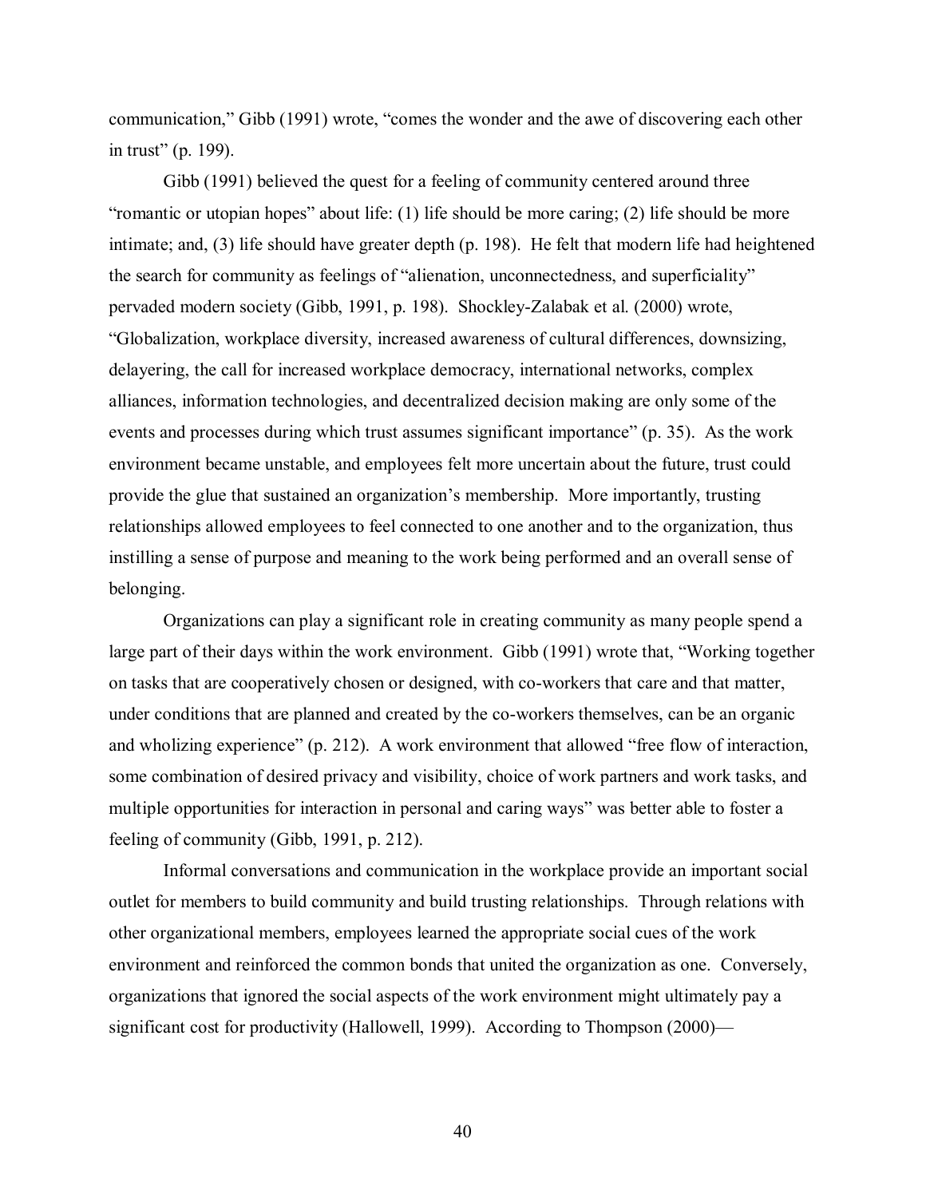communication," Gibb (1991) wrote, "comes the wonder and the awe of discovering each other in trust" (p. 199).

Gibb (1991) believed the quest for a feeling of community centered around three "romantic or utopian hopes" about life: (1) life should be more caring; (2) life should be more intimate; and, (3) life should have greater depth (p. 198). He felt that modern life had heightened the search for community as feelings of "alienation, unconnectedness, and superficiality" pervaded modern society (Gibb, 1991, p. 198). Shockley-Zalabak et al. (2000) wrote, "Globalization, workplace diversity, increased awareness of cultural differences, downsizing, delayering, the call for increased workplace democracy, international networks, complex alliances, information technologies, and decentralized decision making are only some of the events and processes during which trust assumes significant importance" (p. 35). As the work environment became unstable, and employees felt more uncertain about the future, trust could provide the glue that sustained an organization's membership. More importantly, trusting relationships allowed employees to feel connected to one another and to the organization, thus instilling a sense of purpose and meaning to the work being performed and an overall sense of belonging.

Organizations can play a significant role in creating community as many people spend a large part of their days within the work environment. Gibb (1991) wrote that, "Working together on tasks that are cooperatively chosen or designed, with co-workers that care and that matter, under conditions that are planned and created by the co-workers themselves, can be an organic and wholizing experience" (p. 212). A work environment that allowed "free flow of interaction, some combination of desired privacy and visibility, choice of work partners and work tasks, and multiple opportunities for interaction in personal and caring ways" was better able to foster a feeling of community (Gibb, 1991, p. 212).

Informal conversations and communication in the workplace provide an important social outlet for members to build community and build trusting relationships. Through relations with other organizational members, employees learned the appropriate social cues of the work environment and reinforced the common bonds that united the organization as one. Conversely, organizations that ignored the social aspects of the work environment might ultimately pay a significant cost for productivity (Hallowell, 1999). According to Thompson (2000)—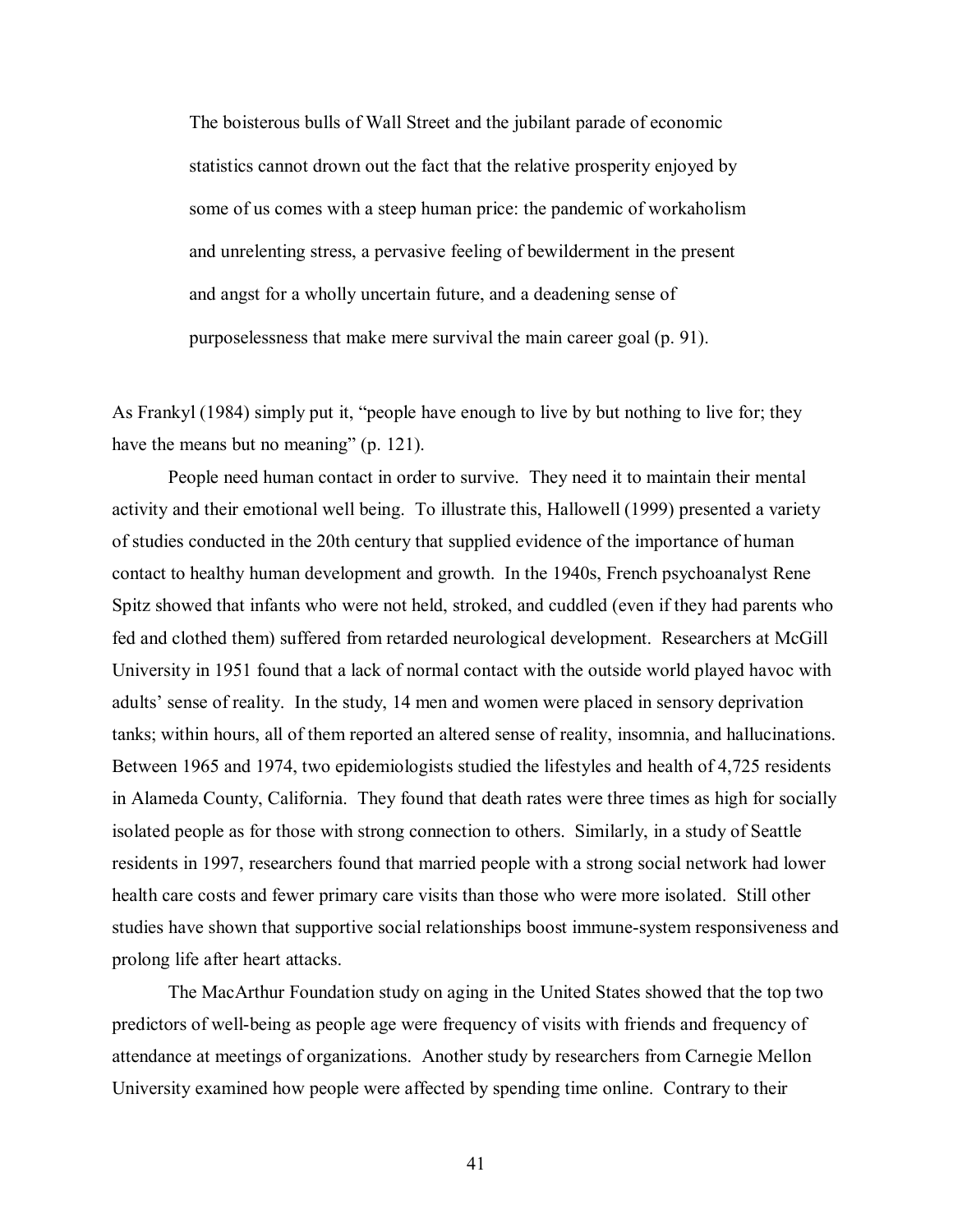> The boisterous bulls of Wall Street and the jubilant parade of economic statistics cannot drown out the fact that the relative prosperity enjoyed by some of us comes with a steep human price: the pandemic of workaholism and unrelenting stress, a pervasive feeling of bewilderment in the present and angst for a wholly uncertain future, and a deadening sense of purposelessness that make mere survival the main career goal (p. 91).

As Frankyl (1984) simply put it, "people have enough to live by but nothing to live for; they have the means but no meaning" (p. 121).

People need human contact in order to survive. They need it to maintain their mental activity and their emotional well being. To illustrate this, Hallowell (1999) presented a variety of studies conducted in the 20th century that supplied evidence of the importance of human contact to healthy human development and growth. In the 1940s, French psychoanalyst Rene Spitz showed that infants who were not held, stroked, and cuddled (even if they had parents who fed and clothed them) suffered from retarded neurological development. Researchers at McGill University in 1951 found that a lack of normal contact with the outside world played havoc with adults' sense of reality. In the study, 14 men and women were placed in sensory deprivation tanks; within hours, all of them reported an altered sense of reality, insomnia, and hallucinations. Between 1965 and 1974, two epidemiologists studied the lifestyles and health of 4,725 residents in Alameda County, California. They found that death rates were three times as high for socially isolated people as for those with strong connection to others. Similarly, in a study of Seattle residents in 1997, researchers found that married people with a strong social network had lower health care costs and fewer primary care visits than those who were more isolated. Still other studies have shown that supportive social relationships boost immune-system responsiveness and prolong life after heart attacks.

The MacArthur Foundation study on aging in the United States showed that the top two predictors of well-being as people age were frequency of visits with friends and frequency of attendance at meetings of organizations. Another study by researchers from Carnegie Mellon University examined how people were affected by spending time online. Contrary to their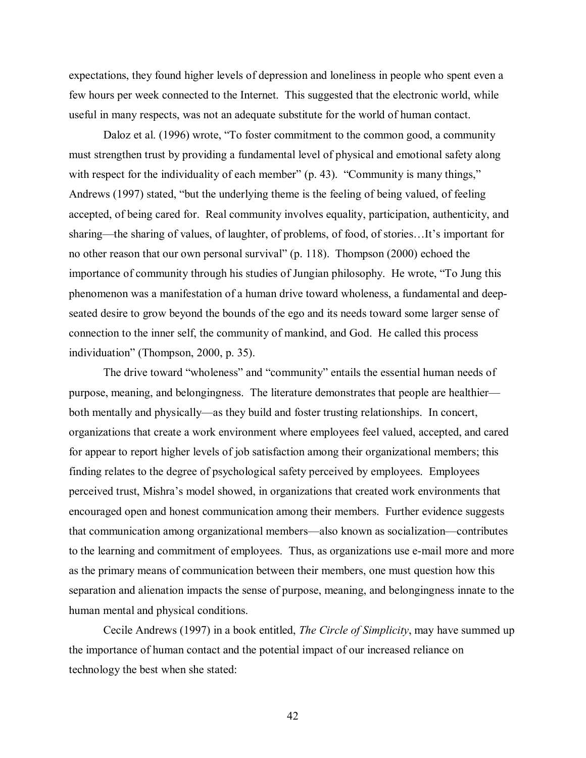expectations, they found higher levels of depression and loneliness in people who spent even a few hours per week connected to the Internet. This suggested that the electronic world, while useful in many respects, was not an adequate substitute for the world of human contact.

Daloz et al. (1996) wrote, "To foster commitment to the common good, a community must strengthen trust by providing a fundamental level of physical and emotional safety along with respect for the individuality of each member" (p. 43). "Community is many things," Andrews (1997) stated, "but the underlying theme is the feeling of being valued, of feeling accepted, of being cared for. Real community involves equality, participation, authenticity, and sharing—the sharing of values, of laughter, of problems, of food, of stories…It's important for no other reason that our own personal survival" (p. 118). Thompson (2000) echoed the importance of community through his studies of Jungian philosophy. He wrote, "To Jung this phenomenon was a manifestation of a human drive toward wholeness, a fundamental and deep-seated desire to grow beyond the bounds of the ego and its needs toward some larger sense of connection to the inner self, the community of mankind, and God. He called this process individuation" (Thompson, 2000, p. 35).

The drive toward "wholeness" and "community" entails the essential human needs of purpose, meaning, and belongingness. The literature demonstrates that people are healthier—both mentally and physically—as they build and foster trusting relationships. In concert, organizations that create a work environment where employees feel valued, accepted, and cared for appear to report higher levels of job satisfaction among their organizational members; this finding relates to the degree of psychological safety perceived by employees. Employees perceived trust, Mishra's model showed, in organizations that created work environments that encouraged open and honest communication among their members. Further evidence suggests that communication among organizational members—also known as socialization—contributes to the learning and commitment of employees. Thus, as organizations use e-mail more and more as the primary means of communication between their members, one must question how this separation and alienation impacts the sense of purpose, meaning, and belongingness innate to the human mental and physical conditions.

Cecile Andrews (1997) in a book entitled, *The Circle of Simplicity*, may have summed up the importance of human contact and the potential impact of our increased reliance on technology the best when she stated: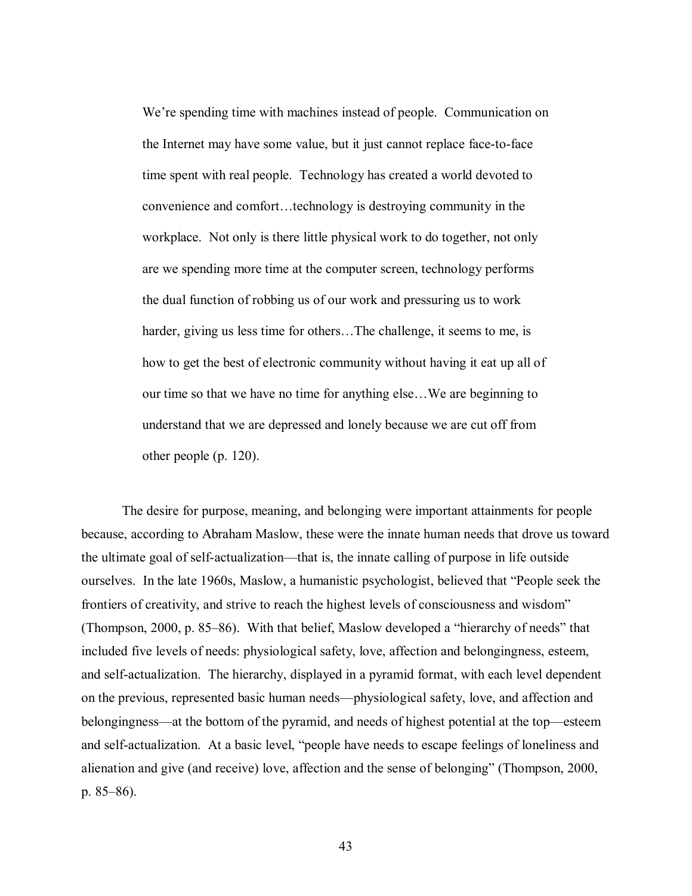> We're spending time with machines instead of people. Communication on the Internet may have some value, but it just cannot replace face-to-face time spent with real people. Technology has created a world devoted to convenience and comfort…technology is destroying community in the workplace. Not only is there little physical work to do together, not only are we spending more time at the computer screen, technology performs the dual function of robbing us of our work and pressuring us to work harder, giving us less time for others…The challenge, it seems to me, is how to get the best of electronic community without having it eat up all of our time so that we have no time for anything else…We are beginning to understand that we are depressed and lonely because we are cut off from other people (p. 120).

The desire for purpose, meaning, and belonging were important attainments for people because, according to Abraham Maslow, these were the innate human needs that drove us toward the ultimate goal of self-actualization—that is, the innate calling of purpose in life outside ourselves. In the late 1960s, Maslow, a humanistic psychologist, believed that "People seek the frontiers of creativity, and strive to reach the highest levels of consciousness and wisdom" (Thompson, 2000, p. 85–86). With that belief, Maslow developed a "hierarchy of needs" that included five levels of needs: physiological safety, love, affection and belongingness, esteem, and self-actualization. The hierarchy, displayed in a pyramid format, with each level dependent on the previous, represented basic human needs—physiological safety, love, and affection and belongingness—at the bottom of the pyramid, and needs of highest potential at the top—esteem and self-actualization. At a basic level, "people have needs to escape feelings of loneliness and alienation and give (and receive) love, affection and the sense of belonging" (Thompson, 2000, p. 85–86).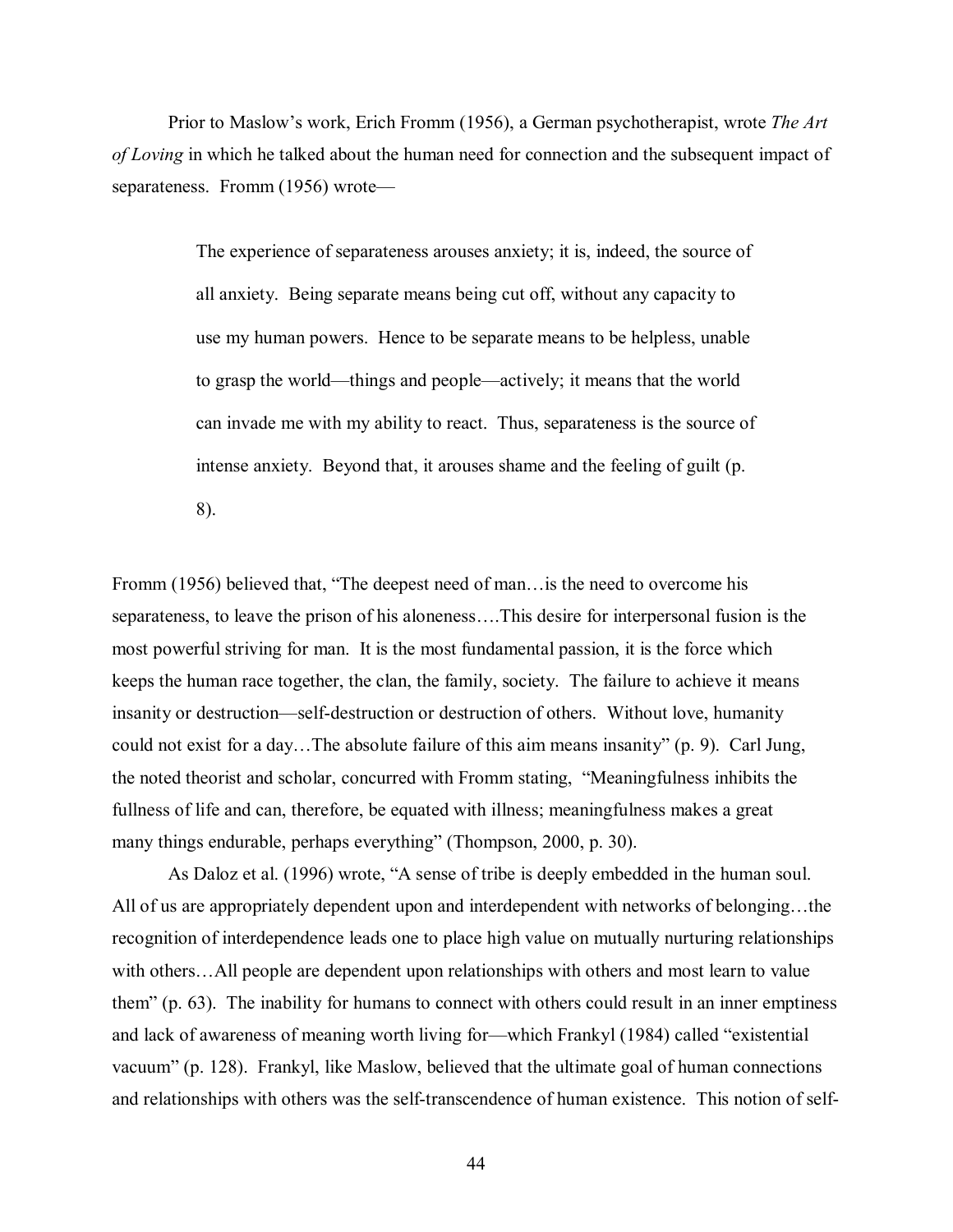Prior to Maslow's work, Erich Fromm (1956), a German psychotherapist, wrote *The Art of Loving* in which he talked about the human need for connection and the subsequent impact of separateness. Fromm (1956) wrote—

> The experience of separateness arouses anxiety; it is, indeed, the source of all anxiety. Being separate means being cut off, without any capacity to use my human powers. Hence to be separate means to be helpless, unable to grasp the world—things and people—actively; it means that the world can invade me with my ability to react. Thus, separateness is the source of intense anxiety. Beyond that, it arouses shame and the feeling of guilt (p. 8).

Fromm (1956) believed that, "The deepest need of man…is the need to overcome his separateness, to leave the prison of his aloneness….This desire for interpersonal fusion is the most powerful striving for man. It is the most fundamental passion, it is the force which keeps the human race together, the clan, the family, society. The failure to achieve it means insanity or destruction—self-destruction or destruction of others. Without love, humanity could not exist for a day…The absolute failure of this aim means insanity" (p. 9). Carl Jung, the noted theorist and scholar, concurred with Fromm stating, "Meaningfulness inhibits the fullness of life and can, therefore, be equated with illness; meaningfulness makes a great many things endurable, perhaps everything" (Thompson, 2000, p. 30).

As Daloz et al. (1996) wrote, "A sense of tribe is deeply embedded in the human soul. All of us are appropriately dependent upon and interdependent with networks of belonging…the recognition of interdependence leads one to place high value on mutually nurturing relationships with others…All people are dependent upon relationships with others and most learn to value them" (p. 63). The inability for humans to connect with others could result in an inner emptiness and lack of awareness of meaning worth living for—which Frankyl (1984) called "existential vacuum" (p. 128). Frankyl, like Maslow, believed that the ultimate goal of human connections and relationships with others was the self-transcendence of human existence. This notion of self-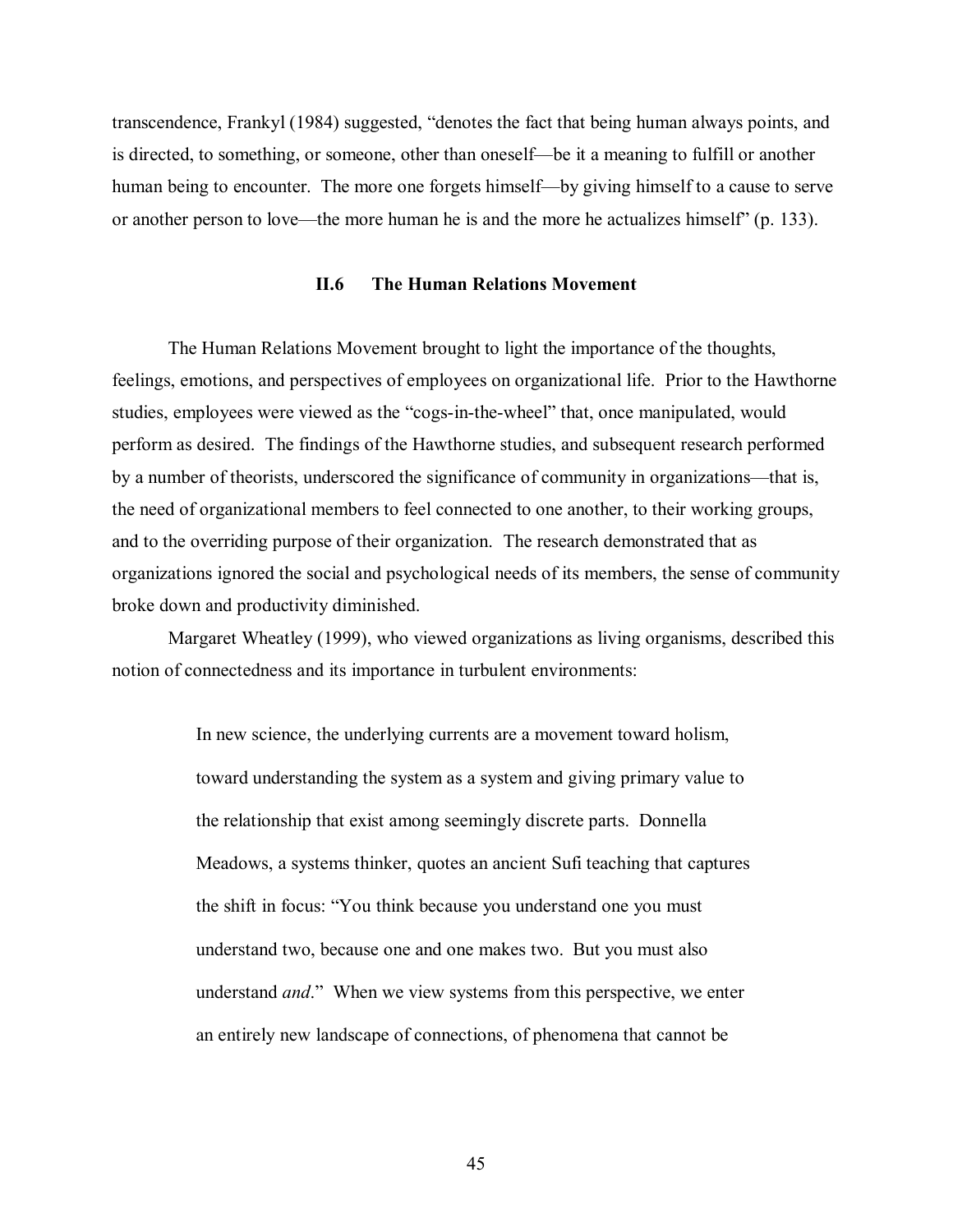transcendence, Frankyl (1984) suggested, "denotes the fact that being human always points, and is directed, to something, or someone, other than oneself—be it a meaning to fulfill or another human being to encounter. The more one forgets himself—by giving himself to a cause to serve or another person to love—the more human he is and the more he actualizes himself" (p. 133).

## II.6 The Human Relations Movement

The Human Relations Movement brought to light the importance of the thoughts, feelings, emotions, and perspectives of employees on organizational life. Prior to the Hawthorne studies, employees were viewed as the "cogs-in-the-wheel" that, once manipulated, would perform as desired. The findings of the Hawthorne studies, and subsequent research performed by a number of theorists, underscored the significance of community in organizations—that is, the need of organizational members to feel connected to one another, to their working groups, and to the overriding purpose of their organization. The research demonstrated that as organizations ignored the social and psychological needs of its members, the sense of community broke down and productivity diminished.

Margaret Wheatley (1999), who viewed organizations as living organisms, described this notion of connectedness and its importance in turbulent environments:

> In new science, the underlying currents are a movement toward holism, toward understanding the system as a system and giving primary value to the relationship that exist among seemingly discrete parts. Donnella Meadows, a systems thinker, quotes an ancient Sufi teaching that captures the shift in focus: "You think because you understand one you must understand two, because one and one makes two. But you must also understand *and*." When we view systems from this perspective, we enter an entirely new landscape of connections, of phenomena that cannot be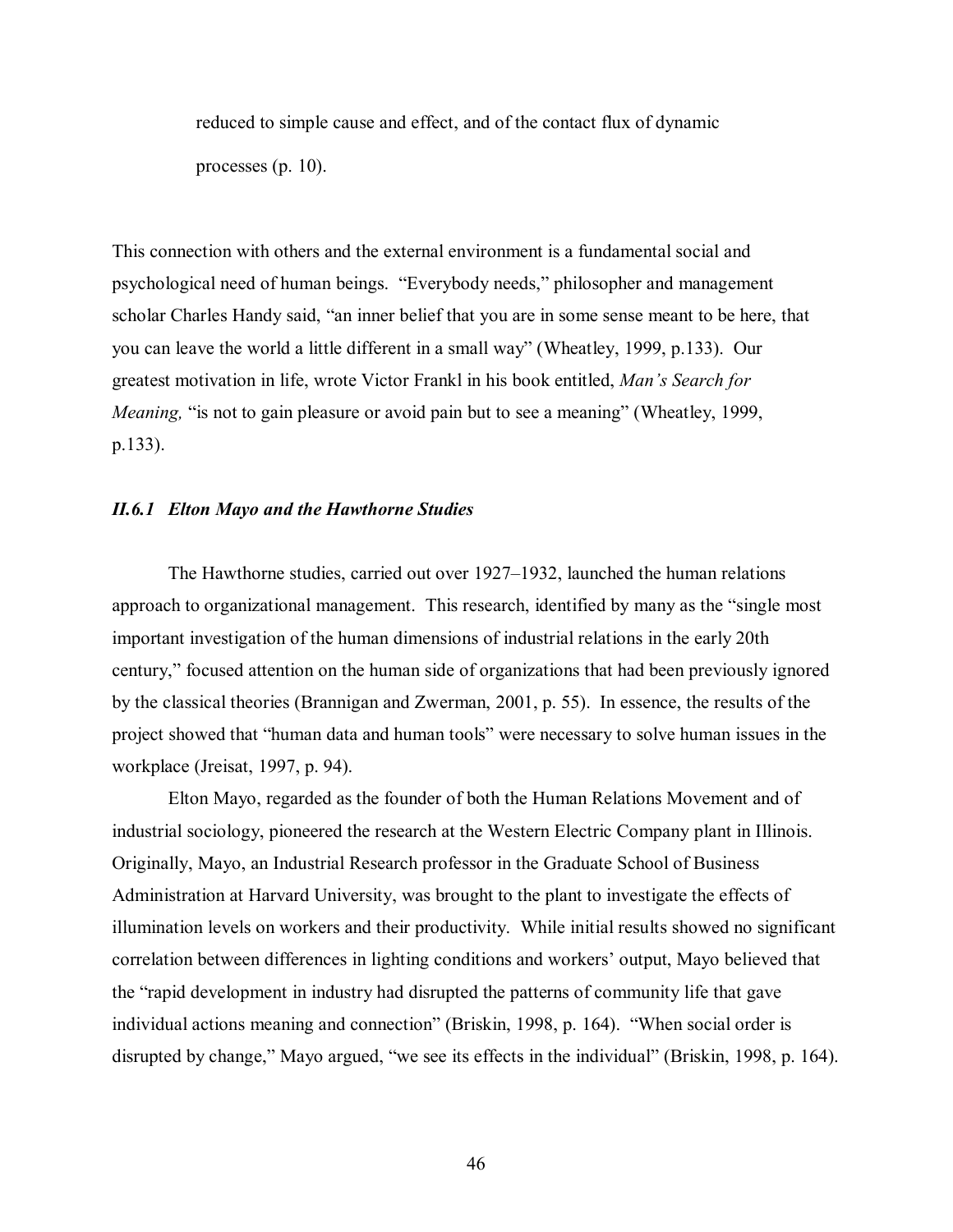> reduced to simple cause and effect, and of the contact flux of dynamic processes (p. 10).

This connection with others and the external environment is a fundamental social and psychological need of human beings. "Everybody needs," philosopher and management scholar Charles Handy said, "an inner belief that you are in some sense meant to be here, that you can leave the world a little different in a small way" (Wheatley, 1999, p.133). Our greatest motivation in life, wrote Victor Frankl in his book entitled, *Man's Search for Meaning,* "is not to gain pleasure or avoid pain but to see a meaning" (Wheatley, 1999, p.133).

### *II.6.1 Elton Mayo and the Hawthorne Studies*

The Hawthorne studies, carried out over 1927–1932, launched the human relations approach to organizational management. This research, identified by many as the "single most important investigation of the human dimensions of industrial relations in the early 20th century," focused attention on the human side of organizations that had been previously ignored by the classical theories (Brannigan and Zwerman, 2001, p. 55). In essence, the results of the project showed that "human data and human tools" were necessary to solve human issues in the workplace (Jreisat, 1997, p. 94).

Elton Mayo, regarded as the founder of both the Human Relations Movement and of industrial sociology, pioneered the research at the Western Electric Company plant in Illinois. Originally, Mayo, an Industrial Research professor in the Graduate School of Business Administration at Harvard University, was brought to the plant to investigate the effects of illumination levels on workers and their productivity. While initial results showed no significant correlation between differences in lighting conditions and workers' output, Mayo believed that the "rapid development in industry had disrupted the patterns of community life that gave individual actions meaning and connection" (Briskin, 1998, p. 164). "When social order is disrupted by change," Mayo argued, "we see its effects in the individual" (Briskin, 1998, p. 164).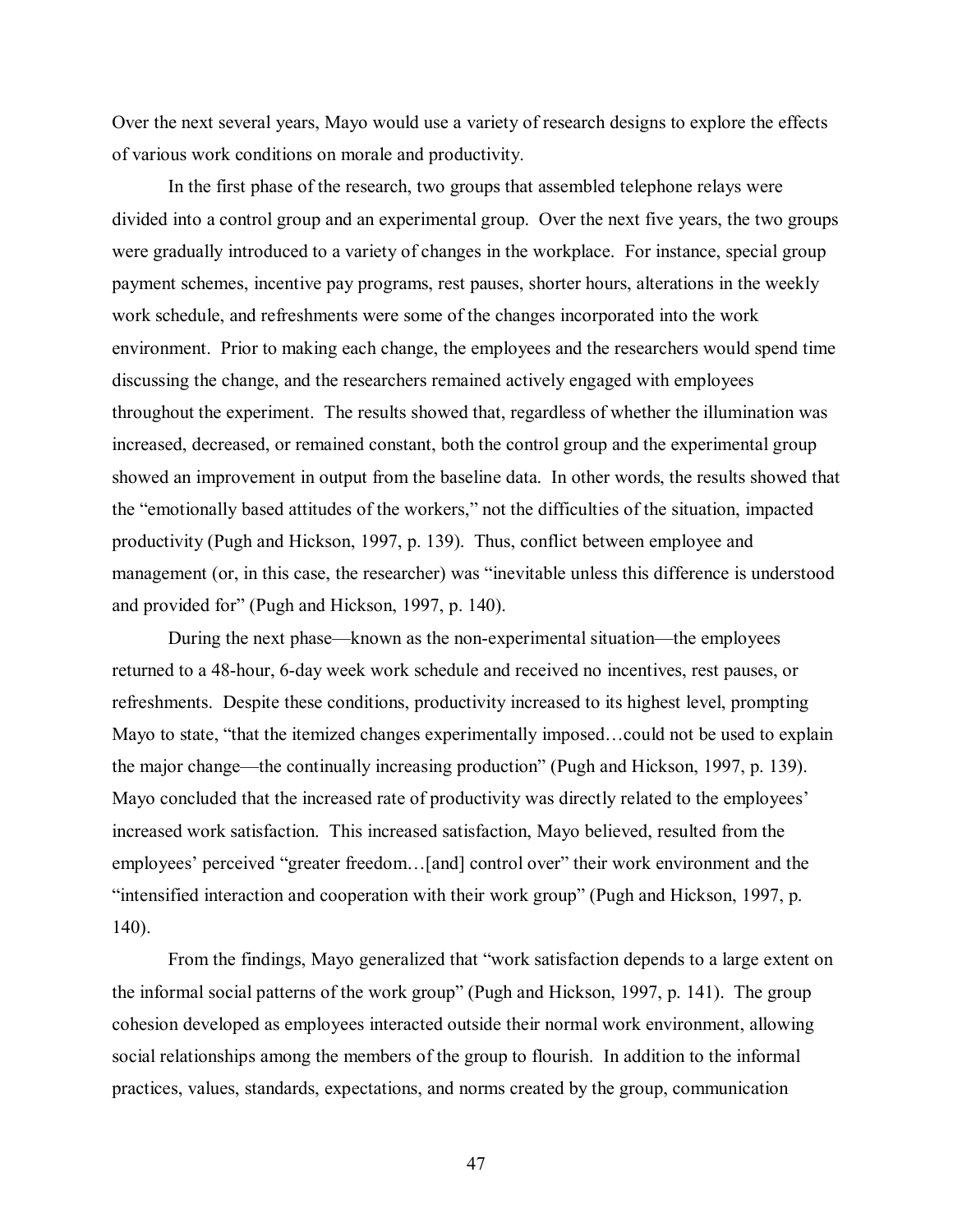Over the next several years, Mayo would use a variety of research designs to explore the effects of various work conditions on morale and productivity.

In the first phase of the research, two groups that assembled telephone relays were divided into a control group and an experimental group. Over the next five years, the two groups were gradually introduced to a variety of changes in the workplace. For instance, special group payment schemes, incentive pay programs, rest pauses, shorter hours, alterations in the weekly work schedule, and refreshments were some of the changes incorporated into the work environment. Prior to making each change, the employees and the researchers would spend time discussing the change, and the researchers remained actively engaged with employees throughout the experiment. The results showed that, regardless of whether the illumination was increased, decreased, or remained constant, both the control group and the experimental group showed an improvement in output from the baseline data. In other words, the results showed that the "emotionally based attitudes of the workers," not the difficulties of the situation, impacted productivity (Pugh and Hickson, 1997, p. 139). Thus, conflict between employee and management (or, in this case, the researcher) was "inevitable unless this difference is understood and provided for" (Pugh and Hickson, 1997, p. 140).

During the next phase—known as the non-experimental situation—the employees returned to a 48-hour, 6-day week work schedule and received no incentives, rest pauses, or refreshments. Despite these conditions, productivity increased to its highest level, prompting Mayo to state, "that the itemized changes experimentally imposed…could not be used to explain the major change—the continually increasing production" (Pugh and Hickson, 1997, p. 139). Mayo concluded that the increased rate of productivity was directly related to the employees' increased work satisfaction. This increased satisfaction, Mayo believed, resulted from the employees' perceived "greater freedom…[and] control over" their work environment and the "intensified interaction and cooperation with their work group" (Pugh and Hickson, 1997, p. 140).

From the findings, Mayo generalized that "work satisfaction depends to a large extent on the informal social patterns of the work group" (Pugh and Hickson, 1997, p. 141). The group cohesion developed as employees interacted outside their normal work environment, allowing social relationships among the members of the group to flourish. In addition to the informal practices, values, standards, expectations, and norms created by the group, communication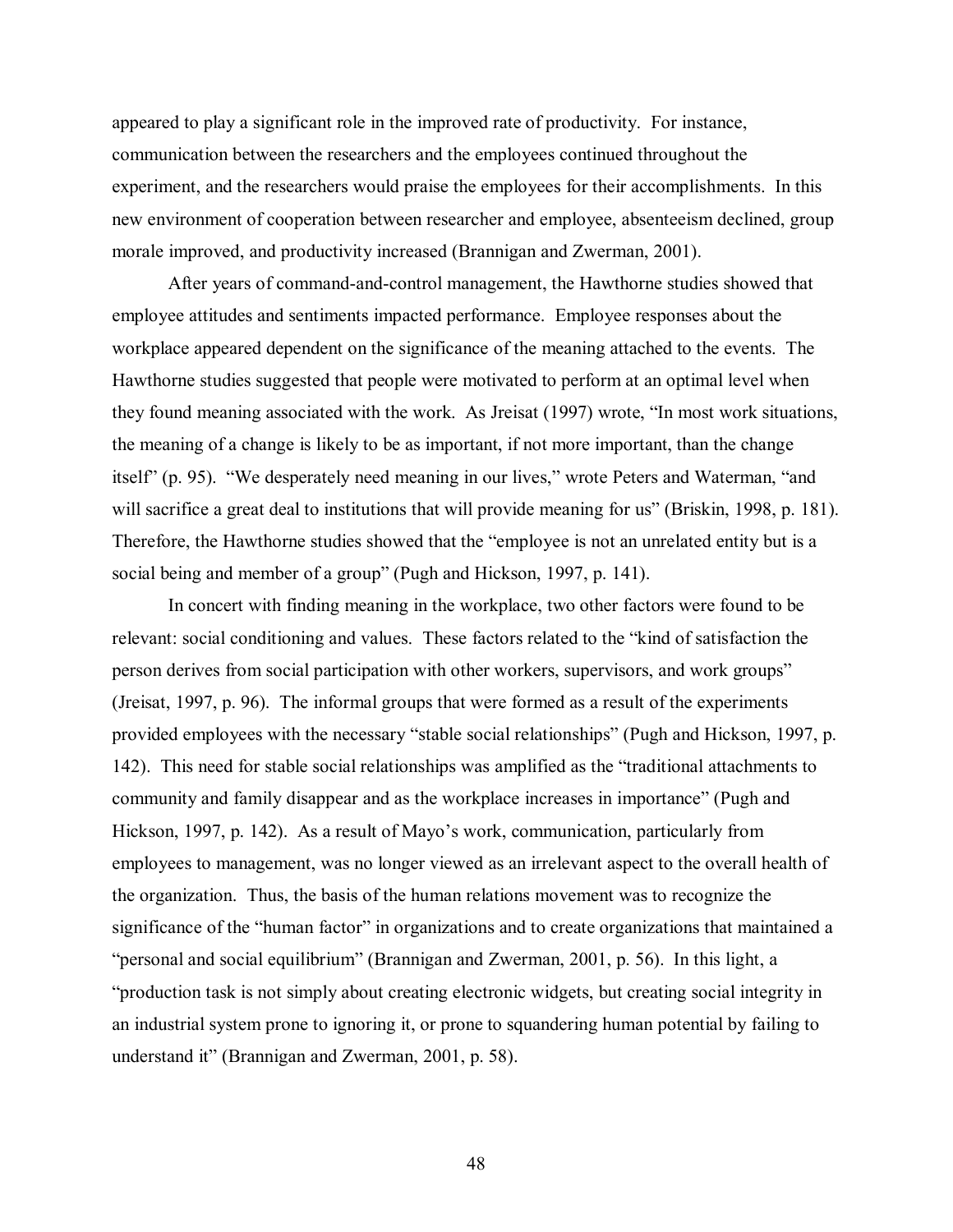appeared to play a significant role in the improved rate of productivity. For instance, communication between the researchers and the employees continued throughout the experiment, and the researchers would praise the employees for their accomplishments. In this new environment of cooperation between researcher and employee, absenteeism declined, group morale improved, and productivity increased (Brannigan and Zwerman, 2001).

After years of command-and-control management, the Hawthorne studies showed that employee attitudes and sentiments impacted performance. Employee responses about the workplace appeared dependent on the significance of the meaning attached to the events. The Hawthorne studies suggested that people were motivated to perform at an optimal level when they found meaning associated with the work. As Jreisat (1997) wrote, "In most work situations, the meaning of a change is likely to be as important, if not more important, than the change itself" (p. 95). "We desperately need meaning in our lives," wrote Peters and Waterman, "and will sacrifice a great deal to institutions that will provide meaning for us" (Briskin, 1998, p. 181). Therefore, the Hawthorne studies showed that the "employee is not an unrelated entity but is a social being and member of a group" (Pugh and Hickson, 1997, p. 141).

In concert with finding meaning in the workplace, two other factors were found to be relevant: social conditioning and values. These factors related to the "kind of satisfaction the person derives from social participation with other workers, supervisors, and work groups" (Jreisat, 1997, p. 96). The informal groups that were formed as a result of the experiments provided employees with the necessary "stable social relationships" (Pugh and Hickson, 1997, p. 142). This need for stable social relationships was amplified as the "traditional attachments to community and family disappear and as the workplace increases in importance" (Pugh and Hickson, 1997, p. 142). As a result of Mayo's work, communication, particularly from employees to management, was no longer viewed as an irrelevant aspect to the overall health of the organization. Thus, the basis of the human relations movement was to recognize the significance of the "human factor" in organizations and to create organizations that maintained a "personal and social equilibrium" (Brannigan and Zwerman, 2001, p. 56). In this light, a "production task is not simply about creating electronic widgets, but creating social integrity in an industrial system prone to ignoring it, or prone to squandering human potential by failing to understand it" (Brannigan and Zwerman, 2001, p. 58).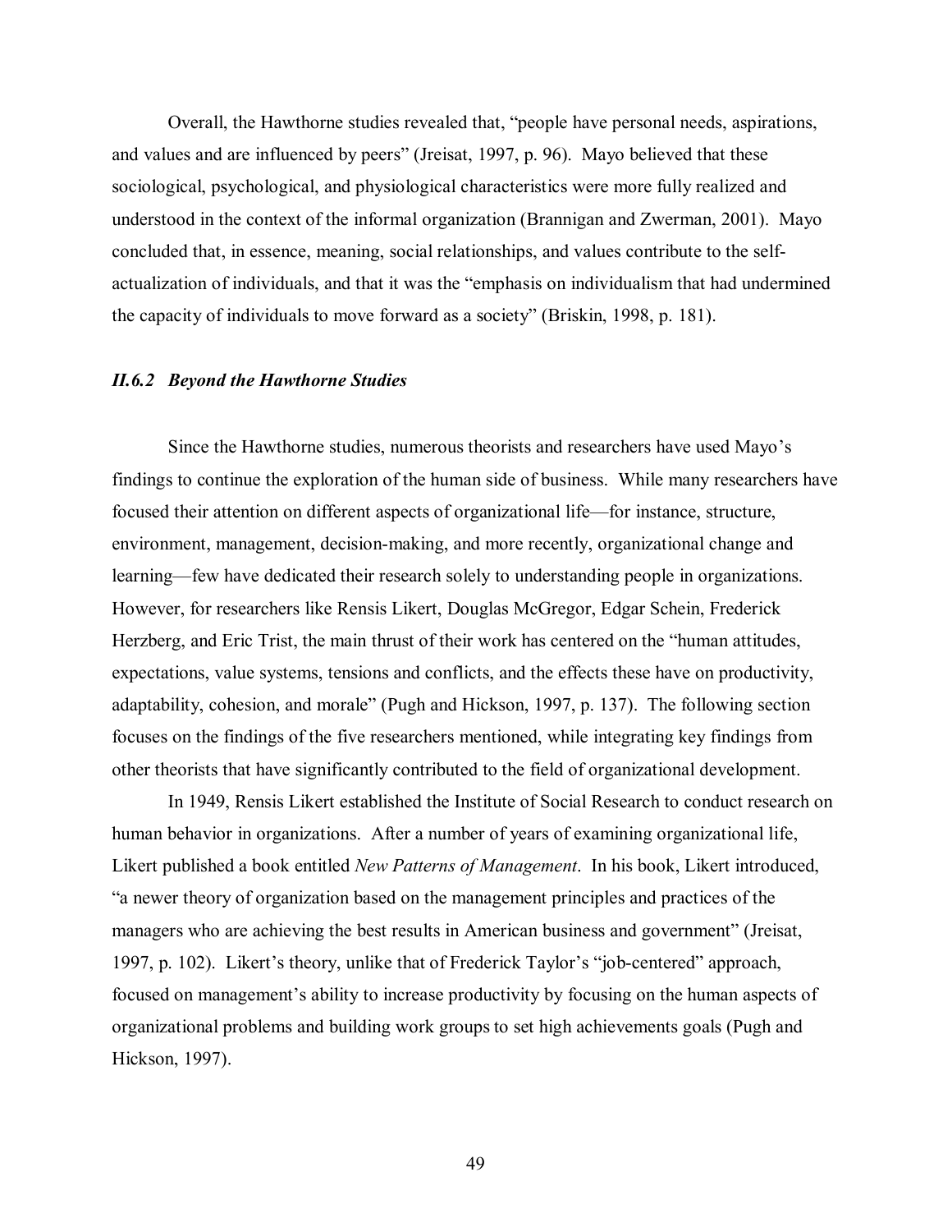Overall, the Hawthorne studies revealed that, "people have personal needs, aspirations, and values and are influenced by peers" (Jreisat, 1997, p. 96). Mayo believed that these sociological, psychological, and physiological characteristics were more fully realized and understood in the context of the informal organization (Brannigan and Zwerman, 2001). Mayo concluded that, in essence, meaning, social relationships, and values contribute to the self-actualization of individuals, and that it was the "emphasis on individualism that had undermined the capacity of individuals to move forward as a society" (Briskin, 1998, p. 181).

### *II.6.2 Beyond the Hawthorne Studies*

Since the Hawthorne studies, numerous theorists and researchers have used Mayo's findings to continue the exploration of the human side of business. While many researchers have focused their attention on different aspects of organizational life—for instance, structure, environment, management, decision-making, and more recently, organizational change and learning—few have dedicated their research solely to understanding people in organizations. However, for researchers like Rensis Likert, Douglas McGregor, Edgar Schein, Frederick Herzberg, and Eric Trist, the main thrust of their work has centered on the "human attitudes, expectations, value systems, tensions and conflicts, and the effects these have on productivity, adaptability, cohesion, and morale" (Pugh and Hickson, 1997, p. 137). The following section focuses on the findings of the five researchers mentioned, while integrating key findings from other theorists that have significantly contributed to the field of organizational development.

In 1949, Rensis Likert established the Institute of Social Research to conduct research on human behavior in organizations. After a number of years of examining organizational life, Likert published a book entitled *New Patterns of Management*. In his book, Likert introduced, "a newer theory of organization based on the management principles and practices of the managers who are achieving the best results in American business and government" (Jreisat, 1997, p. 102). Likert's theory, unlike that of Frederick Taylor's "job-centered" approach, focused on management's ability to increase productivity by focusing on the human aspects of organizational problems and building work groups to set high achievements goals (Pugh and Hickson, 1997).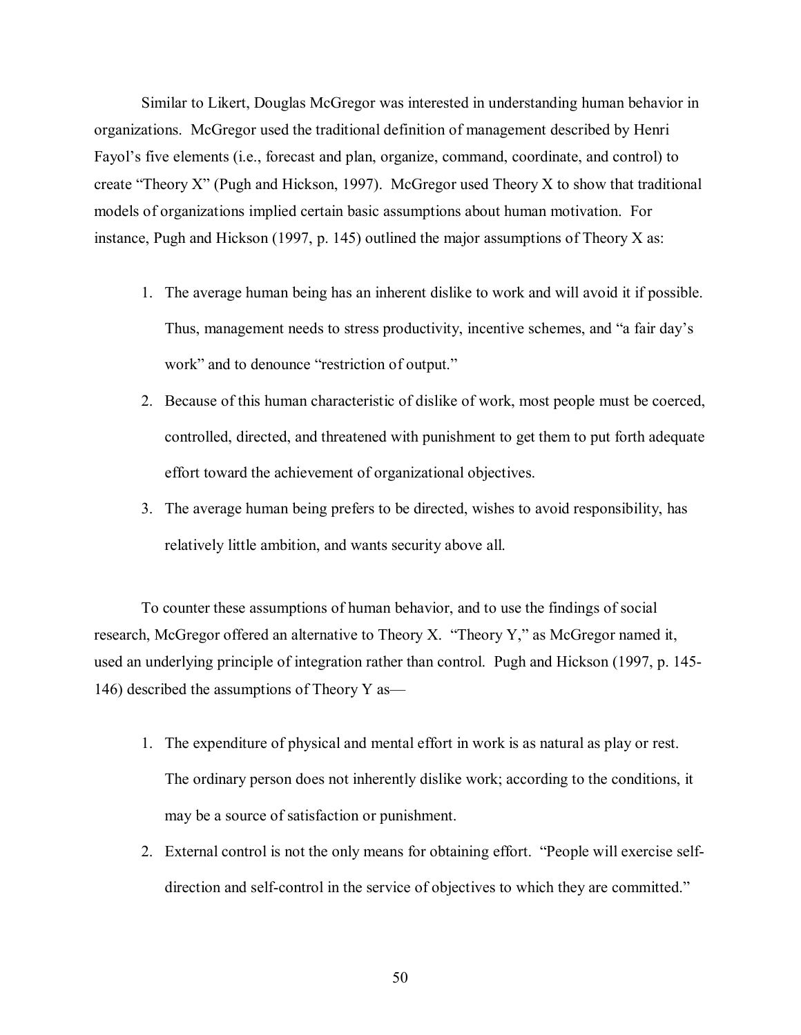Similar to Likert, Douglas McGregor was interested in understanding human behavior in organizations. McGregor used the traditional definition of management described by Henri Fayol's five elements (i.e., forecast and plan, organize, command, coordinate, and control) to create "Theory X" (Pugh and Hickson, 1997). McGregor used Theory X to show that traditional models of organizations implied certain basic assumptions about human motivation. For instance, Pugh and Hickson (1997, p. 145) outlined the major assumptions of Theory X as:

1. The average human being has an inherent dislike to work and will avoid it if possible. Thus, management needs to stress productivity, incentive schemes, and "a fair day's work" and to denounce "restriction of output."
2. Because of this human characteristic of dislike of work, most people must be coerced, controlled, directed, and threatened with punishment to get them to put forth adequate effort toward the achievement of organizational objectives.
3. The average human being prefers to be directed, wishes to avoid responsibility, has relatively little ambition, and wants security above all.

To counter these assumptions of human behavior, and to use the findings of social research, McGregor offered an alternative to Theory X. "Theory Y," as McGregor named it, used an underlying principle of integration rather than control. Pugh and Hickson (1997, p. 145-146) described the assumptions of Theory Y as—

1. The expenditure of physical and mental effort in work is as natural as play or rest. The ordinary person does not inherently dislike work; according to the conditions, it may be a source of satisfaction or punishment.
2. External control is not the only means for obtaining effort. "People will exercise self-direction and self-control in the service of objectives to which they are committed."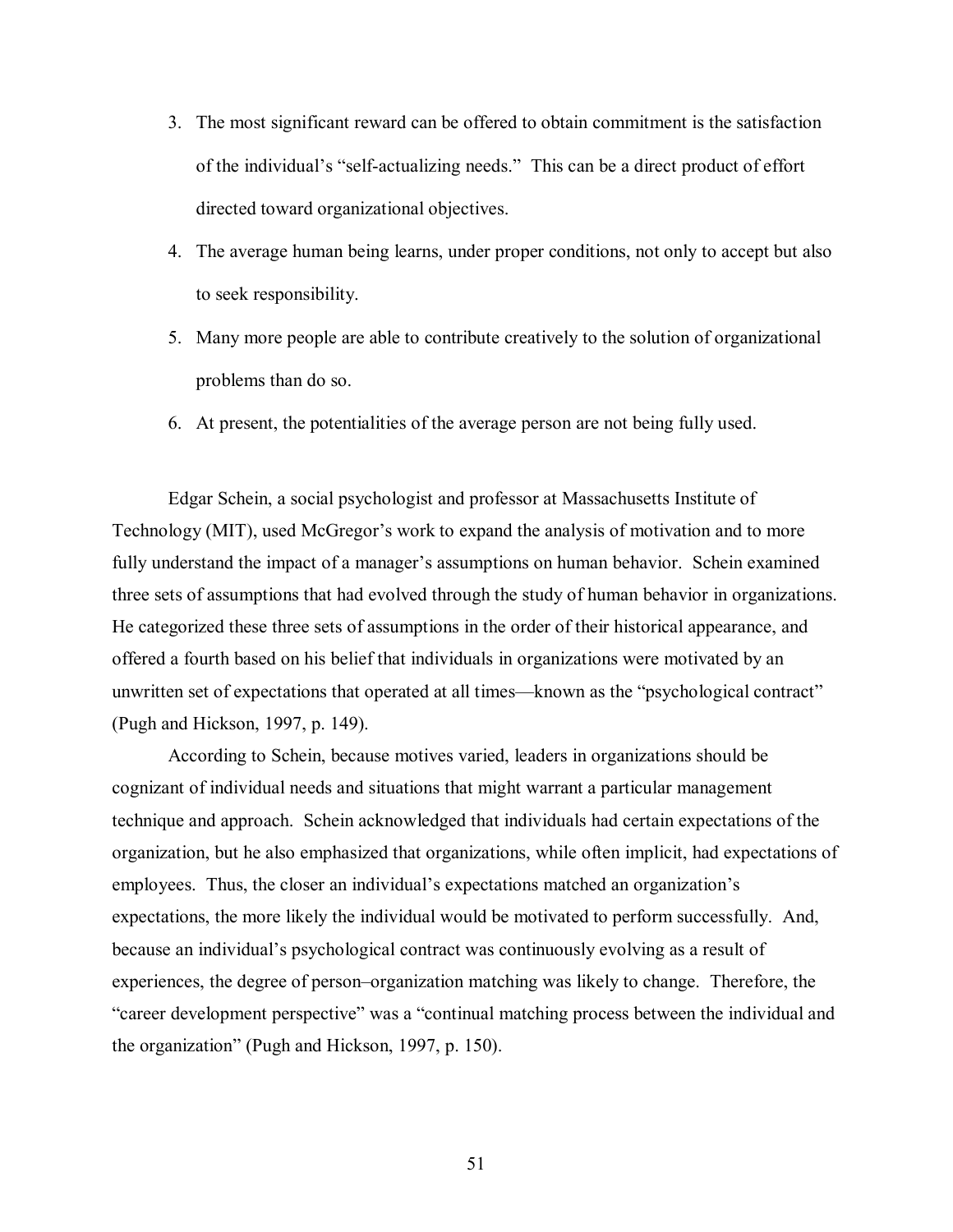3. The most significant reward can be offered to obtain commitment is the satisfaction of the individual's "self-actualizing needs." This can be a direct product of effort directed toward organizational objectives.
4. The average human being learns, under proper conditions, not only to accept but also to seek responsibility.
5. Many more people are able to contribute creatively to the solution of organizational problems than do so.
6. At present, the potentialities of the average person are not being fully used.

Edgar Schein, a social psychologist and professor at Massachusetts Institute of Technology (MIT), used McGregor's work to expand the analysis of motivation and to more fully understand the impact of a manager's assumptions on human behavior. Schein examined three sets of assumptions that had evolved through the study of human behavior in organizations. He categorized these three sets of assumptions in the order of their historical appearance, and offered a fourth based on his belief that individuals in organizations were motivated by an unwritten set of expectations that operated at all times—known as the "psychological contract" (Pugh and Hickson, 1997, p. 149).

According to Schein, because motives varied, leaders in organizations should be cognizant of individual needs and situations that might warrant a particular management technique and approach. Schein acknowledged that individuals had certain expectations of the organization, but he also emphasized that organizations, while often implicit, had expectations of employees. Thus, the closer an individual's expectations matched an organization's expectations, the more likely the individual would be motivated to perform successfully. And, because an individual's psychological contract was continuously evolving as a result of experiences, the degree of person–organization matching was likely to change. Therefore, the "career development perspective" was a "continual matching process between the individual and the organization" (Pugh and Hickson, 1997, p. 150).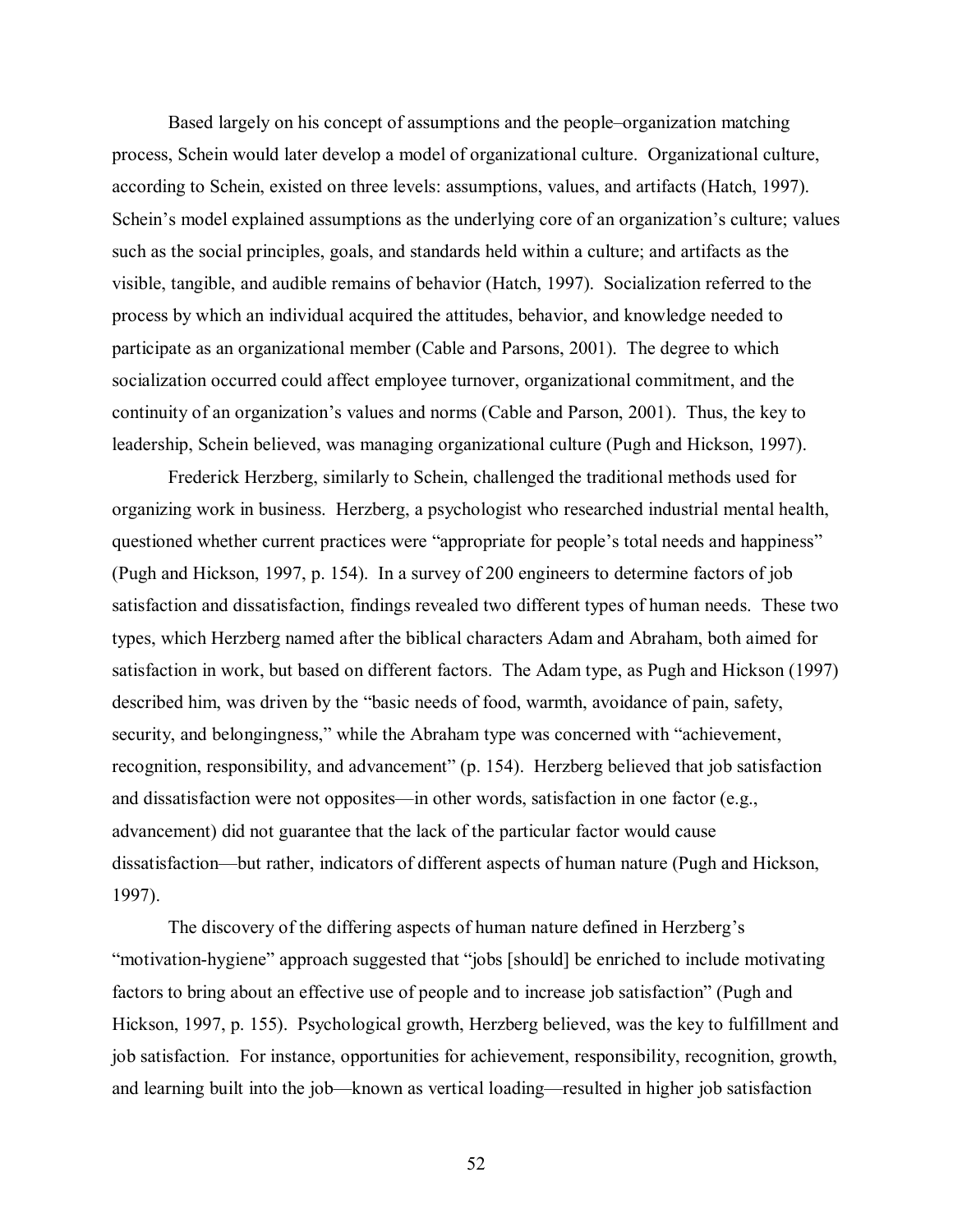Based largely on his concept of assumptions and the people–organization matching process, Schein would later develop a model of organizational culture. Organizational culture, according to Schein, existed on three levels: assumptions, values, and artifacts (Hatch, 1997). Schein's model explained assumptions as the underlying core of an organization's culture; values such as the social principles, goals, and standards held within a culture; and artifacts as the visible, tangible, and audible remains of behavior (Hatch, 1997). Socialization referred to the process by which an individual acquired the attitudes, behavior, and knowledge needed to participate as an organizational member (Cable and Parsons, 2001). The degree to which socialization occurred could affect employee turnover, organizational commitment, and the continuity of an organization's values and norms (Cable and Parson, 2001). Thus, the key to leadership, Schein believed, was managing organizational culture (Pugh and Hickson, 1997).

Frederick Herzberg, similarly to Schein, challenged the traditional methods used for organizing work in business. Herzberg, a psychologist who researched industrial mental health, questioned whether current practices were "appropriate for people's total needs and happiness" (Pugh and Hickson, 1997, p. 154). In a survey of 200 engineers to determine factors of job satisfaction and dissatisfaction, findings revealed two different types of human needs. These two types, which Herzberg named after the biblical characters Adam and Abraham, both aimed for satisfaction in work, but based on different factors. The Adam type, as Pugh and Hickson (1997) described him, was driven by the "basic needs of food, warmth, avoidance of pain, safety, security, and belongingness," while the Abraham type was concerned with "achievement, recognition, responsibility, and advancement" (p. 154). Herzberg believed that job satisfaction and dissatisfaction were not opposites—in other words, satisfaction in one factor (e.g., advancement) did not guarantee that the lack of the particular factor would cause dissatisfaction—but rather, indicators of different aspects of human nature (Pugh and Hickson, 1997).

The discovery of the differing aspects of human nature defined in Herzberg's "motivation-hygiene" approach suggested that "jobs [should] be enriched to include motivating factors to bring about an effective use of people and to increase job satisfaction" (Pugh and Hickson, 1997, p. 155). Psychological growth, Herzberg believed, was the key to fulfillment and job satisfaction. For instance, opportunities for achievement, responsibility, recognition, growth, and learning built into the job—known as vertical loading—resulted in higher job satisfaction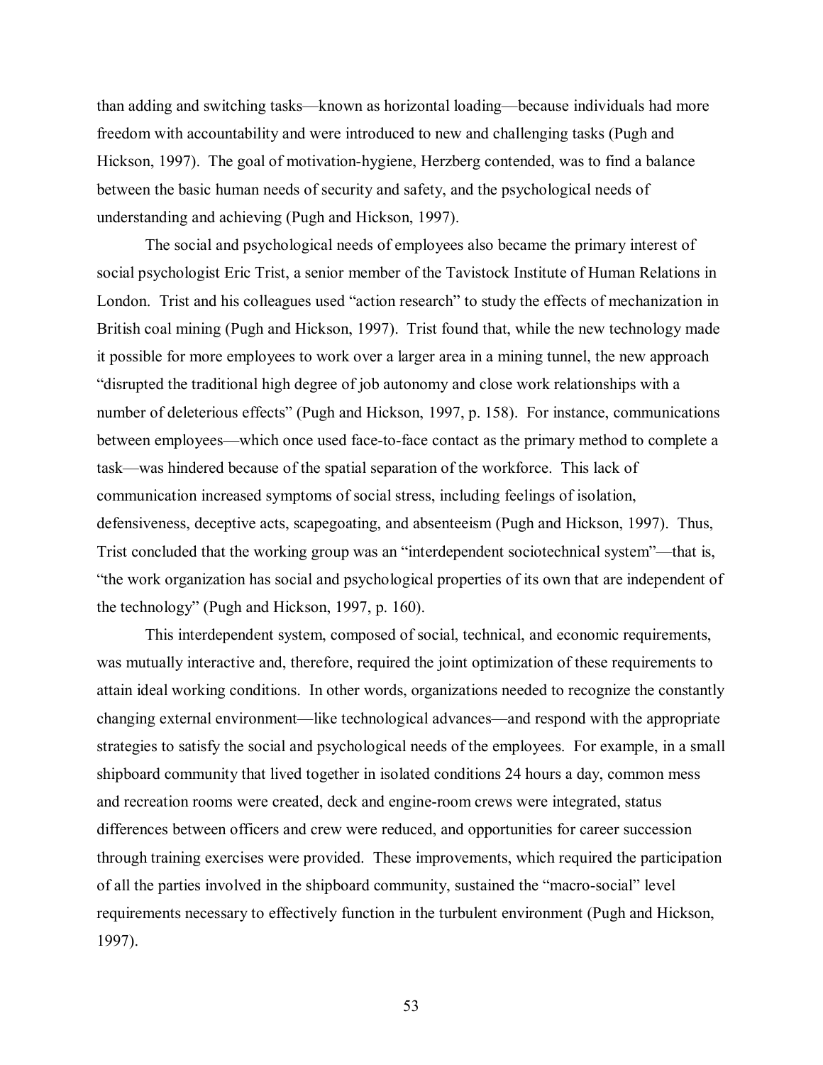than adding and switching tasks—known as horizontal loading—because individuals had more freedom with accountability and were introduced to new and challenging tasks (Pugh and Hickson, 1997). The goal of motivation-hygiene, Herzberg contended, was to find a balance between the basic human needs of security and safety, and the psychological needs of understanding and achieving (Pugh and Hickson, 1997).

The social and psychological needs of employees also became the primary interest of social psychologist Eric Trist, a senior member of the Tavistock Institute of Human Relations in London. Trist and his colleagues used "action research" to study the effects of mechanization in British coal mining (Pugh and Hickson, 1997). Trist found that, while the new technology made it possible for more employees to work over a larger area in a mining tunnel, the new approach "disrupted the traditional high degree of job autonomy and close work relationships with a number of deleterious effects" (Pugh and Hickson, 1997, p. 158). For instance, communications between employees—which once used face-to-face contact as the primary method to complete a task—was hindered because of the spatial separation of the workforce. This lack of communication increased symptoms of social stress, including feelings of isolation, defensiveness, deceptive acts, scapegoating, and absenteeism (Pugh and Hickson, 1997). Thus, Trist concluded that the working group was an "interdependent sociotechnical system"—that is, "the work organization has social and psychological properties of its own that are independent of the technology" (Pugh and Hickson, 1997, p. 160).

This interdependent system, composed of social, technical, and economic requirements, was mutually interactive and, therefore, required the joint optimization of these requirements to attain ideal working conditions. In other words, organizations needed to recognize the constantly changing external environment—like technological advances—and respond with the appropriate strategies to satisfy the social and psychological needs of the employees. For example, in a small shipboard community that lived together in isolated conditions 24 hours a day, common mess and recreation rooms were created, deck and engine-room crews were integrated, status differences between officers and crew were reduced, and opportunities for career succession through training exercises were provided. These improvements, which required the participation of all the parties involved in the shipboard community, sustained the "macro-social" level requirements necessary to effectively function in the turbulent environment (Pugh and Hickson, 1997).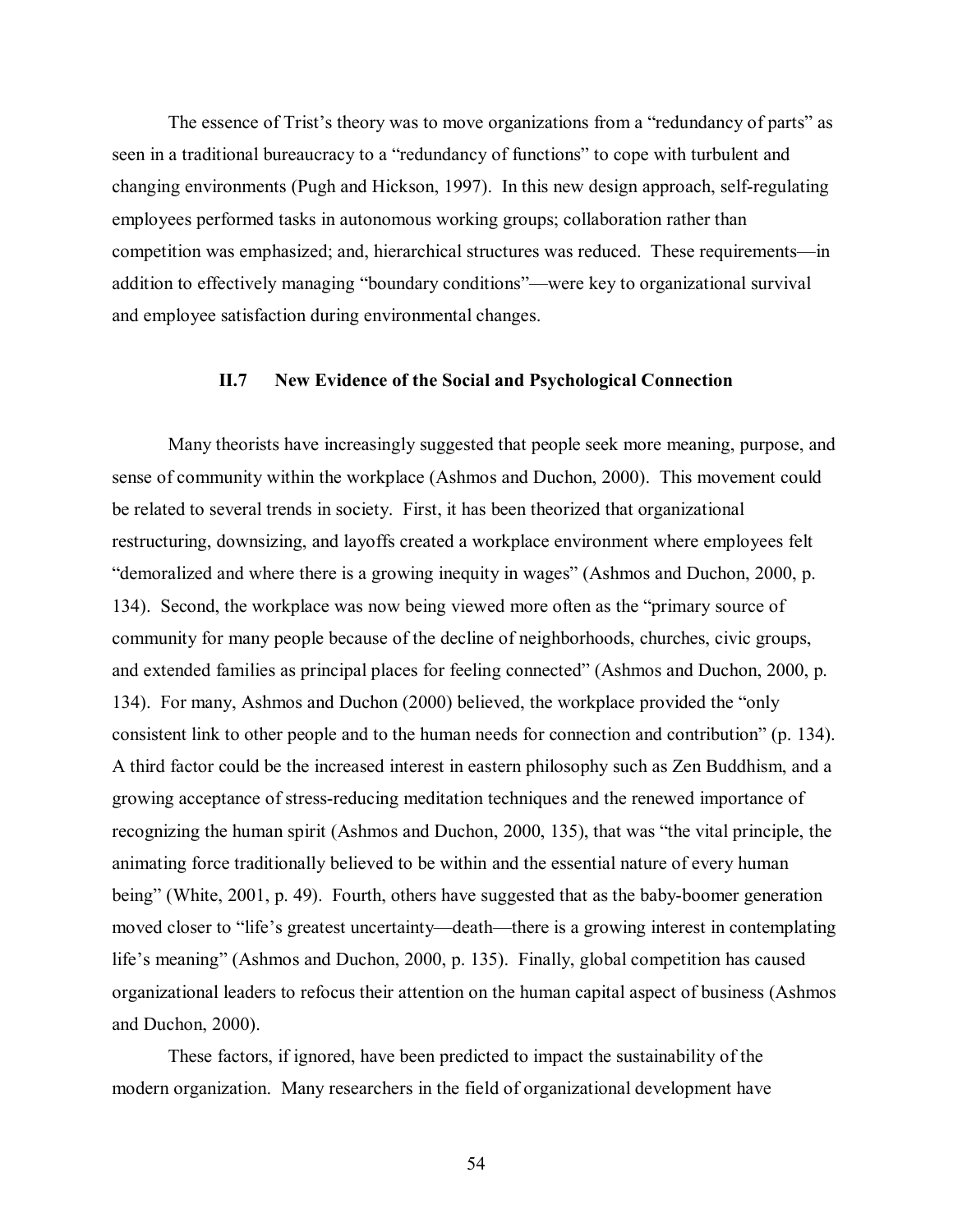The essence of Trist's theory was to move organizations from a "redundancy of parts" as seen in a traditional bureaucracy to a "redundancy of functions" to cope with turbulent and changing environments (Pugh and Hickson, 1997). In this new design approach, self-regulating employees performed tasks in autonomous working groups; collaboration rather than competition was emphasized; and, hierarchical structures was reduced. These requirements—in addition to effectively managing "boundary conditions"—were key to organizational survival and employee satisfaction during environmental changes.

### II.7 New Evidence of the Social and Psychological Connection

Many theorists have increasingly suggested that people seek more meaning, purpose, and sense of community within the workplace (Ashmos and Duchon, 2000). This movement could be related to several trends in society. First, it has been theorized that organizational restructuring, downsizing, and layoffs created a workplace environment where employees felt "demoralized and where there is a growing inequity in wages" (Ashmos and Duchon, 2000, p. 134). Second, the workplace was now being viewed more often as the "primary source of community for many people because of the decline of neighborhoods, churches, civic groups, and extended families as principal places for feeling connected" (Ashmos and Duchon, 2000, p. 134). For many, Ashmos and Duchon (2000) believed, the workplace provided the "only consistent link to other people and to the human needs for connection and contribution" (p. 134). A third factor could be the increased interest in eastern philosophy such as Zen Buddhism, and a growing acceptance of stress-reducing meditation techniques and the renewed importance of recognizing the human spirit (Ashmos and Duchon, 2000, 135), that was "the vital principle, the animating force traditionally believed to be within and the essential nature of every human being" (White, 2001, p. 49). Fourth, others have suggested that as the baby-boomer generation moved closer to "life's greatest uncertainty—death—there is a growing interest in contemplating life's meaning" (Ashmos and Duchon, 2000, p. 135). Finally, global competition has caused organizational leaders to refocus their attention on the human capital aspect of business (Ashmos and Duchon, 2000).

These factors, if ignored, have been predicted to impact the sustainability of the modern organization. Many researchers in the field of organizational development have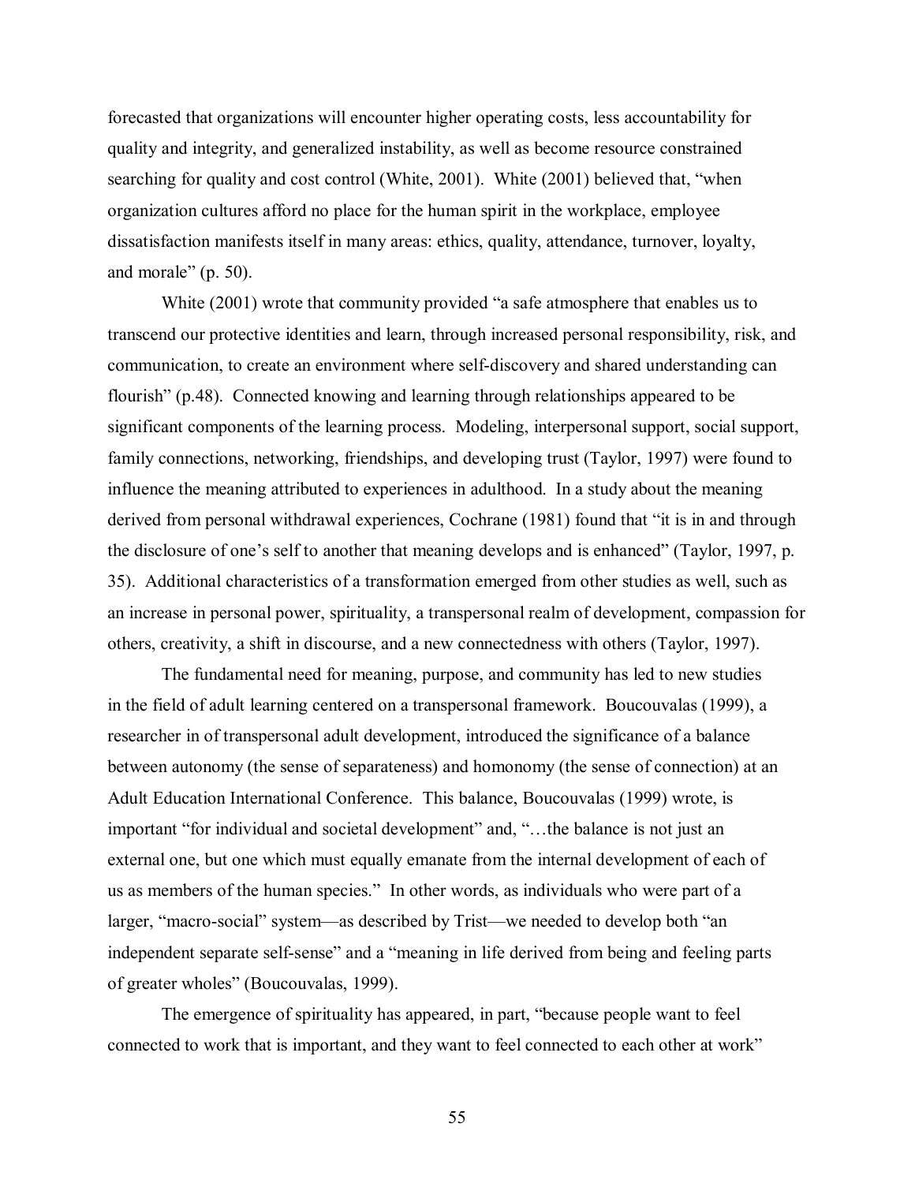forecasted that organizations will encounter higher operating costs, less accountability for quality and integrity, and generalized instability, as well as become resource constrained searching for quality and cost control (White, 2001). White (2001) believed that, "when organization cultures afford no place for the human spirit in the workplace, employee dissatisfaction manifests itself in many areas: ethics, quality, attendance, turnover, loyalty, and morale" (p. 50).

White (2001) wrote that community provided "a safe atmosphere that enables us to transcend our protective identities and learn, through increased personal responsibility, risk, and communication, to create an environment where self-discovery and shared understanding can flourish" (p.48). Connected knowing and learning through relationships appeared to be significant components of the learning process. Modeling, interpersonal support, social support, family connections, networking, friendships, and developing trust (Taylor, 1997) were found to influence the meaning attributed to experiences in adulthood. In a study about the meaning derived from personal withdrawal experiences, Cochrane (1981) found that "it is in and through the disclosure of one's self to another that meaning develops and is enhanced" (Taylor, 1997, p. 35). Additional characteristics of a transformation emerged from other studies as well, such as an increase in personal power, spirituality, a transpersonal realm of development, compassion for others, creativity, a shift in discourse, and a new connectedness with others (Taylor, 1997).

The fundamental need for meaning, purpose, and community has led to new studies in the field of adult learning centered on a transpersonal framework. Boucouvalas (1999), a researcher in of transpersonal adult development, introduced the significance of a balance between autonomy (the sense of separateness) and homonomy (the sense of connection) at an Adult Education International Conference. This balance, Boucouvalas (1999) wrote, is important "for individual and societal development" and, "…the balance is not just an external one, but one which must equally emanate from the internal development of each of us as members of the human species." In other words, as individuals who were part of a larger, "macro-social" system—as described by Trist—we needed to develop both "an independent separate self-sense" and a "meaning in life derived from being and feeling parts of greater wholes" (Boucouvalas, 1999).

The emergence of spirituality has appeared, in part, "because people want to feel connected to work that is important, and they want to feel connected to each other at work"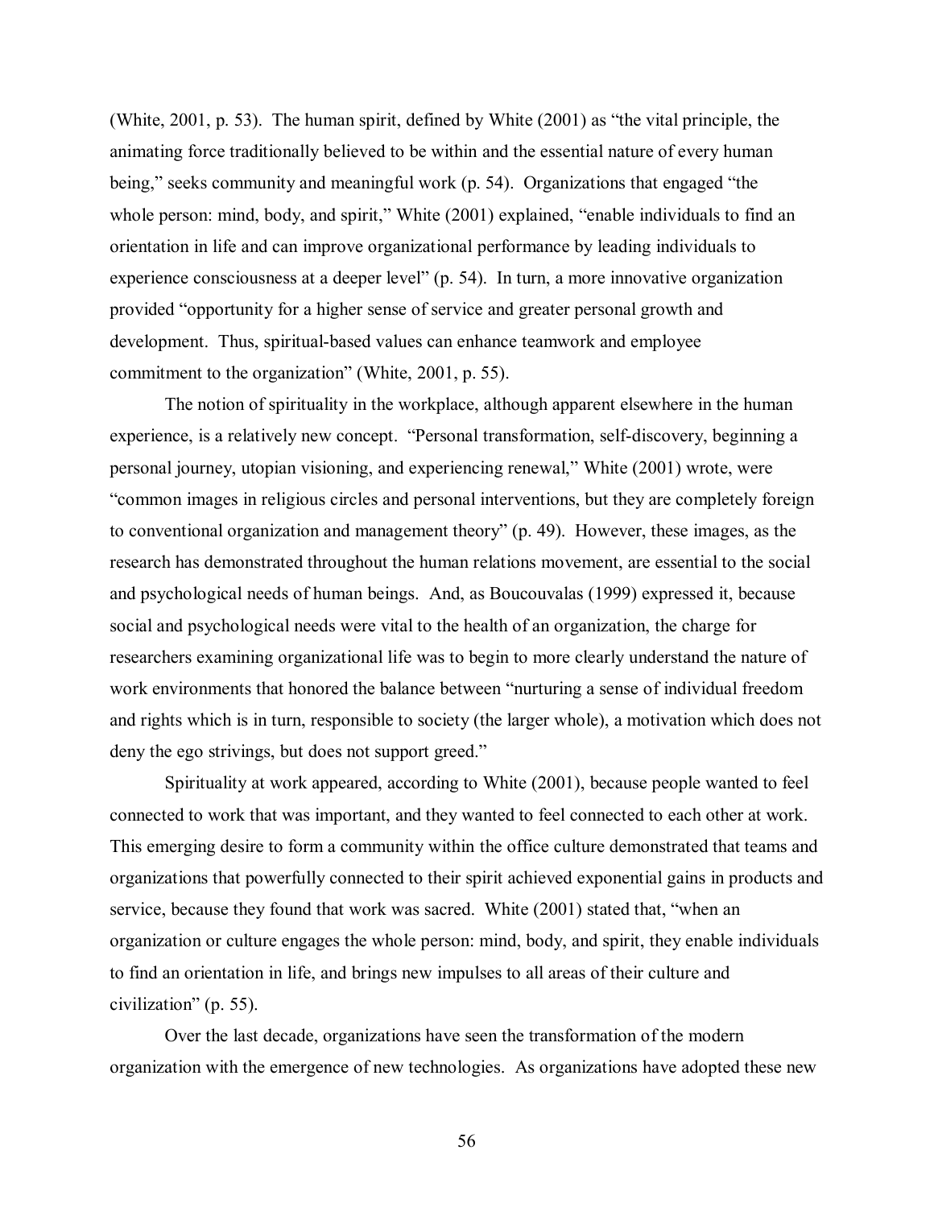(White, 2001, p. 53). The human spirit, defined by White (2001) as "the vital principle, the animating force traditionally believed to be within and the essential nature of every human being," seeks community and meaningful work (p. 54). Organizations that engaged "the whole person: mind, body, and spirit," White (2001) explained, "enable individuals to find an orientation in life and can improve organizational performance by leading individuals to experience consciousness at a deeper level" (p. 54). In turn, a more innovative organization provided "opportunity for a higher sense of service and greater personal growth and development. Thus, spiritual-based values can enhance teamwork and employee commitment to the organization" (White, 2001, p. 55).

The notion of spirituality in the workplace, although apparent elsewhere in the human experience, is a relatively new concept. "Personal transformation, self-discovery, beginning a personal journey, utopian visioning, and experiencing renewal," White (2001) wrote, were "common images in religious circles and personal interventions, but they are completely foreign to conventional organization and management theory" (p. 49). However, these images, as the research has demonstrated throughout the human relations movement, are essential to the social and psychological needs of human beings. And, as Boucouvalas (1999) expressed it, because social and psychological needs were vital to the health of an organization, the charge for researchers examining organizational life was to begin to more clearly understand the nature of work environments that honored the balance between "nurturing a sense of individual freedom and rights which is in turn, responsible to society (the larger whole), a motivation which does not deny the ego strivings, but does not support greed."

Spirituality at work appeared, according to White (2001), because people wanted to feel connected to work that was important, and they wanted to feel connected to each other at work. This emerging desire to form a community within the office culture demonstrated that teams and organizations that powerfully connected to their spirit achieved exponential gains in products and service, because they found that work was sacred. White (2001) stated that, "when an organization or culture engages the whole person: mind, body, and spirit, they enable individuals to find an orientation in life, and brings new impulses to all areas of their culture and civilization" (p. 55).

Over the last decade, organizations have seen the transformation of the modern organization with the emergence of new technologies. As organizations have adopted these new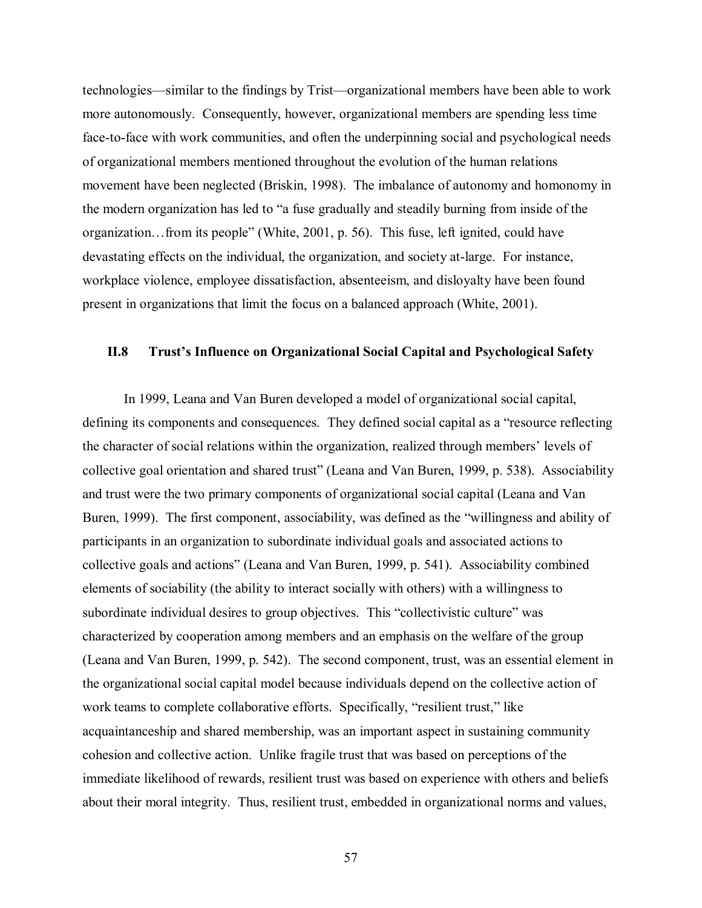technologies—similar to the findings by Trist—organizational members have been able to work more autonomously. Consequently, however, organizational members are spending less time face-to-face with work communities, and often the underpinning social and psychological needs of organizational members mentioned throughout the evolution of the human relations movement have been neglected (Briskin, 1998). The imbalance of autonomy and homonomy in the modern organization has led to "a fuse gradually and steadily burning from inside of the organization…from its people" (White, 2001, p. 56). This fuse, left ignited, could have devastating effects on the individual, the organization, and society at-large. For instance, workplace violence, employee dissatisfaction, absenteeism, and disloyalty have been found present in organizations that limit the focus on a balanced approach (White, 2001).

### II.8 Trust's Influence on Organizational Social Capital and Psychological Safety

In 1999, Leana and Van Buren developed a model of organizational social capital, defining its components and consequences. They defined social capital as a "resource reflecting the character of social relations within the organization, realized through members' levels of collective goal orientation and shared trust" (Leana and Van Buren, 1999, p. 538). Associability and trust were the two primary components of organizational social capital (Leana and Van Buren, 1999). The first component, associability, was defined as the "willingness and ability of participants in an organization to subordinate individual goals and associated actions to collective goals and actions" (Leana and Van Buren, 1999, p. 541). Associability combined elements of sociability (the ability to interact socially with others) with a willingness to subordinate individual desires to group objectives. This "collectivistic culture" was characterized by cooperation among members and an emphasis on the welfare of the group (Leana and Van Buren, 1999, p. 542). The second component, trust, was an essential element in the organizational social capital model because individuals depend on the collective action of work teams to complete collaborative efforts. Specifically, "resilient trust," like acquaintanceship and shared membership, was an important aspect in sustaining community cohesion and collective action. Unlike fragile trust that was based on perceptions of the immediate likelihood of rewards, resilient trust was based on experience with others and beliefs about their moral integrity. Thus, resilient trust, embedded in organizational norms and values,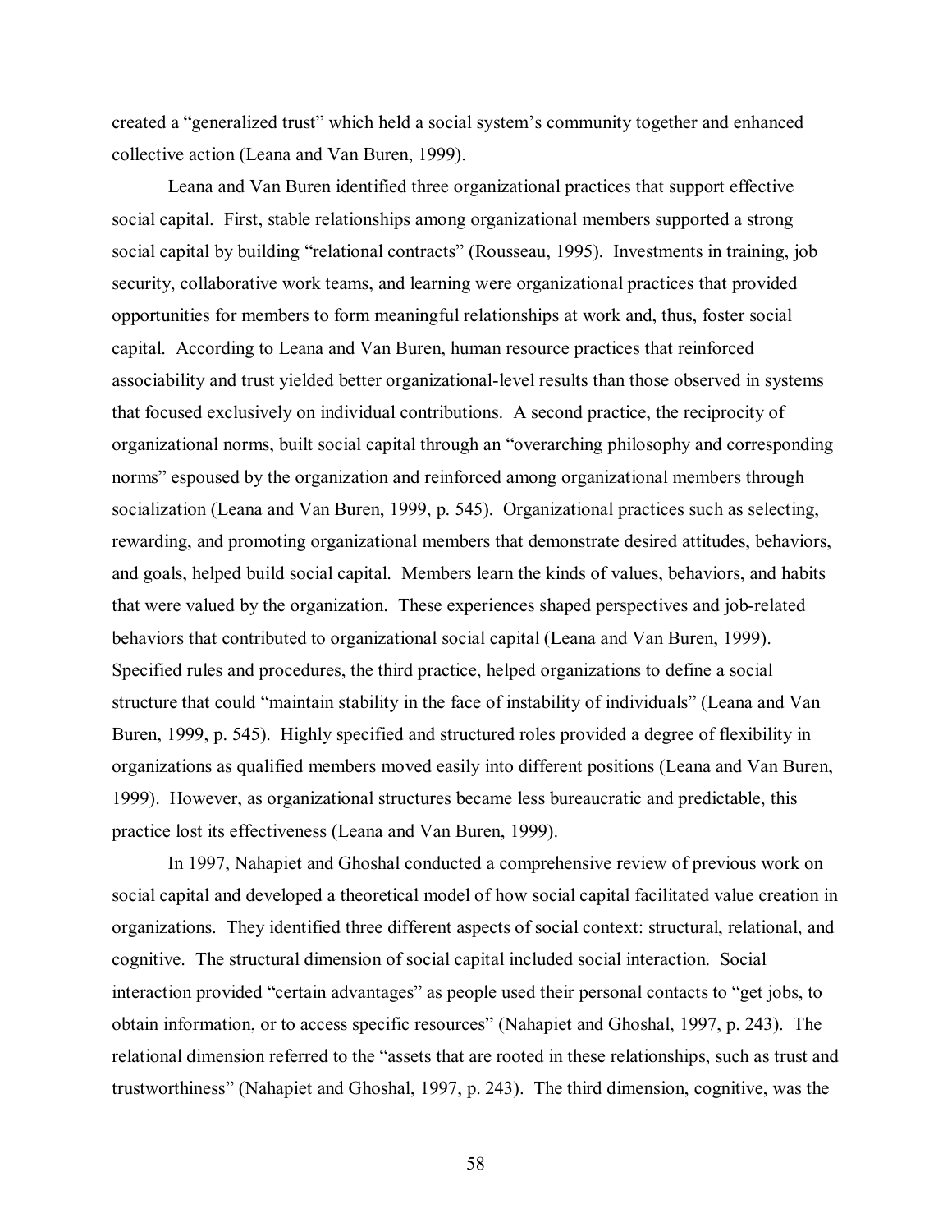created a "generalized trust" which held a social system's community together and enhanced collective action (Leana and Van Buren, 1999).

Leana and Van Buren identified three organizational practices that support effective social capital. First, stable relationships among organizational members supported a strong social capital by building "relational contracts" (Rousseau, 1995). Investments in training, job security, collaborative work teams, and learning were organizational practices that provided opportunities for members to form meaningful relationships at work and, thus, foster social capital. According to Leana and Van Buren, human resource practices that reinforced associability and trust yielded better organizational-level results than those observed in systems that focused exclusively on individual contributions. A second practice, the reciprocity of organizational norms, built social capital through an "overarching philosophy and corresponding norms" espoused by the organization and reinforced among organizational members through socialization (Leana and Van Buren, 1999, p. 545). Organizational practices such as selecting, rewarding, and promoting organizational members that demonstrate desired attitudes, behaviors, and goals, helped build social capital. Members learn the kinds of values, behaviors, and habits that were valued by the organization. These experiences shaped perspectives and job-related behaviors that contributed to organizational social capital (Leana and Van Buren, 1999). Specified rules and procedures, the third practice, helped organizations to define a social structure that could "maintain stability in the face of instability of individuals" (Leana and Van Buren, 1999, p. 545). Highly specified and structured roles provided a degree of flexibility in organizations as qualified members moved easily into different positions (Leana and Van Buren, 1999). However, as organizational structures became less bureaucratic and predictable, this practice lost its effectiveness (Leana and Van Buren, 1999).

In 1997, Nahapiet and Ghoshal conducted a comprehensive review of previous work on social capital and developed a theoretical model of how social capital facilitated value creation in organizations. They identified three different aspects of social context: structural, relational, and cognitive. The structural dimension of social capital included social interaction. Social interaction provided "certain advantages" as people used their personal contacts to "get jobs, to obtain information, or to access specific resources" (Nahapiet and Ghoshal, 1997, p. 243). The relational dimension referred to the "assets that are rooted in these relationships, such as trust and trustworthiness" (Nahapiet and Ghoshal, 1997, p. 243). The third dimension, cognitive, was the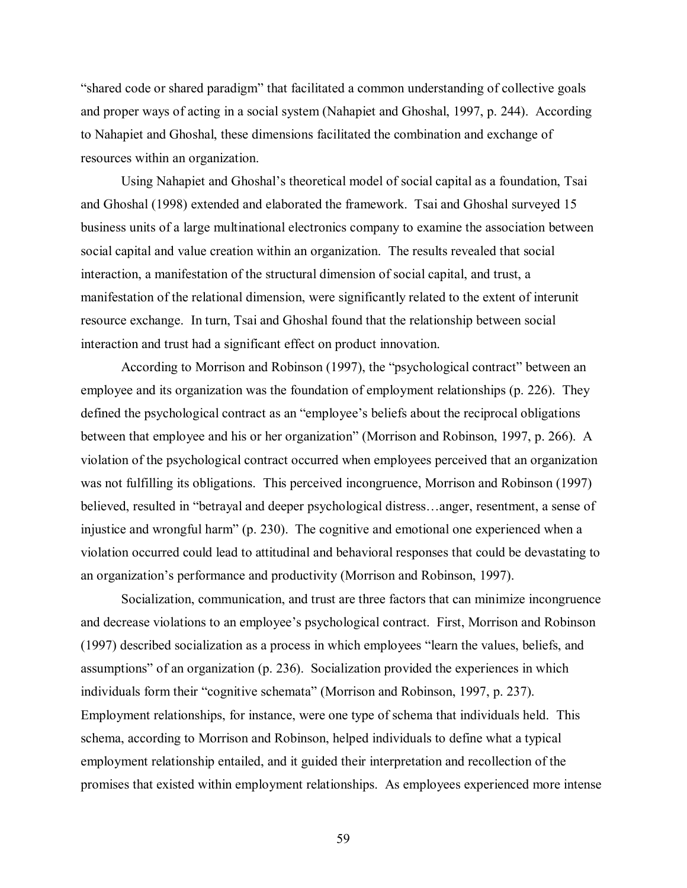"shared code or shared paradigm" that facilitated a common understanding of collective goals and proper ways of acting in a social system (Nahapiet and Ghoshal, 1997, p. 244). According to Nahapiet and Ghoshal, these dimensions facilitated the combination and exchange of resources within an organization.

Using Nahapiet and Ghoshal's theoretical model of social capital as a foundation, Tsai and Ghoshal (1998) extended and elaborated the framework. Tsai and Ghoshal surveyed 15 business units of a large multinational electronics company to examine the association between social capital and value creation within an organization. The results revealed that social interaction, a manifestation of the structural dimension of social capital, and trust, a manifestation of the relational dimension, were significantly related to the extent of interunit resource exchange. In turn, Tsai and Ghoshal found that the relationship between social interaction and trust had a significant effect on product innovation.

According to Morrison and Robinson (1997), the "psychological contract" between an employee and its organization was the foundation of employment relationships (p. 226). They defined the psychological contract as an "employee's beliefs about the reciprocal obligations between that employee and his or her organization" (Morrison and Robinson, 1997, p. 266). A violation of the psychological contract occurred when employees perceived that an organization was not fulfilling its obligations. This perceived incongruence, Morrison and Robinson (1997) believed, resulted in "betrayal and deeper psychological distress…anger, resentment, a sense of injustice and wrongful harm" (p. 230). The cognitive and emotional one experienced when a violation occurred could lead to attitudinal and behavioral responses that could be devastating to an organization's performance and productivity (Morrison and Robinson, 1997).

Socialization, communication, and trust are three factors that can minimize incongruence and decrease violations to an employee's psychological contract. First, Morrison and Robinson (1997) described socialization as a process in which employees "learn the values, beliefs, and assumptions" of an organization (p. 236). Socialization provided the experiences in which individuals form their "cognitive schemata" (Morrison and Robinson, 1997, p. 237). Employment relationships, for instance, were one type of schema that individuals held. This schema, according to Morrison and Robinson, helped individuals to define what a typical employment relationship entailed, and it guided their interpretation and recollection of the promises that existed within employment relationships. As employees experienced more intense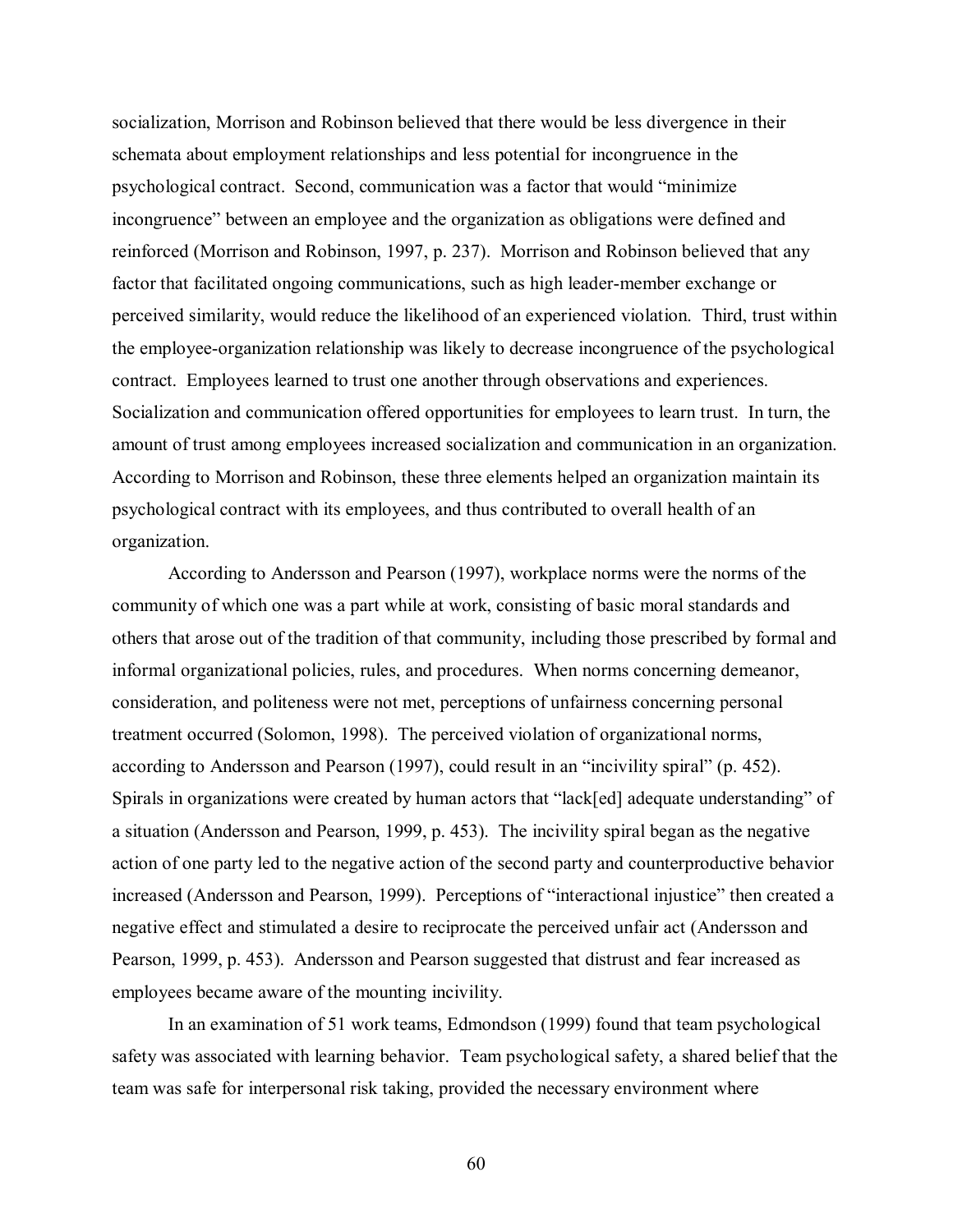socialization, Morrison and Robinson believed that there would be less divergence in their schemata about employment relationships and less potential for incongruence in the psychological contract. Second, communication was a factor that would "minimize incongruence" between an employee and the organization as obligations were defined and reinforced (Morrison and Robinson, 1997, p. 237). Morrison and Robinson believed that any factor that facilitated ongoing communications, such as high leader-member exchange or perceived similarity, would reduce the likelihood of an experienced violation. Third, trust within the employee-organization relationship was likely to decrease incongruence of the psychological contract. Employees learned to trust one another through observations and experiences. Socialization and communication offered opportunities for employees to learn trust. In turn, the amount of trust among employees increased socialization and communication in an organization. According to Morrison and Robinson, these three elements helped an organization maintain its psychological contract with its employees, and thus contributed to overall health of an organization.

According to Andersson and Pearson (1997), workplace norms were the norms of the community of which one was a part while at work, consisting of basic moral standards and others that arose out of the tradition of that community, including those prescribed by formal and informal organizational policies, rules, and procedures. When norms concerning demeanor, consideration, and politeness were not met, perceptions of unfairness concerning personal treatment occurred (Solomon, 1998). The perceived violation of organizational norms, according to Andersson and Pearson (1997), could result in an "incivility spiral" (p. 452). Spirals in organizations were created by human actors that "lack[ed] adequate understanding" of a situation (Andersson and Pearson, 1999, p. 453). The incivility spiral began as the negative action of one party led to the negative action of the second party and counterproductive behavior increased (Andersson and Pearson, 1999). Perceptions of "interactional injustice" then created a negative effect and stimulated a desire to reciprocate the perceived unfair act (Andersson and Pearson, 1999, p. 453). Andersson and Pearson suggested that distrust and fear increased as employees became aware of the mounting incivility.

In an examination of 51 work teams, Edmondson (1999) found that team psychological safety was associated with learning behavior. Team psychological safety, a shared belief that the team was safe for interpersonal risk taking, provided the necessary environment where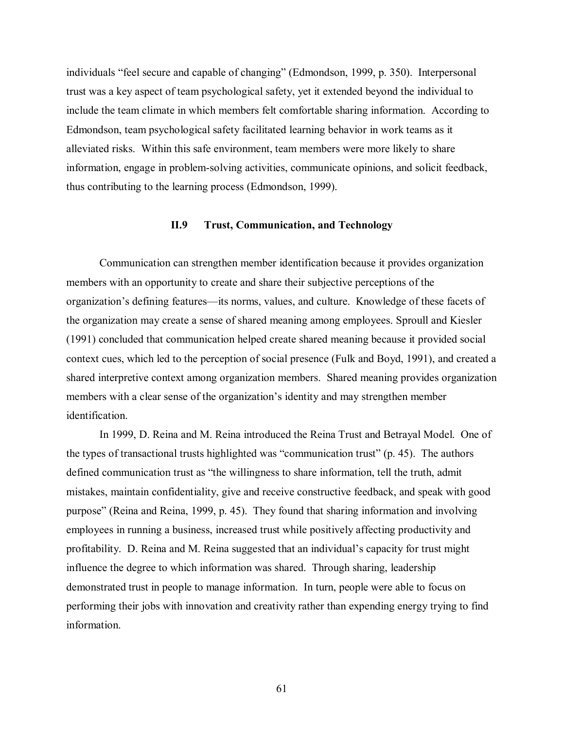individuals "feel secure and capable of changing" (Edmondson, 1999, p. 350). Interpersonal trust was a key aspect of team psychological safety, yet it extended beyond the individual to include the team climate in which members felt comfortable sharing information. According to Edmondson, team psychological safety facilitated learning behavior in work teams as it alleviated risks. Within this safe environment, team members were more likely to share information, engage in problem-solving activities, communicate opinions, and solicit feedback, thus contributing to the learning process (Edmondson, 1999).

## II.9 Trust, Communication, and Technology

Communication can strengthen member identification because it provides organization members with an opportunity to create and share their subjective perceptions of the organization's defining features—its norms, values, and culture. Knowledge of these facets of the organization may create a sense of shared meaning among employees. Sproull and Kiesler (1991) concluded that communication helped create shared meaning because it provided social context cues, which led to the perception of social presence (Fulk and Boyd, 1991), and created a shared interpretive context among organization members. Shared meaning provides organization members with a clear sense of the organization's identity and may strengthen member identification.

In 1999, D. Reina and M. Reina introduced the Reina Trust and Betrayal Model. One of the types of transactional trusts highlighted was "communication trust" (p. 45). The authors defined communication trust as "the willingness to share information, tell the truth, admit mistakes, maintain confidentiality, give and receive constructive feedback, and speak with good purpose" (Reina and Reina, 1999, p. 45). They found that sharing information and involving employees in running a business, increased trust while positively affecting productivity and profitability. D. Reina and M. Reina suggested that an individual's capacity for trust might influence the degree to which information was shared. Through sharing, leadership demonstrated trust in people to manage information. In turn, people were able to focus on performing their jobs with innovation and creativity rather than expending energy trying to find information.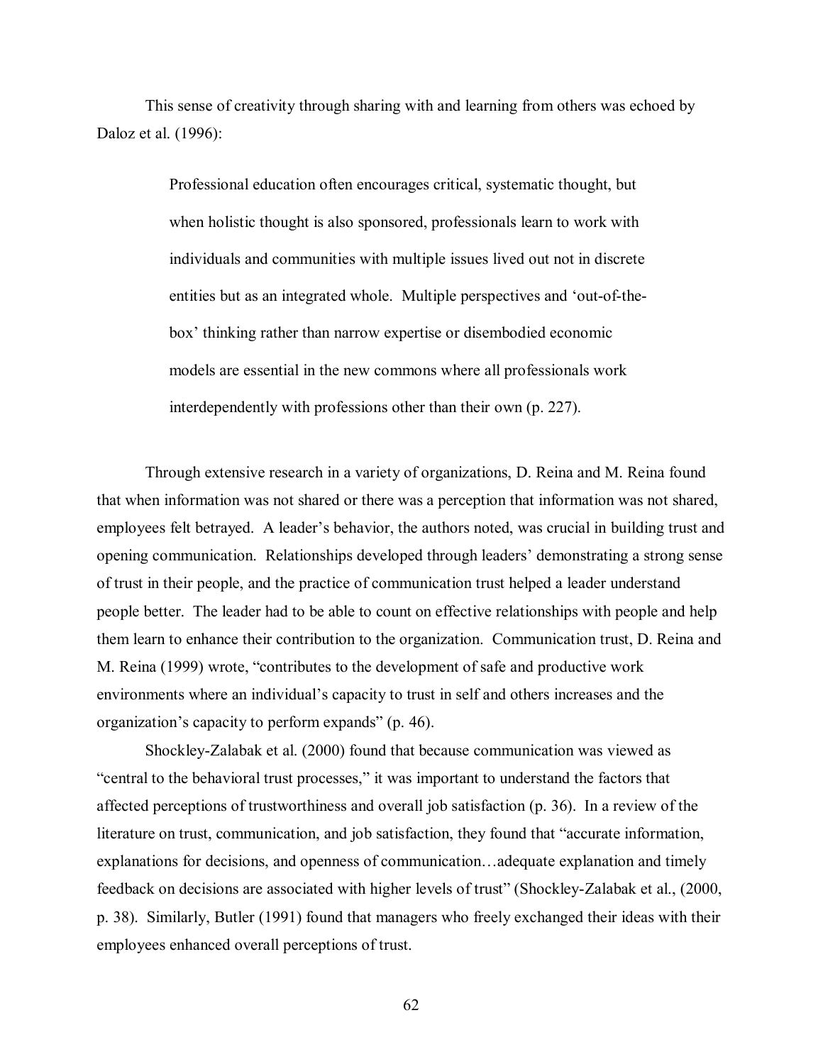This sense of creativity through sharing with and learning from others was echoed by Daloz et al. (1996):

> Professional education often encourages critical, systematic thought, but when holistic thought is also sponsored, professionals learn to work with individuals and communities with multiple issues lived out not in discrete entities but as an integrated whole. Multiple perspectives and 'out-of-the-box' thinking rather than narrow expertise or disembodied economic models are essential in the new commons where all professionals work interdependently with professions other than their own (p. 227).

Through extensive research in a variety of organizations, D. Reina and M. Reina found that when information was not shared or there was a perception that information was not shared, employees felt betrayed. A leader's behavior, the authors noted, was crucial in building trust and opening communication. Relationships developed through leaders' demonstrating a strong sense of trust in their people, and the practice of communication trust helped a leader understand people better. The leader had to be able to count on effective relationships with people and help them learn to enhance their contribution to the organization. Communication trust, D. Reina and M. Reina (1999) wrote, "contributes to the development of safe and productive work environments where an individual's capacity to trust in self and others increases and the organization's capacity to perform expands" (p. 46).

Shockley-Zalabak et al. (2000) found that because communication was viewed as "central to the behavioral trust processes," it was important to understand the factors that affected perceptions of trustworthiness and overall job satisfaction (p. 36). In a review of the literature on trust, communication, and job satisfaction, they found that "accurate information, explanations for decisions, and openness of communication…adequate explanation and timely feedback on decisions are associated with higher levels of trust" (Shockley-Zalabak et al., (2000, p. 38). Similarly, Butler (1991) found that managers who freely exchanged their ideas with their employees enhanced overall perceptions of trust.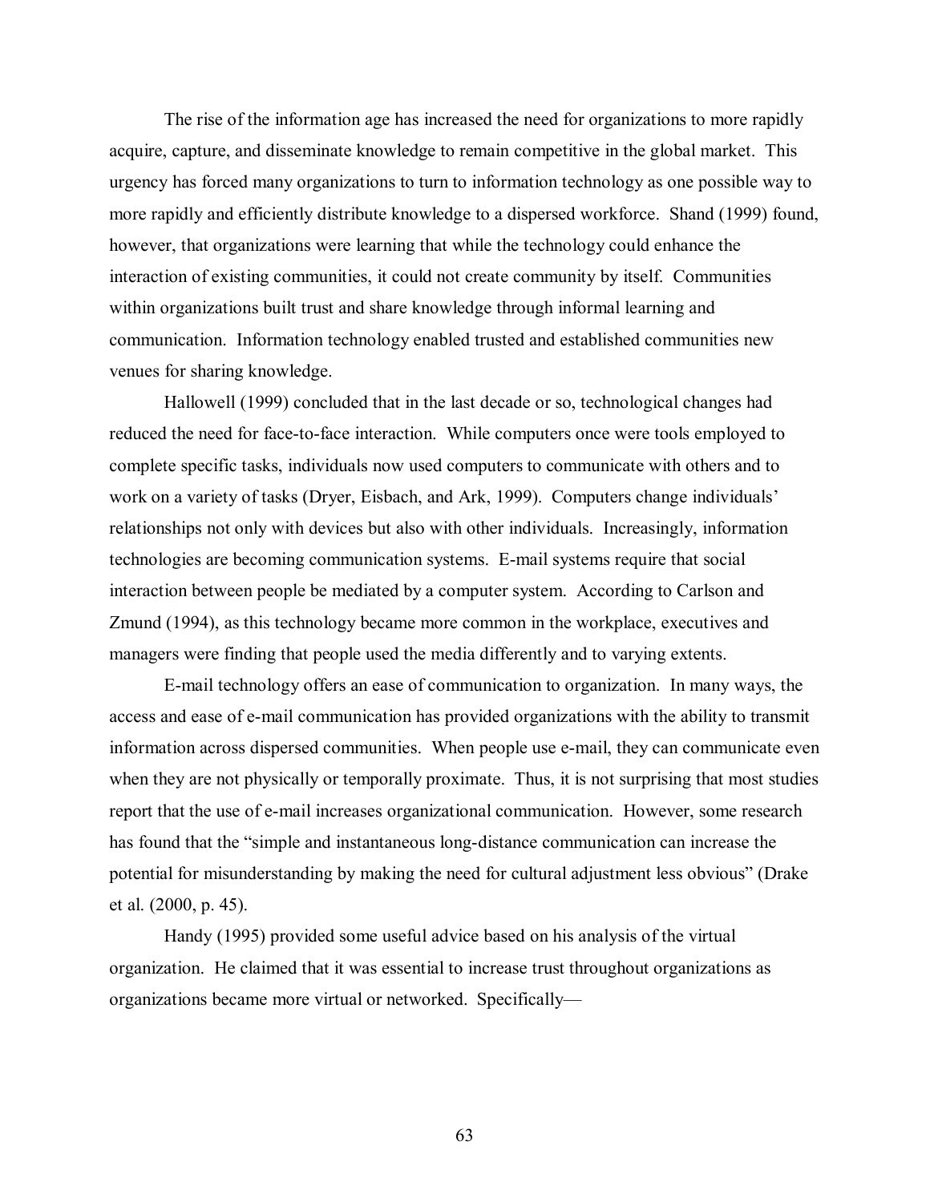The rise of the information age has increased the need for organizations to more rapidly acquire, capture, and disseminate knowledge to remain competitive in the global market. This urgency has forced many organizations to turn to information technology as one possible way to more rapidly and efficiently distribute knowledge to a dispersed workforce. Shand (1999) found, however, that organizations were learning that while the technology could enhance the interaction of existing communities, it could not create community by itself. Communities within organizations built trust and share knowledge through informal learning and communication. Information technology enabled trusted and established communities new venues for sharing knowledge.

Hallowell (1999) concluded that in the last decade or so, technological changes had reduced the need for face-to-face interaction. While computers once were tools employed to complete specific tasks, individuals now used computers to communicate with others and to work on a variety of tasks (Dryer, Eisbach, and Ark, 1999). Computers change individuals' relationships not only with devices but also with other individuals. Increasingly, information technologies are becoming communication systems. E-mail systems require that social interaction between people be mediated by a computer system. According to Carlson and Zmund (1994), as this technology became more common in the workplace, executives and managers were finding that people used the media differently and to varying extents.

E-mail technology offers an ease of communication to organization. In many ways, the access and ease of e-mail communication has provided organizations with the ability to transmit information across dispersed communities. When people use e-mail, they can communicate even when they are not physically or temporally proximate. Thus, it is not surprising that most studies report that the use of e-mail increases organizational communication. However, some research has found that the "simple and instantaneous long-distance communication can increase the potential for misunderstanding by making the need for cultural adjustment less obvious" (Drake et al. (2000, p. 45).

Handy (1995) provided some useful advice based on his analysis of the virtual organization. He claimed that it was essential to increase trust throughout organizations as organizations became more virtual or networked. Specifically—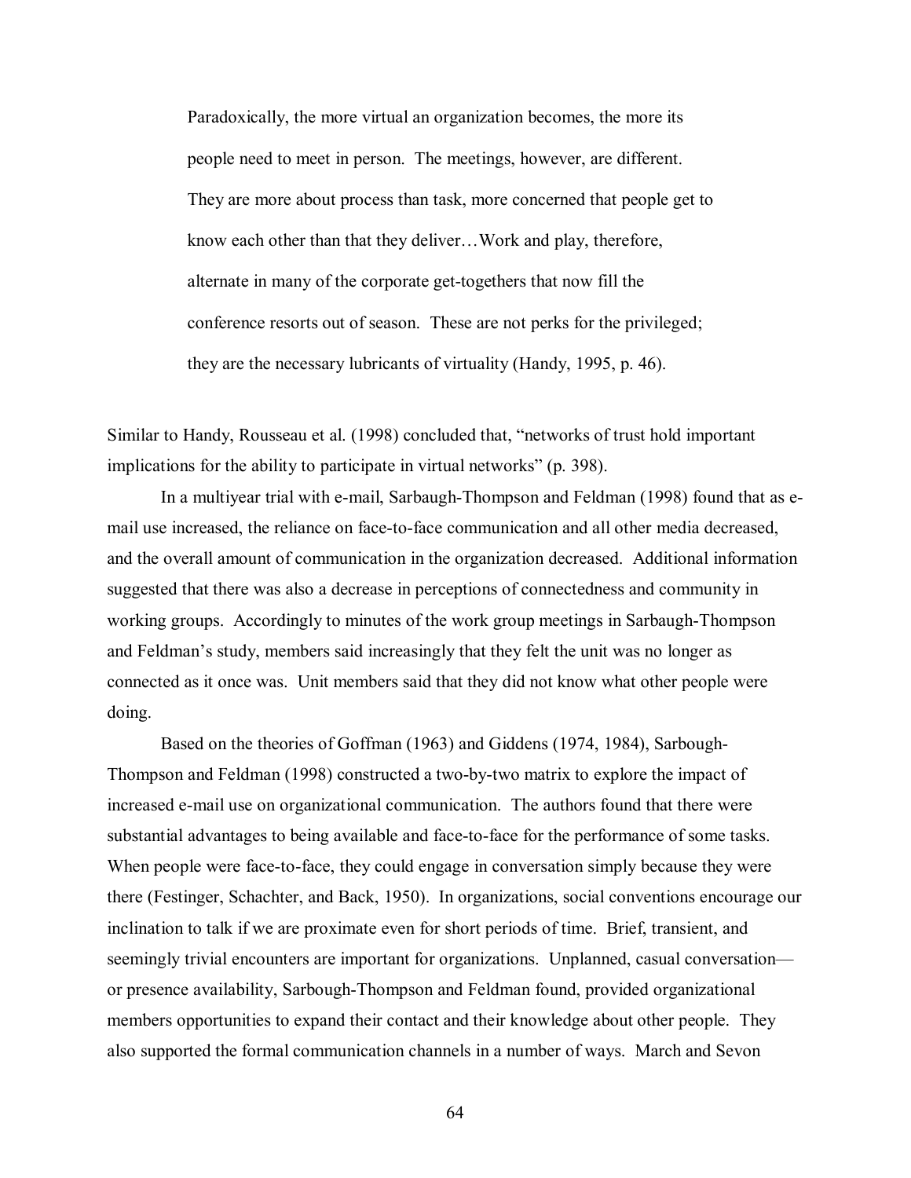> Paradoxically, the more virtual an organization becomes, the more its people need to meet in person. The meetings, however, are different. They are more about process than task, more concerned that people get to know each other than that they deliver…Work and play, therefore, alternate in many of the corporate get-togethers that now fill the conference resorts out of season. These are not perks for the privileged; they are the necessary lubricants of virtuality (Handy, 1995, p. 46).

Similar to Handy, Rousseau et al. (1998) concluded that, "networks of trust hold important implications for the ability to participate in virtual networks" (p. 398).

In a multiyear trial with e-mail, Sarbaugh-Thompson and Feldman (1998) found that as e-mail use increased, the reliance on face-to-face communication and all other media decreased, and the overall amount of communication in the organization decreased. Additional information suggested that there was also a decrease in perceptions of connectedness and community in working groups. Accordingly to minutes of the work group meetings in Sarbaugh-Thompson and Feldman's study, members said increasingly that they felt the unit was no longer as connected as it once was. Unit members said that they did not know what other people were doing.

Based on the theories of Goffman (1963) and Giddens (1974, 1984), Sarbough-Thompson and Feldman (1998) constructed a two-by-two matrix to explore the impact of increased e-mail use on organizational communication. The authors found that there were substantial advantages to being available and face-to-face for the performance of some tasks. When people were face-to-face, they could engage in conversation simply because they were there (Festinger, Schachter, and Back, 1950). In organizations, social conventions encourage our inclination to talk if we are proximate even for short periods of time. Brief, transient, and seemingly trivial encounters are important for organizations. Unplanned, casual conversation—or presence availability, Sarbough-Thompson and Feldman found, provided organizational members opportunities to expand their contact and their knowledge about other people. They also supported the formal communication channels in a number of ways. March and Sevon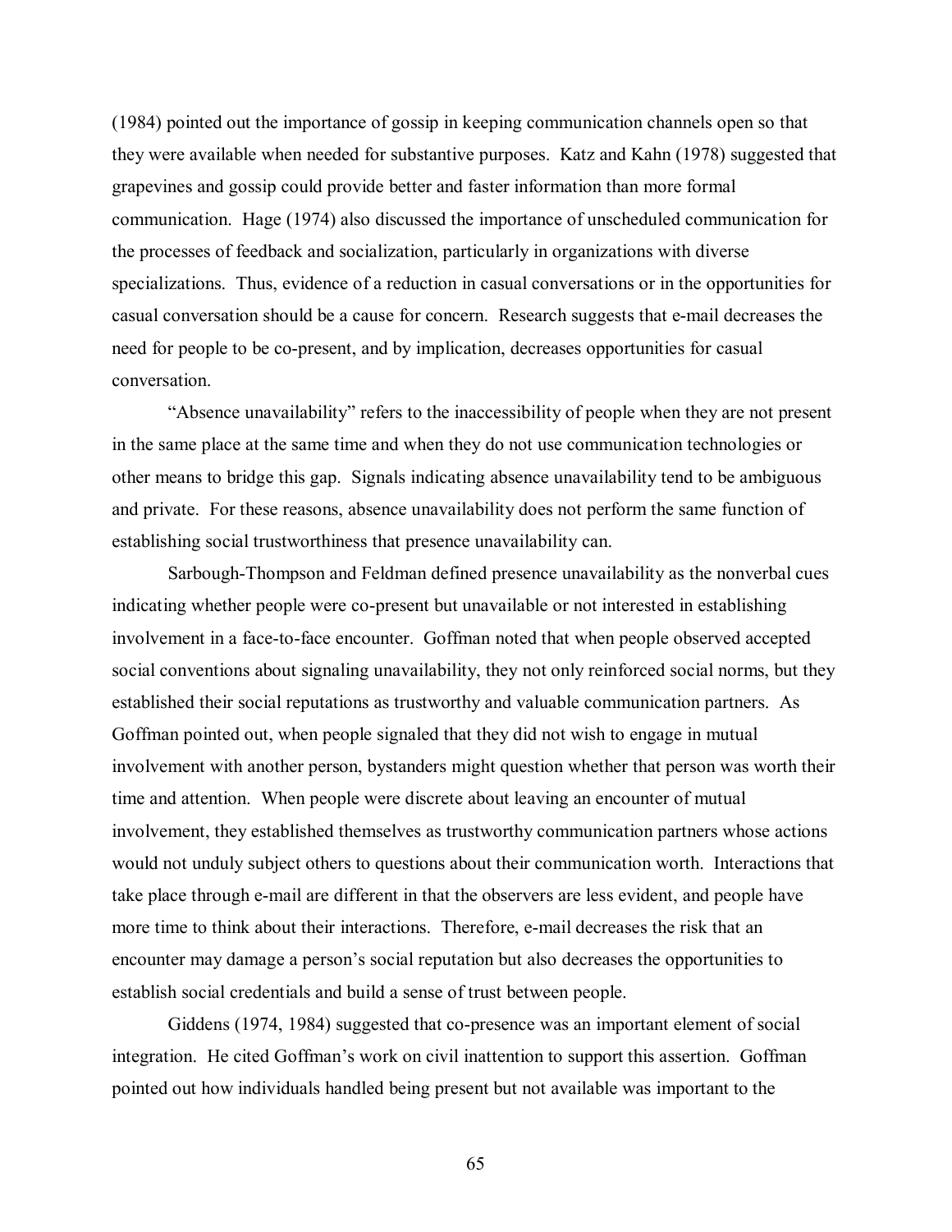(1984) pointed out the importance of gossip in keeping communication channels open so that they were available when needed for substantive purposes. Katz and Kahn (1978) suggested that grapevines and gossip could provide better and faster information than more formal communication. Hage (1974) also discussed the importance of unscheduled communication for the processes of feedback and socialization, particularly in organizations with diverse specializations. Thus, evidence of a reduction in casual conversations or in the opportunities for casual conversation should be a cause for concern. Research suggests that e-mail decreases the need for people to be co-present, and by implication, decreases opportunities for casual conversation.

"Absence unavailability" refers to the inaccessibility of people when they are not present in the same place at the same time and when they do not use communication technologies or other means to bridge this gap. Signals indicating absence unavailability tend to be ambiguous and private. For these reasons, absence unavailability does not perform the same function of establishing social trustworthiness that presence unavailability can.

Sarbough-Thompson and Feldman defined presence unavailability as the nonverbal cues indicating whether people were co-present but unavailable or not interested in establishing involvement in a face-to-face encounter. Goffman noted that when people observed accepted social conventions about signaling unavailability, they not only reinforced social norms, but they established their social reputations as trustworthy and valuable communication partners. As Goffman pointed out, when people signaled that they did not wish to engage in mutual involvement with another person, bystanders might question whether that person was worth their time and attention. When people were discrete about leaving an encounter of mutual involvement, they established themselves as trustworthy communication partners whose actions would not unduly subject others to questions about their communication worth. Interactions that take place through e-mail are different in that the observers are less evident, and people have more time to think about their interactions. Therefore, e-mail decreases the risk that an encounter may damage a person's social reputation but also decreases the opportunities to establish social credentials and build a sense of trust between people.

Giddens (1974, 1984) suggested that co-presence was an important element of social integration. He cited Goffman's work on civil inattention to support this assertion. Goffman pointed out how individuals handled being present but not available was important to the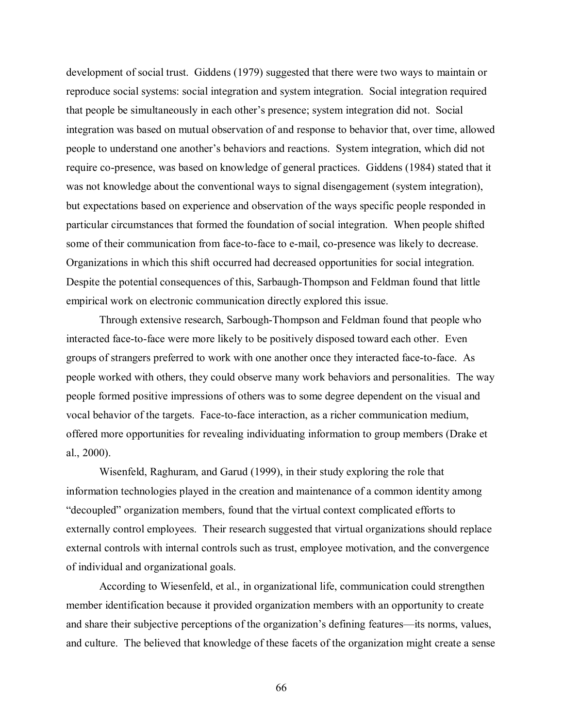development of social trust. Giddens (1979) suggested that there were two ways to maintain or reproduce social systems: social integration and system integration. Social integration required that people be simultaneously in each other's presence; system integration did not. Social integration was based on mutual observation of and response to behavior that, over time, allowed people to understand one another's behaviors and reactions. System integration, which did not require co-presence, was based on knowledge of general practices. Giddens (1984) stated that it was not knowledge about the conventional ways to signal disengagement (system integration), but expectations based on experience and observation of the ways specific people responded in particular circumstances that formed the foundation of social integration. When people shifted some of their communication from face-to-face to e-mail, co-presence was likely to decrease. Organizations in which this shift occurred had decreased opportunities for social integration. Despite the potential consequences of this, Sarbaugh-Thompson and Feldman found that little empirical work on electronic communication directly explored this issue.

Through extensive research, Sarbough-Thompson and Feldman found that people who interacted face-to-face were more likely to be positively disposed toward each other. Even groups of strangers preferred to work with one another once they interacted face-to-face. As people worked with others, they could observe many work behaviors and personalities. The way people formed positive impressions of others was to some degree dependent on the visual and vocal behavior of the targets. Face-to-face interaction, as a richer communication medium, offered more opportunities for revealing individuating information to group members (Drake et al., 2000).

Wisenfeld, Raghuram, and Garud (1999), in their study exploring the role that information technologies played in the creation and maintenance of a common identity among "decoupled" organization members, found that the virtual context complicated efforts to externally control employees. Their research suggested that virtual organizations should replace external controls with internal controls such as trust, employee motivation, and the convergence of individual and organizational goals.

According to Wiesenfeld, et al., in organizational life, communication could strengthen member identification because it provided organization members with an opportunity to create and share their subjective perceptions of the organization's defining features—its norms, values, and culture. The believed that knowledge of these facets of the organization might create a sense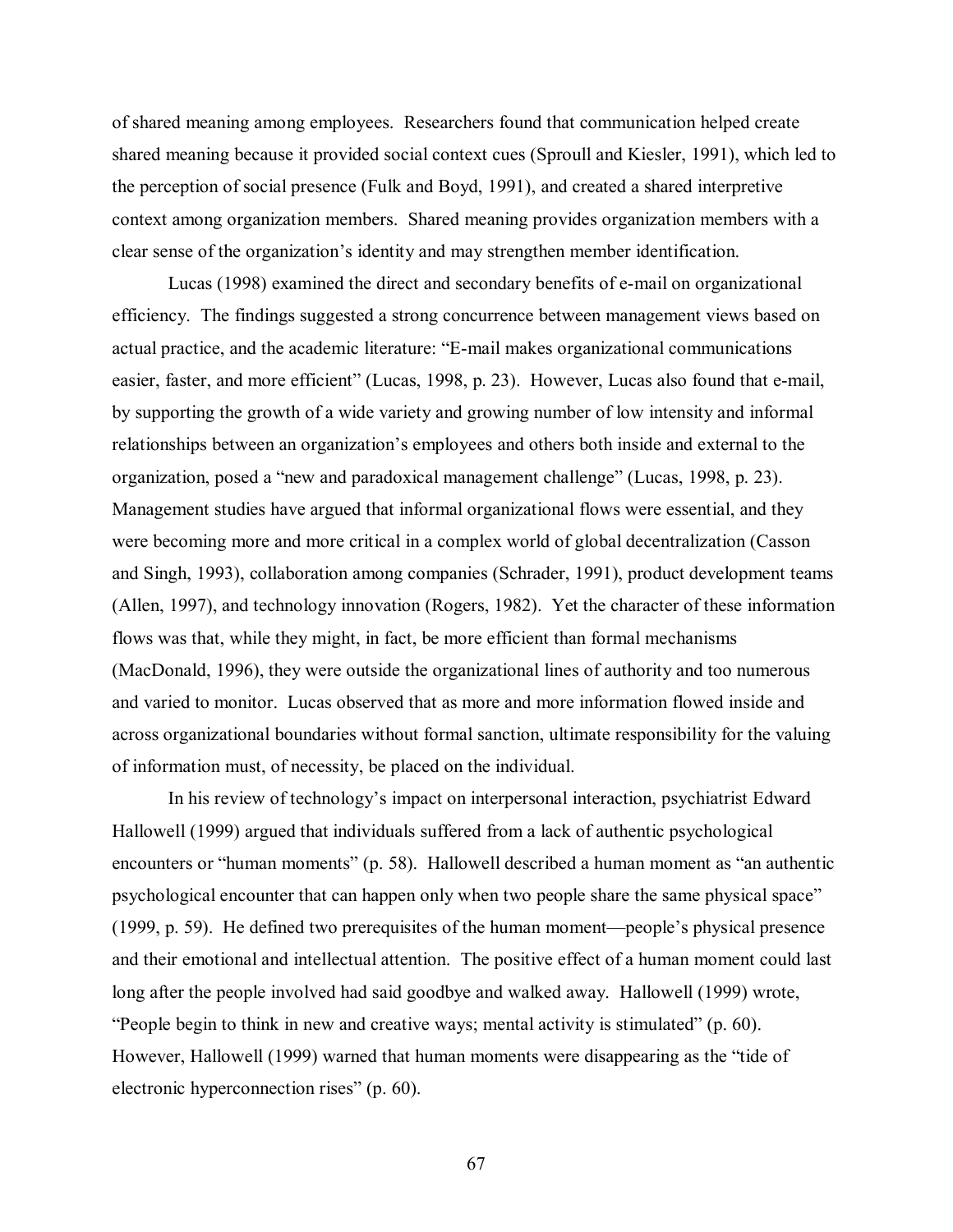of shared meaning among employees. Researchers found that communication helped create shared meaning because it provided social context cues (Sproull and Kiesler, 1991), which led to the perception of social presence (Fulk and Boyd, 1991), and created a shared interpretive context among organization members. Shared meaning provides organization members with a clear sense of the organization's identity and may strengthen member identification.

Lucas (1998) examined the direct and secondary benefits of e-mail on organizational efficiency. The findings suggested a strong concurrence between management views based on actual practice, and the academic literature: "E-mail makes organizational communications easier, faster, and more efficient" (Lucas, 1998, p. 23). However, Lucas also found that e-mail, by supporting the growth of a wide variety and growing number of low intensity and informal relationships between an organization's employees and others both inside and external to the organization, posed a "new and paradoxical management challenge" (Lucas, 1998, p. 23). Management studies have argued that informal organizational flows were essential, and they were becoming more and more critical in a complex world of global decentralization (Casson and Singh, 1993), collaboration among companies (Schrader, 1991), product development teams (Allen, 1997), and technology innovation (Rogers, 1982). Yet the character of these information flows was that, while they might, in fact, be more efficient than formal mechanisms (MacDonald, 1996), they were outside the organizational lines of authority and too numerous and varied to monitor. Lucas observed that as more and more information flowed inside and across organizational boundaries without formal sanction, ultimate responsibility for the valuing of information must, of necessity, be placed on the individual.

In his review of technology's impact on interpersonal interaction, psychiatrist Edward Hallowell (1999) argued that individuals suffered from a lack of authentic psychological encounters or "human moments" (p. 58). Hallowell described a human moment as "an authentic psychological encounter that can happen only when two people share the same physical space" (1999, p. 59). He defined two prerequisites of the human moment—people's physical presence and their emotional and intellectual attention. The positive effect of a human moment could last long after the people involved had said goodbye and walked away. Hallowell (1999) wrote, "People begin to think in new and creative ways; mental activity is stimulated" (p. 60). However, Hallowell (1999) warned that human moments were disappearing as the "tide of electronic hyperconnection rises" (p. 60).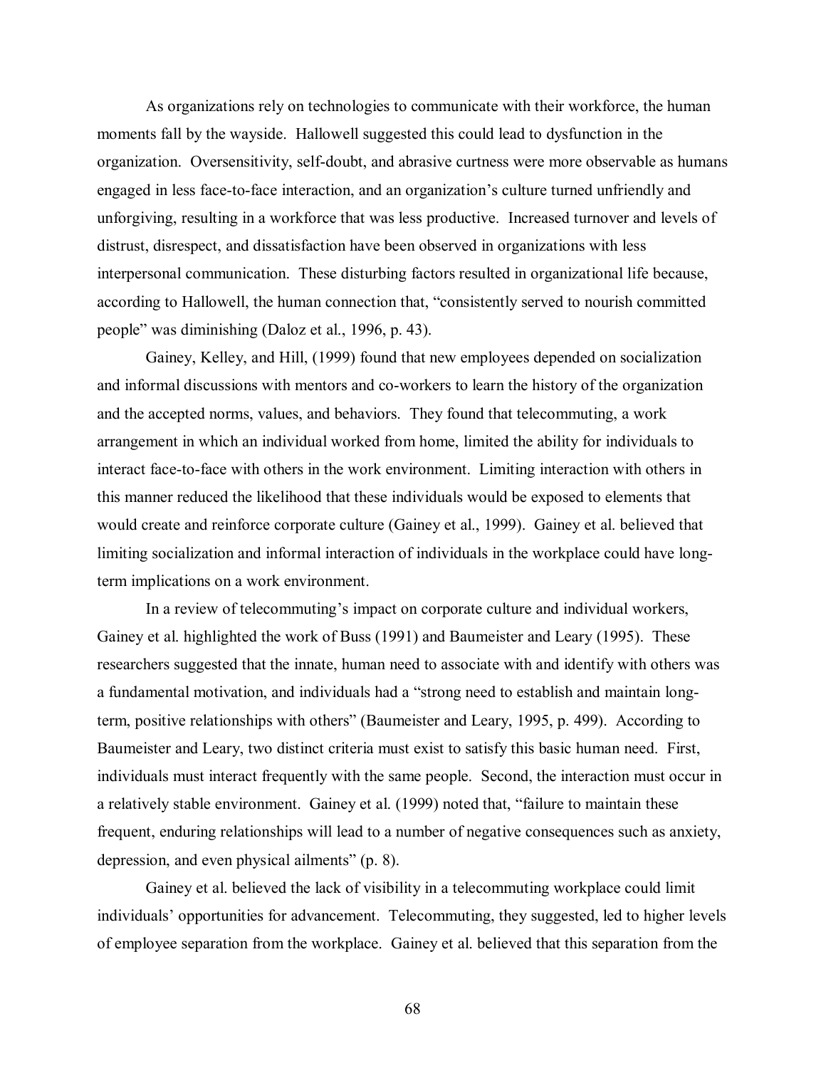As organizations rely on technologies to communicate with their workforce, the human moments fall by the wayside. Hallowell suggested this could lead to dysfunction in the organization. Oversensitivity, self-doubt, and abrasive curtness were more observable as humans engaged in less face-to-face interaction, and an organization's culture turned unfriendly and unforgiving, resulting in a workforce that was less productive. Increased turnover and levels of distrust, disrespect, and dissatisfaction have been observed in organizations with less interpersonal communication. These disturbing factors resulted in organizational life because, according to Hallowell, the human connection that, "consistently served to nourish committed people" was diminishing (Daloz et al., 1996, p. 43).

Gainey, Kelley, and Hill, (1999) found that new employees depended on socialization and informal discussions with mentors and co-workers to learn the history of the organization and the accepted norms, values, and behaviors. They found that telecommuting, a work arrangement in which an individual worked from home, limited the ability for individuals to interact face-to-face with others in the work environment. Limiting interaction with others in this manner reduced the likelihood that these individuals would be exposed to elements that would create and reinforce corporate culture (Gainey et al., 1999). Gainey et al. believed that limiting socialization and informal interaction of individuals in the workplace could have long-term implications on a work environment.

In a review of telecommuting's impact on corporate culture and individual workers, Gainey et al. highlighted the work of Buss (1991) and Baumeister and Leary (1995). These researchers suggested that the innate, human need to associate with and identify with others was a fundamental motivation, and individuals had a "strong need to establish and maintain long-term, positive relationships with others" (Baumeister and Leary, 1995, p. 499). According to Baumeister and Leary, two distinct criteria must exist to satisfy this basic human need. First, individuals must interact frequently with the same people. Second, the interaction must occur in a relatively stable environment. Gainey et al. (1999) noted that, "failure to maintain these frequent, enduring relationships will lead to a number of negative consequences such as anxiety, depression, and even physical ailments" (p. 8).

Gainey et al. believed the lack of visibility in a telecommuting workplace could limit individuals' opportunities for advancement. Telecommuting, they suggested, led to higher levels of employee separation from the workplace. Gainey et al. believed that this separation from the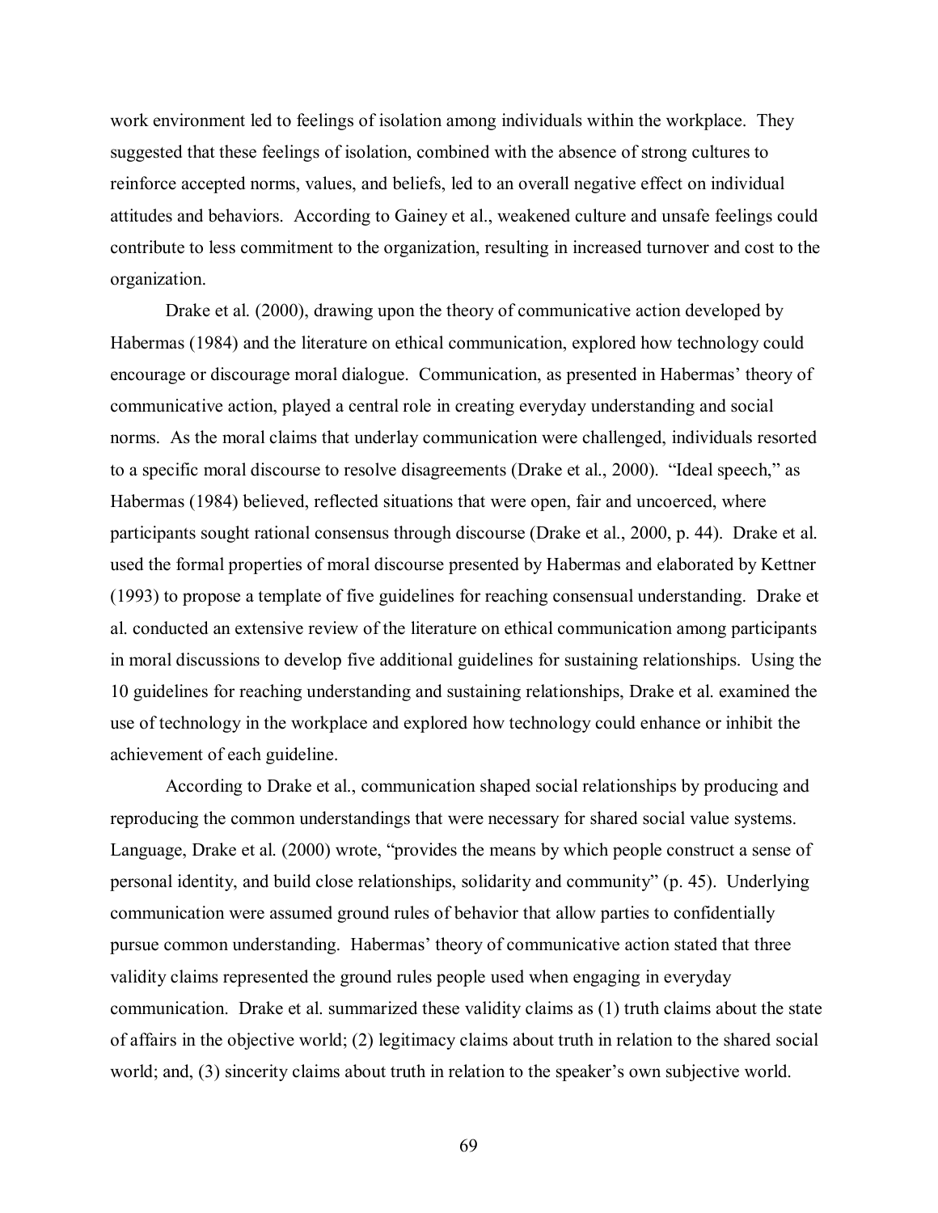work environment led to feelings of isolation among individuals within the workplace. They suggested that these feelings of isolation, combined with the absence of strong cultures to reinforce accepted norms, values, and beliefs, led to an overall negative effect on individual attitudes and behaviors. According to Gainey et al., weakened culture and unsafe feelings could contribute to less commitment to the organization, resulting in increased turnover and cost to the organization.

Drake et al. (2000), drawing upon the theory of communicative action developed by Habermas (1984) and the literature on ethical communication, explored how technology could encourage or discourage moral dialogue. Communication, as presented in Habermas' theory of communicative action, played a central role in creating everyday understanding and social norms. As the moral claims that underlay communication were challenged, individuals resorted to a specific moral discourse to resolve disagreements (Drake et al., 2000). "Ideal speech," as Habermas (1984) believed, reflected situations that were open, fair and uncoerced, where participants sought rational consensus through discourse (Drake et al., 2000, p. 44). Drake et al. used the formal properties of moral discourse presented by Habermas and elaborated by Kettner (1993) to propose a template of five guidelines for reaching consensual understanding. Drake et al. conducted an extensive review of the literature on ethical communication among participants in moral discussions to develop five additional guidelines for sustaining relationships. Using the 10 guidelines for reaching understanding and sustaining relationships, Drake et al. examined the use of technology in the workplace and explored how technology could enhance or inhibit the achievement of each guideline.

According to Drake et al., communication shaped social relationships by producing and reproducing the common understandings that were necessary for shared social value systems. Language, Drake et al. (2000) wrote, "provides the means by which people construct a sense of personal identity, and build close relationships, solidarity and community" (p. 45). Underlying communication were assumed ground rules of behavior that allow parties to confidentially pursue common understanding. Habermas' theory of communicative action stated that three validity claims represented the ground rules people used when engaging in everyday communication. Drake et al. summarized these validity claims as (1) truth claims about the state of affairs in the objective world; (2) legitimacy claims about truth in relation to the shared social world; and, (3) sincerity claims about truth in relation to the speaker's own subjective world.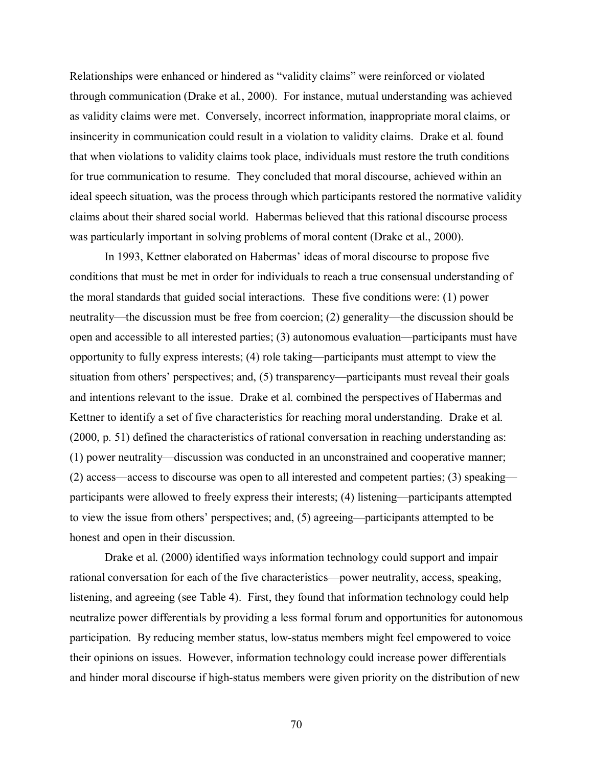Relationships were enhanced or hindered as "validity claims" were reinforced or violated through communication (Drake et al., 2000). For instance, mutual understanding was achieved as validity claims were met. Conversely, incorrect information, inappropriate moral claims, or insincerity in communication could result in a violation to validity claims. Drake et al. found that when violations to validity claims took place, individuals must restore the truth conditions for true communication to resume. They concluded that moral discourse, achieved within an ideal speech situation, was the process through which participants restored the normative validity claims about their shared social world. Habermas believed that this rational discourse process was particularly important in solving problems of moral content (Drake et al., 2000).

In 1993, Kettner elaborated on Habermas' ideas of moral discourse to propose five conditions that must be met in order for individuals to reach a true consensual understanding of the moral standards that guided social interactions. These five conditions were: (1) power neutrality—the discussion must be free from coercion; (2) generality—the discussion should be open and accessible to all interested parties; (3) autonomous evaluation—participants must have opportunity to fully express interests; (4) role taking—participants must attempt to view the situation from others' perspectives; and, (5) transparency—participants must reveal their goals and intentions relevant to the issue. Drake et al. combined the perspectives of Habermas and Kettner to identify a set of five characteristics for reaching moral understanding. Drake et al. (2000, p. 51) defined the characteristics of rational conversation in reaching understanding as: (1) power neutrality—discussion was conducted in an unconstrained and cooperative manner; (2) access—access to discourse was open to all interested and competent parties; (3) speaking—participants were allowed to freely express their interests; (4) listening—participants attempted to view the issue from others' perspectives; and, (5) agreeing—participants attempted to be honest and open in their discussion.

Drake et al. (2000) identified ways information technology could support and impair rational conversation for each of the five characteristics—power neutrality, access, speaking, listening, and agreeing (see Table 4). First, they found that information technology could help neutralize power differentials by providing a less formal forum and opportunities for autonomous participation. By reducing member status, low-status members might feel empowered to voice their opinions on issues. However, information technology could increase power differentials and hinder moral discourse if high-status members were given priority on the distribution of new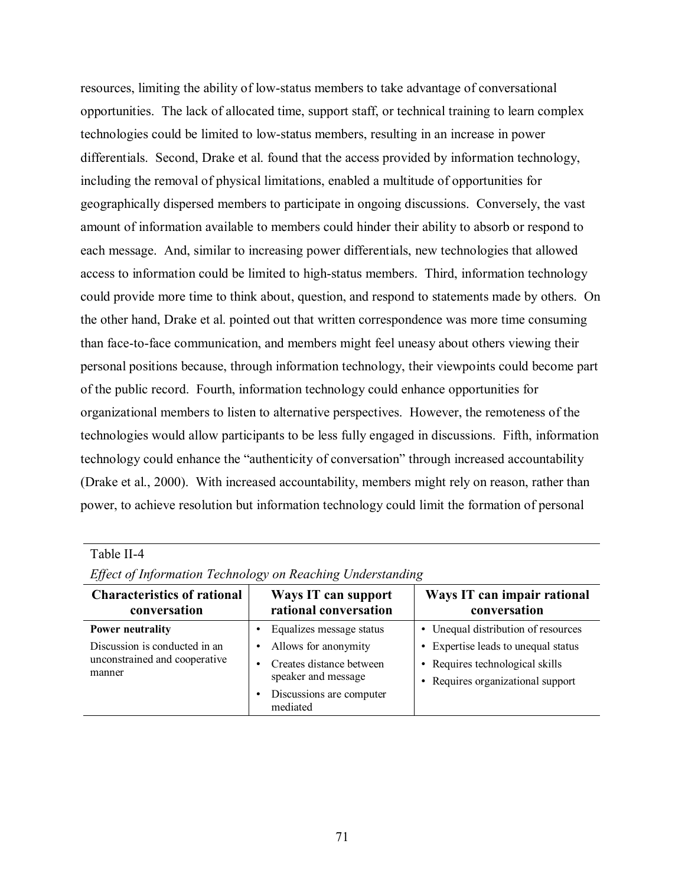resources, limiting the ability of low-status members to take advantage of conversational opportunities. The lack of allocated time, support staff, or technical training to learn complex technologies could be limited to low-status members, resulting in an increase in power differentials. Second, Drake et al. found that the access provided by information technology, including the removal of physical limitations, enabled a multitude of opportunities for geographically dispersed members to participate in ongoing discussions. Conversely, the vast amount of information available to members could hinder their ability to absorb or respond to each message. And, similar to increasing power differentials, new technologies that allowed access to information could be limited to high-status members. Third, information technology could provide more time to think about, question, and respond to statements made by others. On the other hand, Drake et al. pointed out that written correspondence was more time consuming than face-to-face communication, and members might feel uneasy about others viewing their personal positions because, through information technology, their viewpoints could become part of the public record. Fourth, information technology could enhance opportunities for organizational members to listen to alternative perspectives. However, the remoteness of the technologies would allow participants to be less fully engaged in discussions. Fifth, information technology could enhance the "authenticity of conversation" through increased accountability (Drake et al., 2000). With increased accountability, members might rely on reason, rather than power, to achieve resolution but information technology could limit the formation of personal

Table II-4

*Effect of Information Technology on Reaching Understanding*

| Characteristics of rational conversation | Ways IT can support rational conversation | Ways IT can impair rational conversation |
|---|---|---|
| **Power neutrality**<br>Discussion is conducted in an unconstrained and cooperative manner | • Equalizes message status<br>• Allows for anonymity<br>• Creates distance between speaker and message<br>• Discussions are computer mediated | • Unequal distribution of resources<br>• Expertise leads to unequal status<br>• Requires technological skills<br>• Requires organizational support |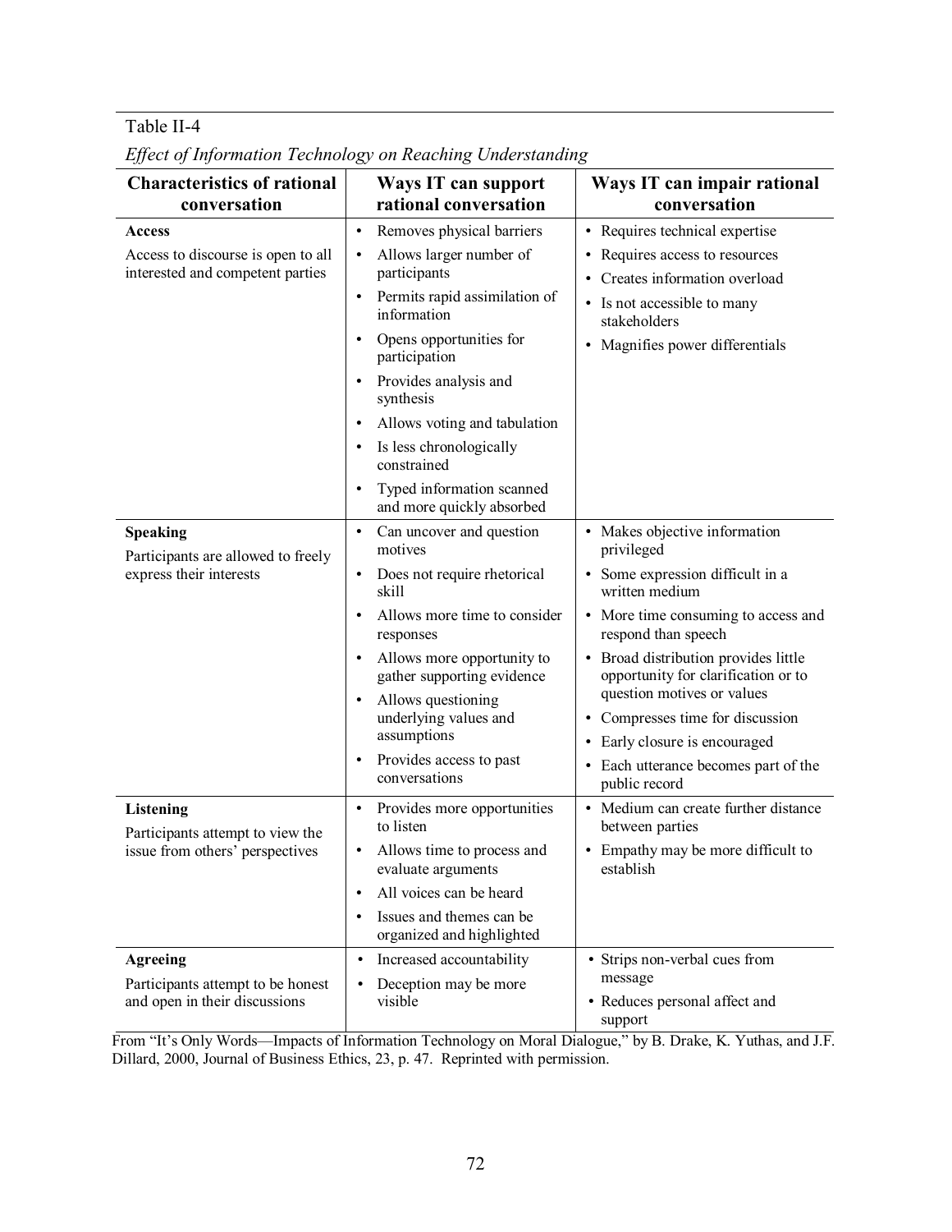Table II-4

*Effect of Information Technology on Reaching Understanding*

| Characteristics of rational conversation | Ways IT can support rational conversation | Ways IT can impair rational conversation |
|---|---|---|
| **Access**<br>Access to discourse is open to all interested and competent parties | • Removes physical barriers<br>• Allows larger number of participants<br>• Permits rapid assimilation of information<br>• Opens opportunities for participation<br>• Provides analysis and synthesis<br>• Allows voting and tabulation<br>• Is less chronologically constrained<br>• Typed information scanned and more quickly absorbed | • Requires technical expertise<br>• Requires access to resources<br>• Creates information overload<br>• Is not accessible to many stakeholders<br>• Magnifies power differentials |
| **Speaking**<br>Participants are allowed to freely express their interests | • Can uncover and question motives<br>• Does not require rhetorical skill<br>• Allows more time to consider responses<br>• Allows more opportunity to gather supporting evidence<br>• Allows questioning underlying values and assumptions<br>• Provides access to past conversations | • Makes objective information privileged<br>• Some expression difficult in a written medium<br>• More time consuming to access and respond than speech<br>• Broad distribution provides little opportunity for clarification or to question motives or values<br>• Compresses time for discussion<br>• Early closure is encouraged<br>• Each utterance becomes part of the public record |
| **Listening**<br>Participants attempt to view the issue from others' perspectives | • Provides more opportunities to listen<br>• Allows time to process and evaluate arguments<br>• All voices can be heard<br>• Issues and themes can be organized and highlighted | • Medium can create further distance between parties<br>• Empathy may be more difficult to establish |
| **Agreeing**<br>Participants attempt to be honest and open in their discussions | • Increased accountability<br>• Deception may be more visible | • Strips non-verbal cues from message<br>• Reduces personal affect and support |

From "It's Only Words—Impacts of Information Technology on Moral Dialogue," by B. Drake, K. Yuthas, and J.F. Dillard, 2000, Journal of Business Ethics, 23, p. 47. Reprinted with permission.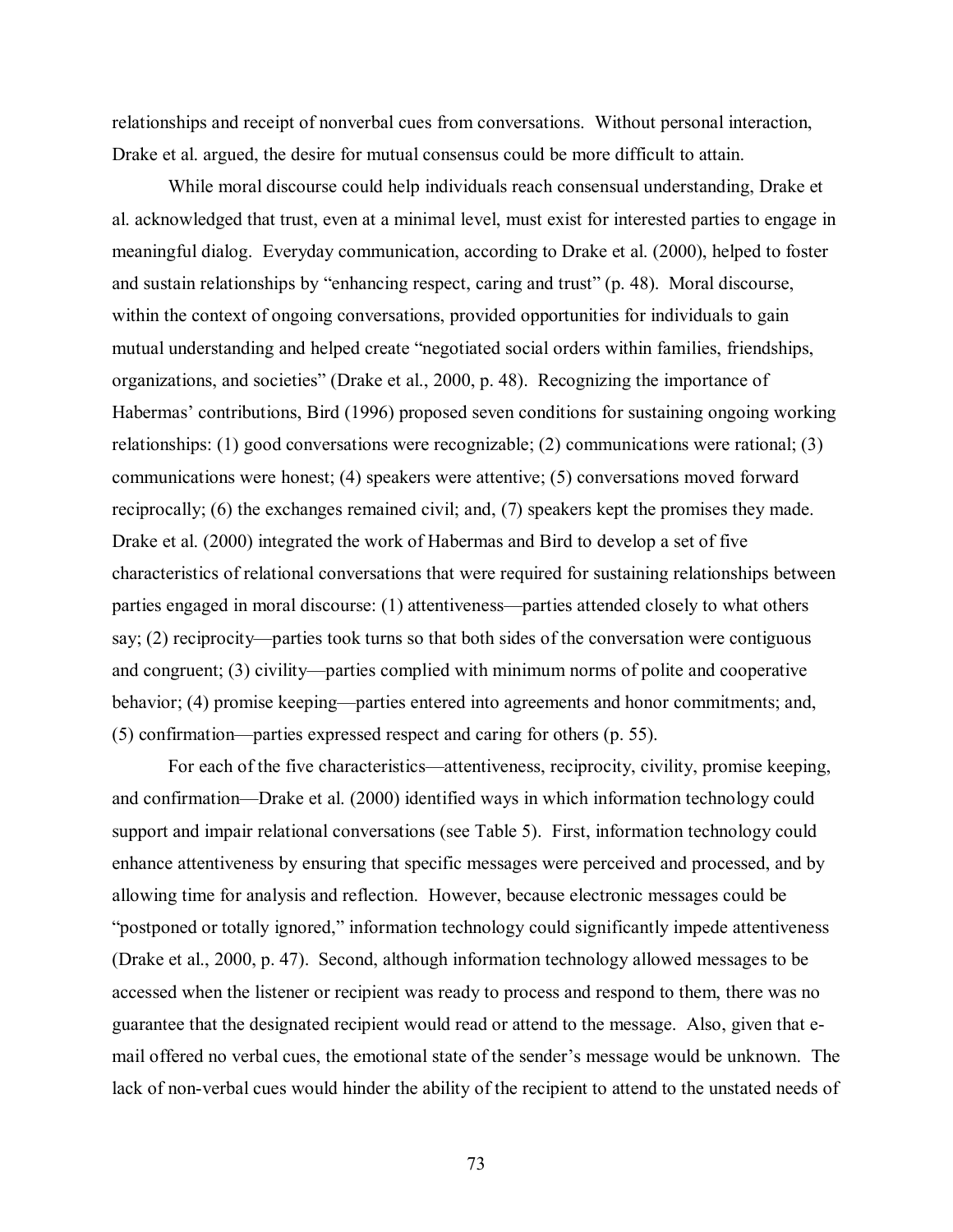relationships and receipt of nonverbal cues from conversations. Without personal interaction, Drake et al. argued, the desire for mutual consensus could be more difficult to attain.

While moral discourse could help individuals reach consensual understanding, Drake et al. acknowledged that trust, even at a minimal level, must exist for interested parties to engage in meaningful dialog. Everyday communication, according to Drake et al. (2000), helped to foster and sustain relationships by "enhancing respect, caring and trust" (p. 48). Moral discourse, within the context of ongoing conversations, provided opportunities for individuals to gain mutual understanding and helped create "negotiated social orders within families, friendships, organizations, and societies" (Drake et al., 2000, p. 48). Recognizing the importance of Habermas' contributions, Bird (1996) proposed seven conditions for sustaining ongoing working relationships: (1) good conversations were recognizable; (2) communications were rational; (3) communications were honest; (4) speakers were attentive; (5) conversations moved forward reciprocally; (6) the exchanges remained civil; and, (7) speakers kept the promises they made. Drake et al. (2000) integrated the work of Habermas and Bird to develop a set of five characteristics of relational conversations that were required for sustaining relationships between parties engaged in moral discourse: (1) attentiveness—parties attended closely to what others say; (2) reciprocity—parties took turns so that both sides of the conversation were contiguous and congruent; (3) civility—parties complied with minimum norms of polite and cooperative behavior; (4) promise keeping—parties entered into agreements and honor commitments; and, (5) confirmation—parties expressed respect and caring for others (p. 55).

For each of the five characteristics—attentiveness, reciprocity, civility, promise keeping, and confirmation—Drake et al. (2000) identified ways in which information technology could support and impair relational conversations (see Table 5). First, information technology could enhance attentiveness by ensuring that specific messages were perceived and processed, and by allowing time for analysis and reflection. However, because electronic messages could be "postponed or totally ignored," information technology could significantly impede attentiveness (Drake et al., 2000, p. 47). Second, although information technology allowed messages to be accessed when the listener or recipient was ready to process and respond to them, there was no guarantee that the designated recipient would read or attend to the message. Also, given that e-mail offered no verbal cues, the emotional state of the sender's message would be unknown. The lack of non-verbal cues would hinder the ability of the recipient to attend to the unstated needs of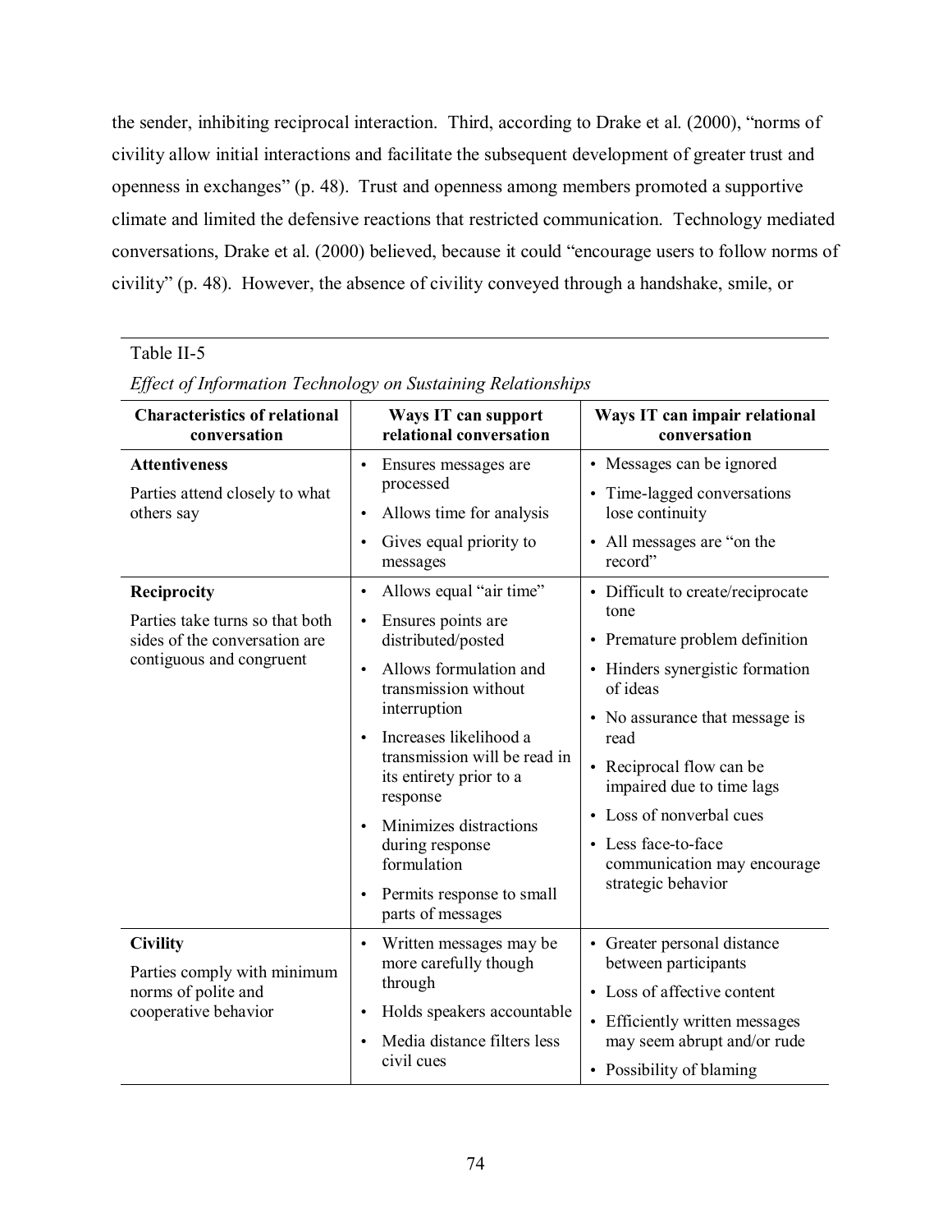the sender, inhibiting reciprocal interaction. Third, according to Drake et al. (2000), "norms of civility allow initial interactions and facilitate the subsequent development of greater trust and openness in exchanges" (p. 48). Trust and openness among members promoted a supportive climate and limited the defensive reactions that restricted communication. Technology mediated conversations, Drake et al. (2000) believed, because it could "encourage users to follow norms of civility" (p. 48). However, the absence of civility conveyed through a handshake, smile, or

Table II-5

*Effect of Information Technology on Sustaining Relationships*

| Characteristics of relational conversation | Ways IT can support relational conversation | Ways IT can impair relational conversation |
|---|---|---|
| **Attentiveness**<br>Parties attend closely to what others say | • Ensures messages are processed<br>• Allows time for analysis<br>• Gives equal priority to messages | • Messages can be ignored<br>• Time-lagged conversations lose continuity<br>• All messages are "on the record" |
| **Reciprocity**<br>Parties take turns so that both sides of the conversation are contiguous and congruent | • Allows equal "air time"<br>• Ensures points are distributed/posted<br>• Allows formulation and transmission without interruption<br>• Increases likelihood a transmission will be read in its entirety prior to a response<br>• Minimizes distractions during response formulation<br>• Permits response to small parts of messages | • Difficult to create/reciprocate tone<br>• Premature problem definition<br>• Hinders synergistic formation of ideas<br>• No assurance that message is read<br>• Reciprocal flow can be impaired due to time lags<br>• Loss of nonverbal cues<br>• Less face-to-face communication may encourage strategic behavior |
| **Civility**<br>Parties comply with minimum norms of polite and cooperative behavior | • Written messages may be more carefully though through<br>• Holds speakers accountable<br>• Media distance filters less civil cues | • Greater personal distance between participants<br>• Loss of affective content<br>• Efficiently written messages may seem abrupt and/or rude<br>• Possibility of blaming |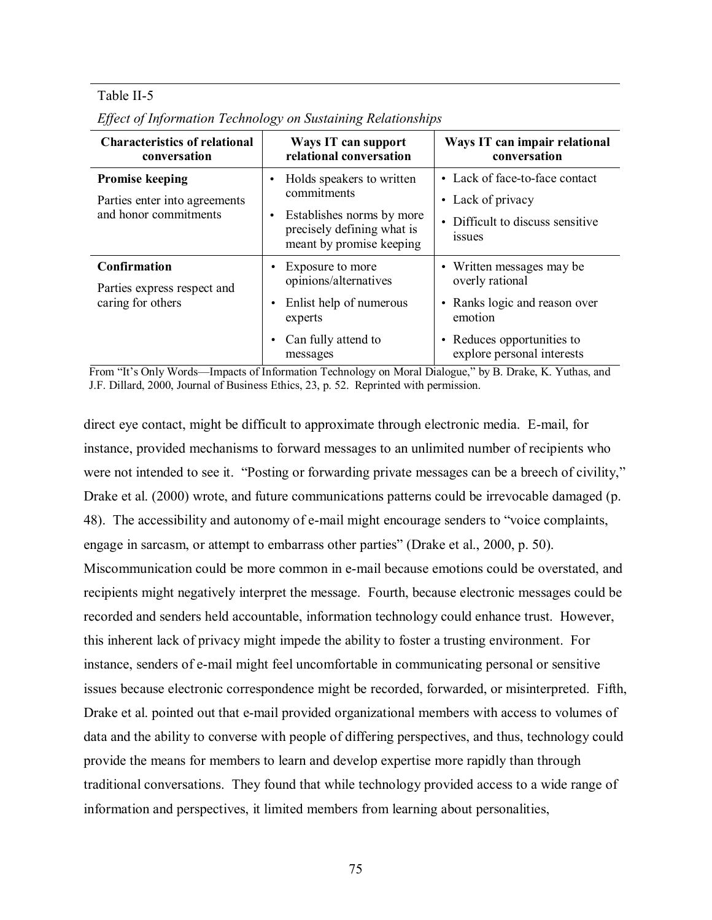Table II-5

*Effect of Information Technology on Sustaining Relationships*

| Characteristics of relational conversation | Ways IT can support relational conversation | Ways IT can impair relational conversation |
|---|---|---|
| **Promise keeping**<br>Parties enter into agreements and honor commitments | • Holds speakers to written commitments<br>• Establishes norms by more precisely defining what is meant by promise keeping | • Lack of face-to-face contact<br>• Lack of privacy<br>• Difficult to discuss sensitive issues |
| **Confirmation**<br>Parties express respect and caring for others | • Exposure to more opinions/alternatives<br>• Enlist help of numerous experts<br>• Can fully attend to messages | • Written messages may be overly rational<br>• Ranks logic and reason over emotion<br>• Reduces opportunities to explore personal interests |

From "It's Only Words—Impacts of Information Technology on Moral Dialogue," by B. Drake, K. Yuthas, and J.F. Dillard, 2000, Journal of Business Ethics, 23, p. 52. Reprinted with permission.

direct eye contact, might be difficult to approximate through electronic media. E-mail, for instance, provided mechanisms to forward messages to an unlimited number of recipients who were not intended to see it. "Posting or forwarding private messages can be a breech of civility," Drake et al. (2000) wrote, and future communications patterns could be irrevocable damaged (p. 48). The accessibility and autonomy of e-mail might encourage senders to "voice complaints, engage in sarcasm, or attempt to embarrass other parties" (Drake et al., 2000, p. 50). Miscommunication could be more common in e-mail because emotions could be overstated, and recipients might negatively interpret the message. Fourth, because electronic messages could be recorded and senders held accountable, information technology could enhance trust. However, this inherent lack of privacy might impede the ability to foster a trusting environment. For instance, senders of e-mail might feel uncomfortable in communicating personal or sensitive issues because electronic correspondence might be recorded, forwarded, or misinterpreted. Fifth, Drake et al. pointed out that e-mail provided organizational members with access to volumes of data and the ability to converse with people of differing perspectives, and thus, technology could provide the means for members to learn and develop expertise more rapidly than through traditional conversations. They found that while technology provided access to a wide range of information and perspectives, it limited members from learning about personalities,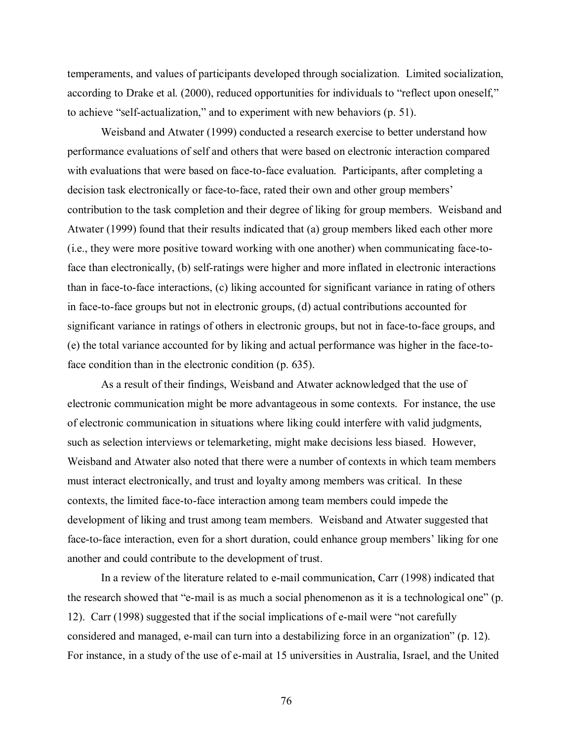temperaments, and values of participants developed through socialization. Limited socialization, according to Drake et al. (2000), reduced opportunities for individuals to "reflect upon oneself," to achieve "self-actualization," and to experiment with new behaviors (p. 51).

Weisband and Atwater (1999) conducted a research exercise to better understand how performance evaluations of self and others that were based on electronic interaction compared with evaluations that were based on face-to-face evaluation. Participants, after completing a decision task electronically or face-to-face, rated their own and other group members' contribution to the task completion and their degree of liking for group members. Weisband and Atwater (1999) found that their results indicated that (a) group members liked each other more (i.e., they were more positive toward working with one another) when communicating face-to-face than electronically, (b) self-ratings were higher and more inflated in electronic interactions than in face-to-face interactions, (c) liking accounted for significant variance in rating of others in face-to-face groups but not in electronic groups, (d) actual contributions accounted for significant variance in ratings of others in electronic groups, but not in face-to-face groups, and (e) the total variance accounted for by liking and actual performance was higher in the face-to-face condition than in the electronic condition (p. 635).

As a result of their findings, Weisband and Atwater acknowledged that the use of electronic communication might be more advantageous in some contexts. For instance, the use of electronic communication in situations where liking could interfere with valid judgments, such as selection interviews or telemarketing, might make decisions less biased. However, Weisband and Atwater also noted that there were a number of contexts in which team members must interact electronically, and trust and loyalty among members was critical. In these contexts, the limited face-to-face interaction among team members could impede the development of liking and trust among team members. Weisband and Atwater suggested that face-to-face interaction, even for a short duration, could enhance group members' liking for one another and could contribute to the development of trust.

In a review of the literature related to e-mail communication, Carr (1998) indicated that the research showed that "e-mail is as much a social phenomenon as it is a technological one" (p. 12). Carr (1998) suggested that if the social implications of e-mail were "not carefully considered and managed, e-mail can turn into a destabilizing force in an organization" (p. 12). For instance, in a study of the use of e-mail at 15 universities in Australia, Israel, and the United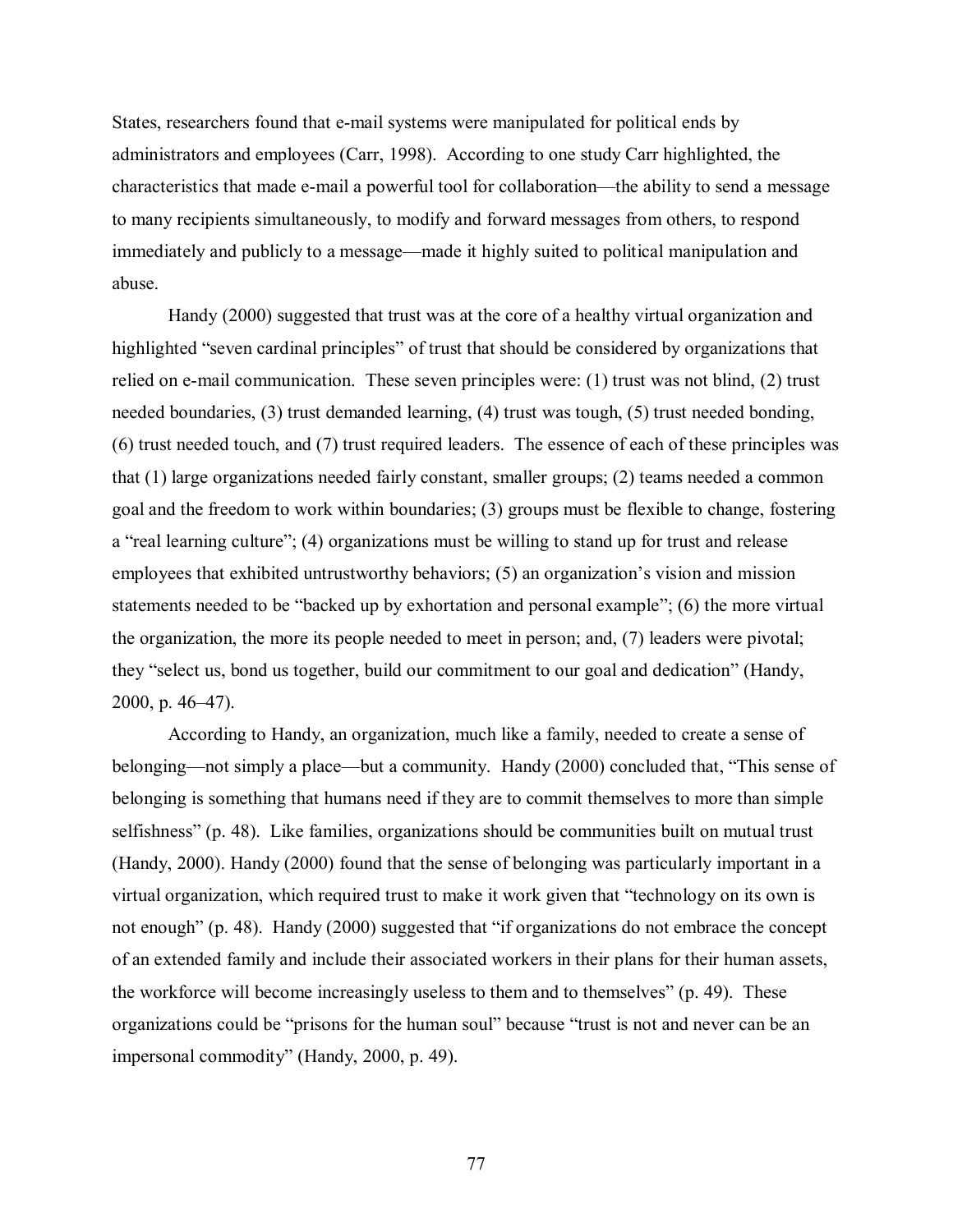States, researchers found that e-mail systems were manipulated for political ends by administrators and employees (Carr, 1998). According to one study Carr highlighted, the characteristics that made e-mail a powerful tool for collaboration—the ability to send a message to many recipients simultaneously, to modify and forward messages from others, to respond immediately and publicly to a message—made it highly suited to political manipulation and abuse.

Handy (2000) suggested that trust was at the core of a healthy virtual organization and highlighted "seven cardinal principles" of trust that should be considered by organizations that relied on e-mail communication. These seven principles were: (1) trust was not blind, (2) trust needed boundaries, (3) trust demanded learning, (4) trust was tough, (5) trust needed bonding, (6) trust needed touch, and (7) trust required leaders. The essence of each of these principles was that (1) large organizations needed fairly constant, smaller groups; (2) teams needed a common goal and the freedom to work within boundaries; (3) groups must be flexible to change, fostering a "real learning culture"; (4) organizations must be willing to stand up for trust and release employees that exhibited untrustworthy behaviors; (5) an organization's vision and mission statements needed to be "backed up by exhortation and personal example"; (6) the more virtual the organization, the more its people needed to meet in person; and, (7) leaders were pivotal; they "select us, bond us together, build our commitment to our goal and dedication" (Handy, 2000, p. 46–47).

According to Handy, an organization, much like a family, needed to create a sense of belonging—not simply a place—but a community. Handy (2000) concluded that, "This sense of belonging is something that humans need if they are to commit themselves to more than simple selfishness" (p. 48). Like families, organizations should be communities built on mutual trust (Handy, 2000). Handy (2000) found that the sense of belonging was particularly important in a virtual organization, which required trust to make it work given that "technology on its own is not enough" (p. 48). Handy (2000) suggested that "if organizations do not embrace the concept of an extended family and include their associated workers in their plans for their human assets, the workforce will become increasingly useless to them and to themselves" (p. 49). These organizations could be "prisons for the human soul" because "trust is not and never can be an impersonal commodity" (Handy, 2000, p. 49).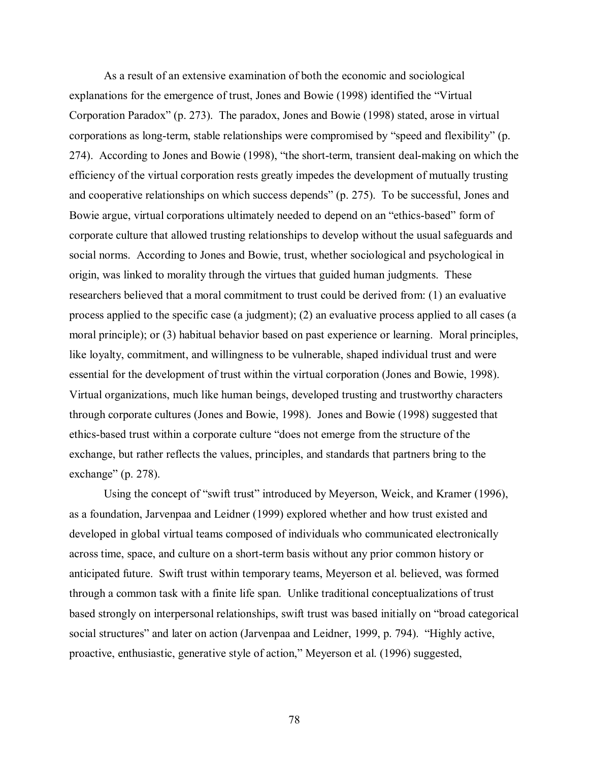As a result of an extensive examination of both the economic and sociological explanations for the emergence of trust, Jones and Bowie (1998) identified the "Virtual Corporation Paradox" (p. 273). The paradox, Jones and Bowie (1998) stated, arose in virtual corporations as long-term, stable relationships were compromised by "speed and flexibility" (p. 274). According to Jones and Bowie (1998), "the short-term, transient deal-making on which the efficiency of the virtual corporation rests greatly impedes the development of mutually trusting and cooperative relationships on which success depends" (p. 275). To be successful, Jones and Bowie argue, virtual corporations ultimately needed to depend on an "ethics-based" form of corporate culture that allowed trusting relationships to develop without the usual safeguards and social norms. According to Jones and Bowie, trust, whether sociological and psychological in origin, was linked to morality through the virtues that guided human judgments. These researchers believed that a moral commitment to trust could be derived from: (1) an evaluative process applied to the specific case (a judgment); (2) an evaluative process applied to all cases (a moral principle); or (3) habitual behavior based on past experience or learning. Moral principles, like loyalty, commitment, and willingness to be vulnerable, shaped individual trust and were essential for the development of trust within the virtual corporation (Jones and Bowie, 1998). Virtual organizations, much like human beings, developed trusting and trustworthy characters through corporate cultures (Jones and Bowie, 1998). Jones and Bowie (1998) suggested that ethics-based trust within a corporate culture "does not emerge from the structure of the exchange, but rather reflects the values, principles, and standards that partners bring to the exchange" (p. 278).

Using the concept of "swift trust" introduced by Meyerson, Weick, and Kramer (1996), as a foundation, Jarvenpaa and Leidner (1999) explored whether and how trust existed and developed in global virtual teams composed of individuals who communicated electronically across time, space, and culture on a short-term basis without any prior common history or anticipated future. Swift trust within temporary teams, Meyerson et al. believed, was formed through a common task with a finite life span. Unlike traditional conceptualizations of trust based strongly on interpersonal relationships, swift trust was based initially on "broad categorical social structures" and later on action (Jarvenpaa and Leidner, 1999, p. 794). "Highly active, proactive, enthusiastic, generative style of action," Meyerson et al. (1996) suggested,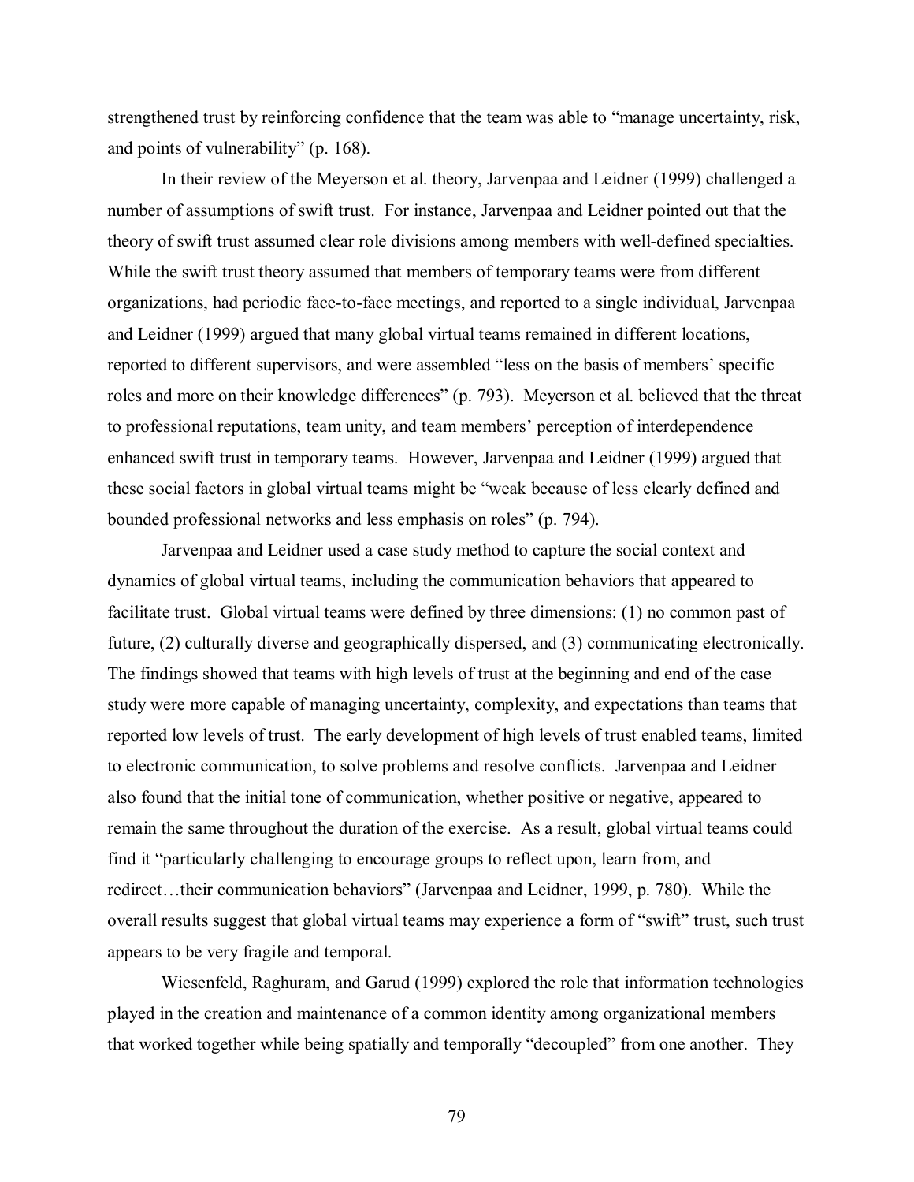strengthened trust by reinforcing confidence that the team was able to "manage uncertainty, risk, and points of vulnerability" (p. 168).

In their review of the Meyerson et al. theory, Jarvenpaa and Leidner (1999) challenged a number of assumptions of swift trust. For instance, Jarvenpaa and Leidner pointed out that the theory of swift trust assumed clear role divisions among members with well-defined specialties. While the swift trust theory assumed that members of temporary teams were from different organizations, had periodic face-to-face meetings, and reported to a single individual, Jarvenpaa and Leidner (1999) argued that many global virtual teams remained in different locations, reported to different supervisors, and were assembled "less on the basis of members' specific roles and more on their knowledge differences" (p. 793). Meyerson et al. believed that the threat to professional reputations, team unity, and team members' perception of interdependence enhanced swift trust in temporary teams. However, Jarvenpaa and Leidner (1999) argued that these social factors in global virtual teams might be "weak because of less clearly defined and bounded professional networks and less emphasis on roles" (p. 794).

Jarvenpaa and Leidner used a case study method to capture the social context and dynamics of global virtual teams, including the communication behaviors that appeared to facilitate trust. Global virtual teams were defined by three dimensions: (1) no common past of future, (2) culturally diverse and geographically dispersed, and (3) communicating electronically. The findings showed that teams with high levels of trust at the beginning and end of the case study were more capable of managing uncertainty, complexity, and expectations than teams that reported low levels of trust. The early development of high levels of trust enabled teams, limited to electronic communication, to solve problems and resolve conflicts. Jarvenpaa and Leidner also found that the initial tone of communication, whether positive or negative, appeared to remain the same throughout the duration of the exercise. As a result, global virtual teams could find it "particularly challenging to encourage groups to reflect upon, learn from, and redirect…their communication behaviors" (Jarvenpaa and Leidner, 1999, p. 780). While the overall results suggest that global virtual teams may experience a form of "swift" trust, such trust appears to be very fragile and temporal.

Wiesenfeld, Raghuram, and Garud (1999) explored the role that information technologies played in the creation and maintenance of a common identity among organizational members that worked together while being spatially and temporally "decoupled" from one another. They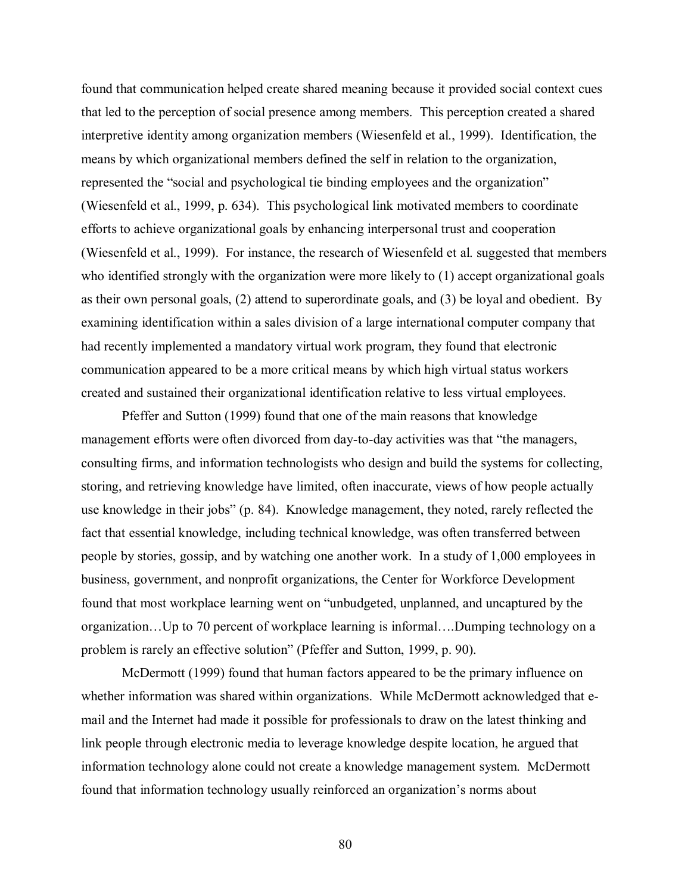found that communication helped create shared meaning because it provided social context cues that led to the perception of social presence among members. This perception created a shared interpretive identity among organization members (Wiesenfeld et al., 1999). Identification, the means by which organizational members defined the self in relation to the organization, represented the "social and psychological tie binding employees and the organization" (Wiesenfeld et al., 1999, p. 634). This psychological link motivated members to coordinate efforts to achieve organizational goals by enhancing interpersonal trust and cooperation (Wiesenfeld et al., 1999). For instance, the research of Wiesenfeld et al. suggested that members who identified strongly with the organization were more likely to (1) accept organizational goals as their own personal goals, (2) attend to superordinate goals, and (3) be loyal and obedient. By examining identification within a sales division of a large international computer company that had recently implemented a mandatory virtual work program, they found that electronic communication appeared to be a more critical means by which high virtual status workers created and sustained their organizational identification relative to less virtual employees.

Pfeffer and Sutton (1999) found that one of the main reasons that knowledge management efforts were often divorced from day-to-day activities was that "the managers, consulting firms, and information technologists who design and build the systems for collecting, storing, and retrieving knowledge have limited, often inaccurate, views of how people actually use knowledge in their jobs" (p. 84). Knowledge management, they noted, rarely reflected the fact that essential knowledge, including technical knowledge, was often transferred between people by stories, gossip, and by watching one another work. In a study of 1,000 employees in business, government, and nonprofit organizations, the Center for Workforce Development found that most workplace learning went on "unbudgeted, unplanned, and uncaptured by the organization…Up to 70 percent of workplace learning is informal….Dumping technology on a problem is rarely an effective solution" (Pfeffer and Sutton, 1999, p. 90).

McDermott (1999) found that human factors appeared to be the primary influence on whether information was shared within organizations. While McDermott acknowledged that e-mail and the Internet had made it possible for professionals to draw on the latest thinking and link people through electronic media to leverage knowledge despite location, he argued that information technology alone could not create a knowledge management system. McDermott found that information technology usually reinforced an organization's norms about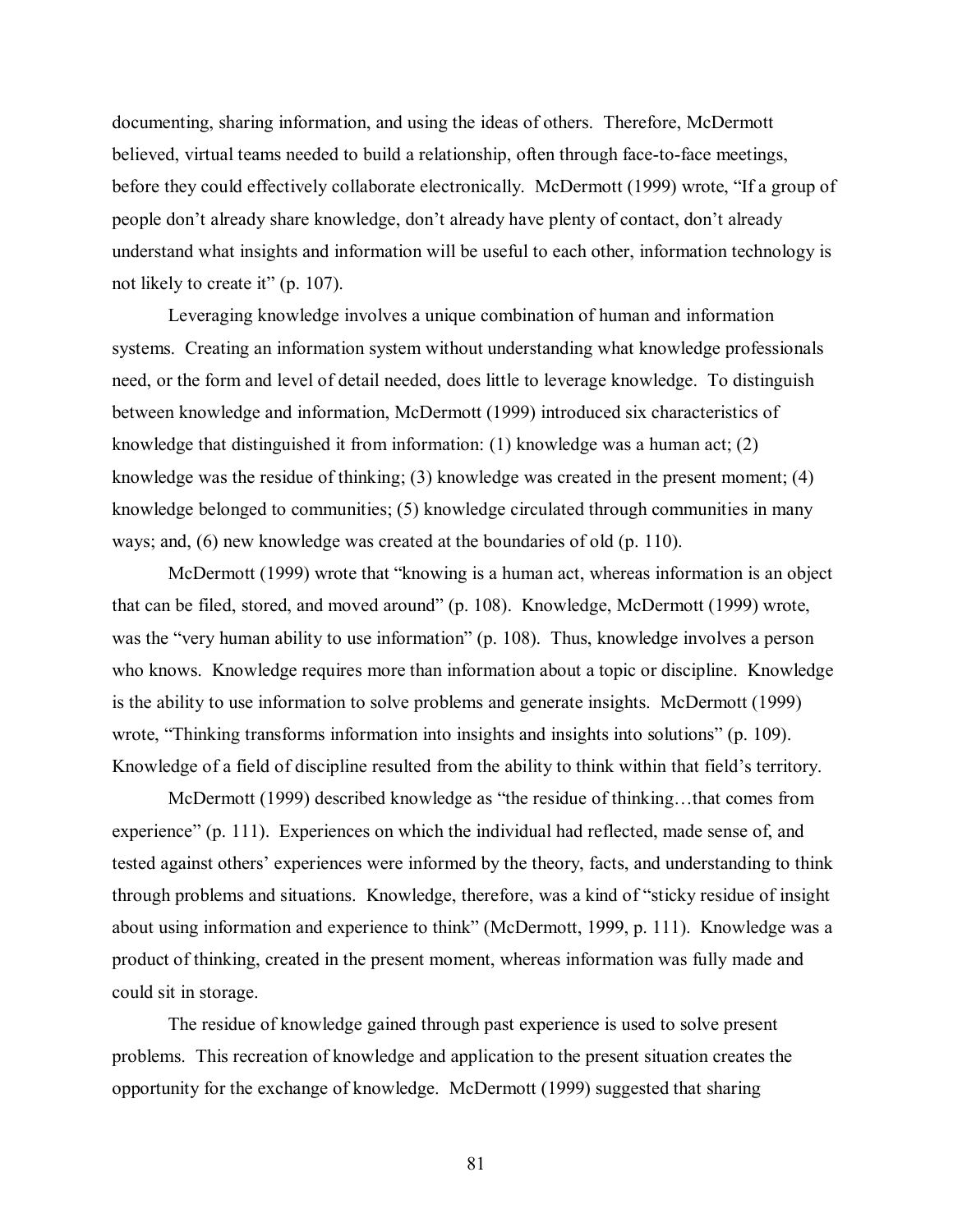documenting, sharing information, and using the ideas of others. Therefore, McDermott believed, virtual teams needed to build a relationship, often through face-to-face meetings, before they could effectively collaborate electronically. McDermott (1999) wrote, "If a group of people don't already share knowledge, don't already have plenty of contact, don't already understand what insights and information will be useful to each other, information technology is not likely to create it" (p. 107).

Leveraging knowledge involves a unique combination of human and information systems. Creating an information system without understanding what knowledge professionals need, or the form and level of detail needed, does little to leverage knowledge. To distinguish between knowledge and information, McDermott (1999) introduced six characteristics of knowledge that distinguished it from information: (1) knowledge was a human act; (2) knowledge was the residue of thinking; (3) knowledge was created in the present moment; (4) knowledge belonged to communities; (5) knowledge circulated through communities in many ways; and, (6) new knowledge was created at the boundaries of old (p. 110).

McDermott (1999) wrote that "knowing is a human act, whereas information is an object that can be filed, stored, and moved around" (p. 108). Knowledge, McDermott (1999) wrote, was the "very human ability to use information" (p. 108). Thus, knowledge involves a person who knows. Knowledge requires more than information about a topic or discipline. Knowledge is the ability to use information to solve problems and generate insights. McDermott (1999) wrote, "Thinking transforms information into insights and insights into solutions" (p. 109). Knowledge of a field of discipline resulted from the ability to think within that field's territory.

McDermott (1999) described knowledge as "the residue of thinking…that comes from experience" (p. 111). Experiences on which the individual had reflected, made sense of, and tested against others' experiences were informed by the theory, facts, and understanding to think through problems and situations. Knowledge, therefore, was a kind of "sticky residue of insight about using information and experience to think" (McDermott, 1999, p. 111). Knowledge was a product of thinking, created in the present moment, whereas information was fully made and could sit in storage.

The residue of knowledge gained through past experience is used to solve present problems. This recreation of knowledge and application to the present situation creates the opportunity for the exchange of knowledge. McDermott (1999) suggested that sharing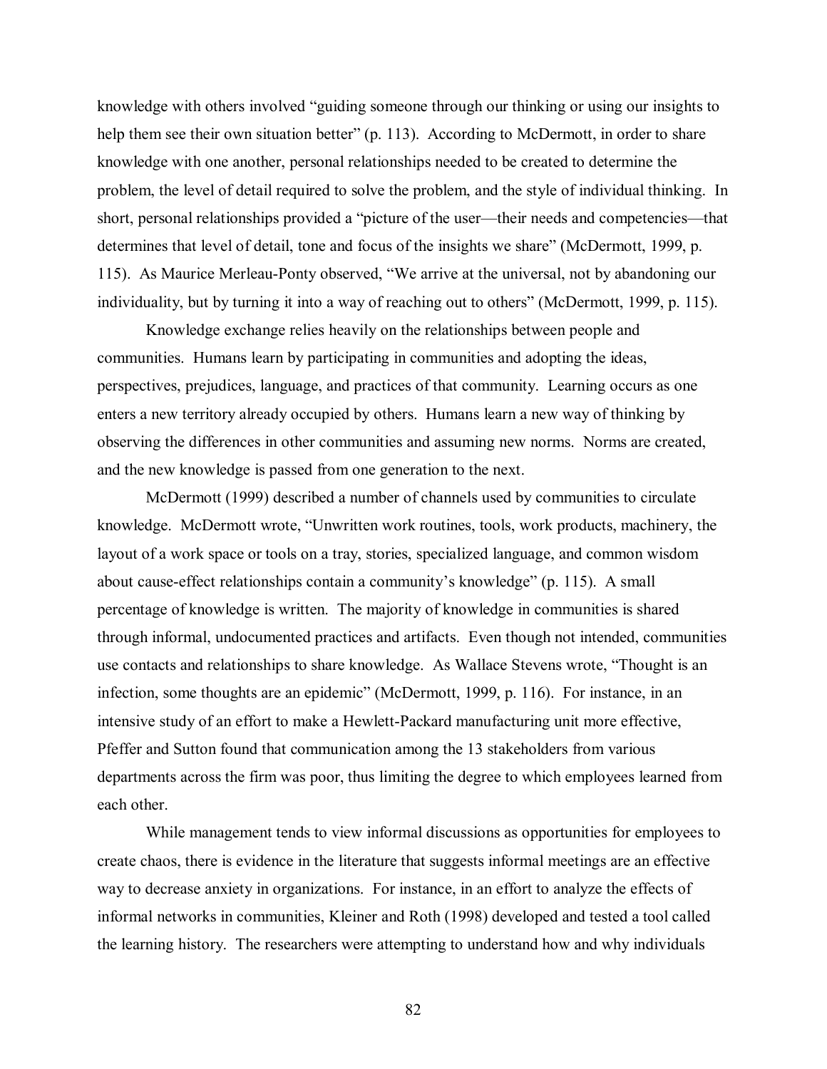knowledge with others involved "guiding someone through our thinking or using our insights to help them see their own situation better" (p. 113). According to McDermott, in order to share knowledge with one another, personal relationships needed to be created to determine the problem, the level of detail required to solve the problem, and the style of individual thinking. In short, personal relationships provided a "picture of the user—their needs and competencies—that determines that level of detail, tone and focus of the insights we share" (McDermott, 1999, p. 115). As Maurice Merleau-Ponty observed, "We arrive at the universal, not by abandoning our individuality, but by turning it into a way of reaching out to others" (McDermott, 1999, p. 115).

Knowledge exchange relies heavily on the relationships between people and communities. Humans learn by participating in communities and adopting the ideas, perspectives, prejudices, language, and practices of that community. Learning occurs as one enters a new territory already occupied by others. Humans learn a new way of thinking by observing the differences in other communities and assuming new norms. Norms are created, and the new knowledge is passed from one generation to the next.

McDermott (1999) described a number of channels used by communities to circulate knowledge. McDermott wrote, "Unwritten work routines, tools, work products, machinery, the layout of a work space or tools on a tray, stories, specialized language, and common wisdom about cause-effect relationships contain a community's knowledge" (p. 115). A small percentage of knowledge is written. The majority of knowledge in communities is shared through informal, undocumented practices and artifacts. Even though not intended, communities use contacts and relationships to share knowledge. As Wallace Stevens wrote, "Thought is an infection, some thoughts are an epidemic" (McDermott, 1999, p. 116). For instance, in an intensive study of an effort to make a Hewlett-Packard manufacturing unit more effective, Pfeffer and Sutton found that communication among the 13 stakeholders from various departments across the firm was poor, thus limiting the degree to which employees learned from each other.

While management tends to view informal discussions as opportunities for employees to create chaos, there is evidence in the literature that suggests informal meetings are an effective way to decrease anxiety in organizations. For instance, in an effort to analyze the effects of informal networks in communities, Kleiner and Roth (1998) developed and tested a tool called the learning history. The researchers were attempting to understand how and why individuals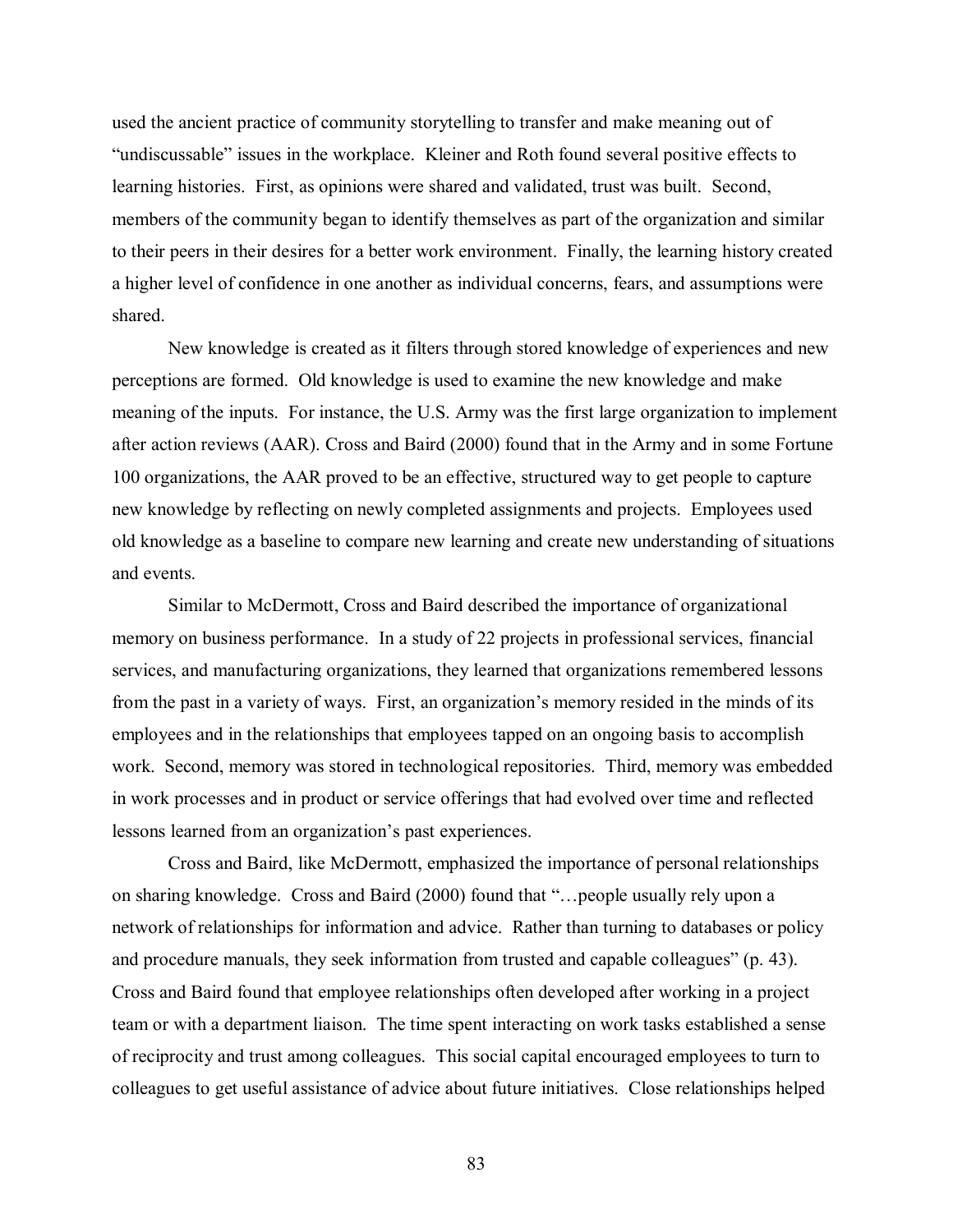used the ancient practice of community storytelling to transfer and make meaning out of "undiscussable" issues in the workplace. Kleiner and Roth found several positive effects to learning histories. First, as opinions were shared and validated, trust was built. Second, members of the community began to identify themselves as part of the organization and similar to their peers in their desires for a better work environment. Finally, the learning history created a higher level of confidence in one another as individual concerns, fears, and assumptions were shared.

New knowledge is created as it filters through stored knowledge of experiences and new perceptions are formed. Old knowledge is used to examine the new knowledge and make meaning of the inputs. For instance, the U.S. Army was the first large organization to implement after action reviews (AAR). Cross and Baird (2000) found that in the Army and in some Fortune 100 organizations, the AAR proved to be an effective, structured way to get people to capture new knowledge by reflecting on newly completed assignments and projects. Employees used old knowledge as a baseline to compare new learning and create new understanding of situations and events.

Similar to McDermott, Cross and Baird described the importance of organizational memory on business performance. In a study of 22 projects in professional services, financial services, and manufacturing organizations, they learned that organizations remembered lessons from the past in a variety of ways. First, an organization's memory resided in the minds of its employees and in the relationships that employees tapped on an ongoing basis to accomplish work. Second, memory was stored in technological repositories. Third, memory was embedded in work processes and in product or service offerings that had evolved over time and reflected lessons learned from an organization's past experiences.

Cross and Baird, like McDermott, emphasized the importance of personal relationships on sharing knowledge. Cross and Baird (2000) found that "…people usually rely upon a network of relationships for information and advice. Rather than turning to databases or policy and procedure manuals, they seek information from trusted and capable colleagues" (p. 43). Cross and Baird found that employee relationships often developed after working in a project team or with a department liaison. The time spent interacting on work tasks established a sense of reciprocity and trust among colleagues. This social capital encouraged employees to turn to colleagues to get useful assistance of advice about future initiatives. Close relationships helped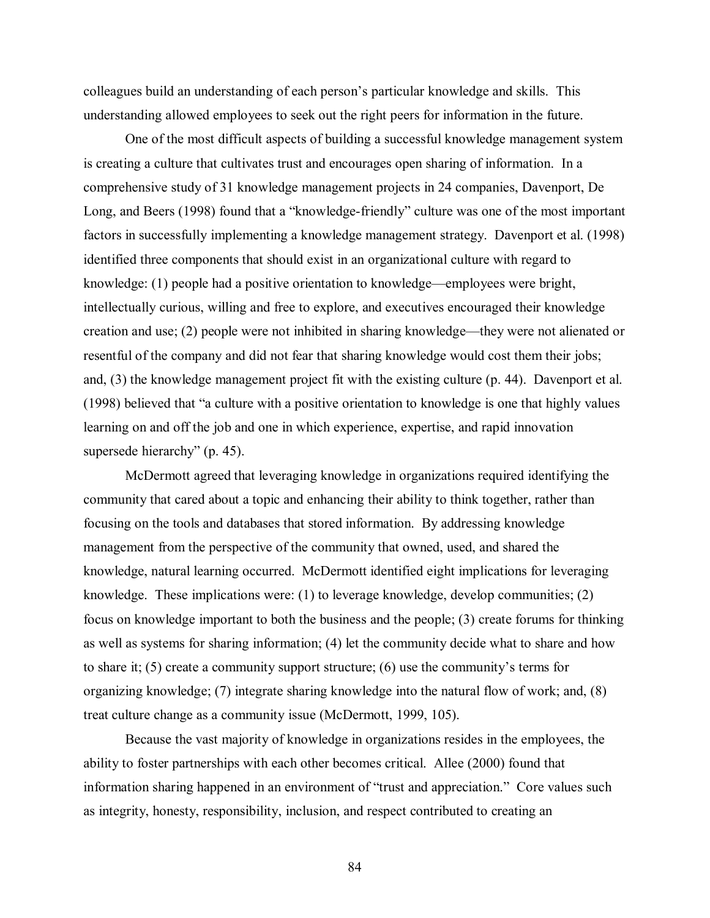colleagues build an understanding of each person's particular knowledge and skills. This understanding allowed employees to seek out the right peers for information in the future.

One of the most difficult aspects of building a successful knowledge management system is creating a culture that cultivates trust and encourages open sharing of information. In a comprehensive study of 31 knowledge management projects in 24 companies, Davenport, De Long, and Beers (1998) found that a "knowledge-friendly" culture was one of the most important factors in successfully implementing a knowledge management strategy. Davenport et al. (1998) identified three components that should exist in an organizational culture with regard to knowledge: (1) people had a positive orientation to knowledge—employees were bright, intellectually curious, willing and free to explore, and executives encouraged their knowledge creation and use; (2) people were not inhibited in sharing knowledge—they were not alienated or resentful of the company and did not fear that sharing knowledge would cost them their jobs; and, (3) the knowledge management project fit with the existing culture (p. 44). Davenport et al. (1998) believed that "a culture with a positive orientation to knowledge is one that highly values learning on and off the job and one in which experience, expertise, and rapid innovation supersede hierarchy" (p. 45).

McDermott agreed that leveraging knowledge in organizations required identifying the community that cared about a topic and enhancing their ability to think together, rather than focusing on the tools and databases that stored information. By addressing knowledge management from the perspective of the community that owned, used, and shared the knowledge, natural learning occurred. McDermott identified eight implications for leveraging knowledge. These implications were: (1) to leverage knowledge, develop communities; (2) focus on knowledge important to both the business and the people; (3) create forums for thinking as well as systems for sharing information; (4) let the community decide what to share and how to share it; (5) create a community support structure; (6) use the community's terms for organizing knowledge; (7) integrate sharing knowledge into the natural flow of work; and, (8) treat culture change as a community issue (McDermott, 1999, 105).

Because the vast majority of knowledge in organizations resides in the employees, the ability to foster partnerships with each other becomes critical. Allee (2000) found that information sharing happened in an environment of "trust and appreciation." Core values such as integrity, honesty, responsibility, inclusion, and respect contributed to creating an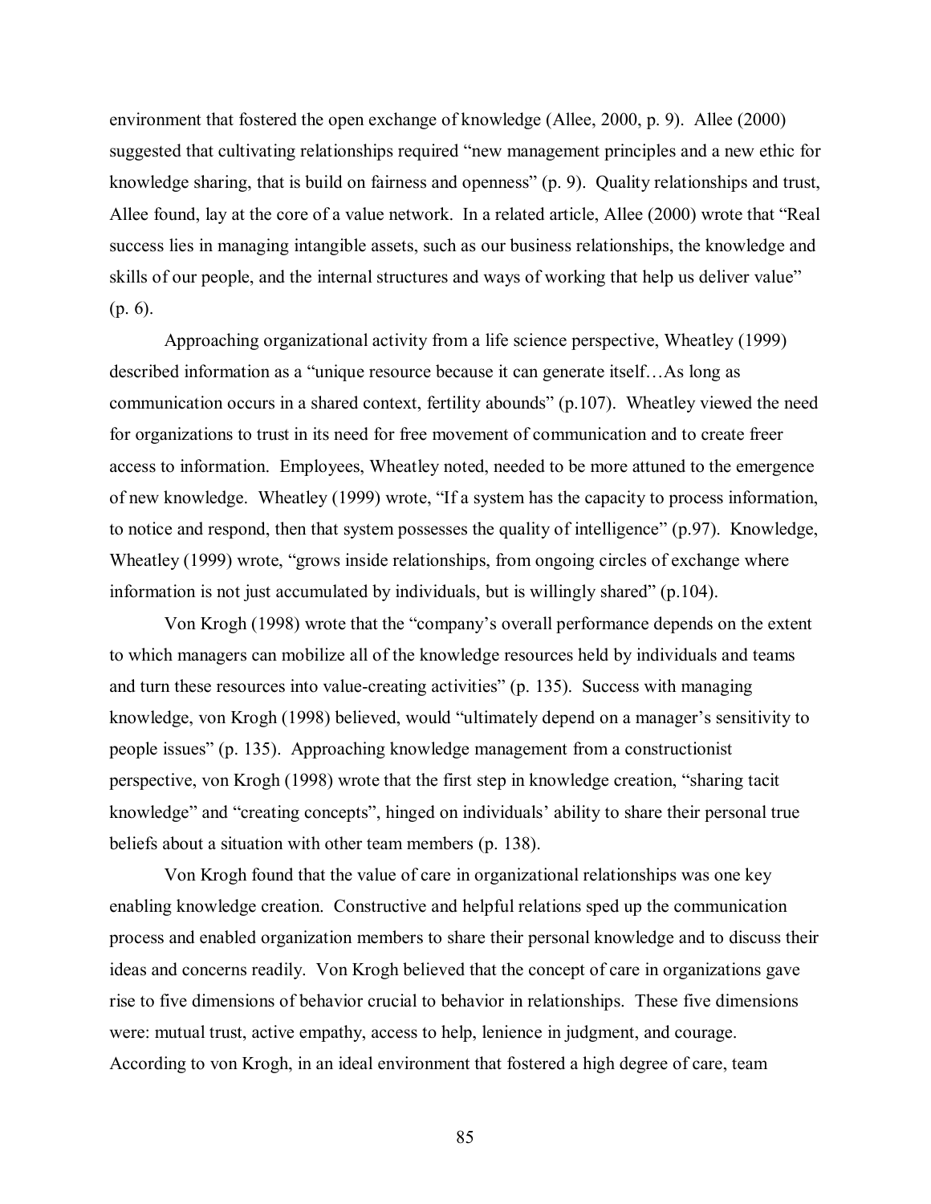environment that fostered the open exchange of knowledge (Allee, 2000, p. 9). Allee (2000) suggested that cultivating relationships required "new management principles and a new ethic for knowledge sharing, that is build on fairness and openness" (p. 9). Quality relationships and trust, Allee found, lay at the core of a value network. In a related article, Allee (2000) wrote that "Real success lies in managing intangible assets, such as our business relationships, the knowledge and skills of our people, and the internal structures and ways of working that help us deliver value" (p. 6).

Approaching organizational activity from a life science perspective, Wheatley (1999) described information as a "unique resource because it can generate itself…As long as communication occurs in a shared context, fertility abounds" (p.107). Wheatley viewed the need for organizations to trust in its need for free movement of communication and to create freer access to information. Employees, Wheatley noted, needed to be more attuned to the emergence of new knowledge. Wheatley (1999) wrote, "If a system has the capacity to process information, to notice and respond, then that system possesses the quality of intelligence" (p.97). Knowledge, Wheatley (1999) wrote, "grows inside relationships, from ongoing circles of exchange where information is not just accumulated by individuals, but is willingly shared" (p.104).

Von Krogh (1998) wrote that the "company's overall performance depends on the extent to which managers can mobilize all of the knowledge resources held by individuals and teams and turn these resources into value-creating activities" (p. 135). Success with managing knowledge, von Krogh (1998) believed, would "ultimately depend on a manager's sensitivity to people issues" (p. 135). Approaching knowledge management from a constructionist perspective, von Krogh (1998) wrote that the first step in knowledge creation, "sharing tacit knowledge" and "creating concepts", hinged on individuals' ability to share their personal true beliefs about a situation with other team members (p. 138).

Von Krogh found that the value of care in organizational relationships was one key enabling knowledge creation. Constructive and helpful relations sped up the communication process and enabled organization members to share their personal knowledge and to discuss their ideas and concerns readily. Von Krogh believed that the concept of care in organizations gave rise to five dimensions of behavior crucial to behavior in relationships. These five dimensions were: mutual trust, active empathy, access to help, lenience in judgment, and courage. According to von Krogh, in an ideal environment that fostered a high degree of care, team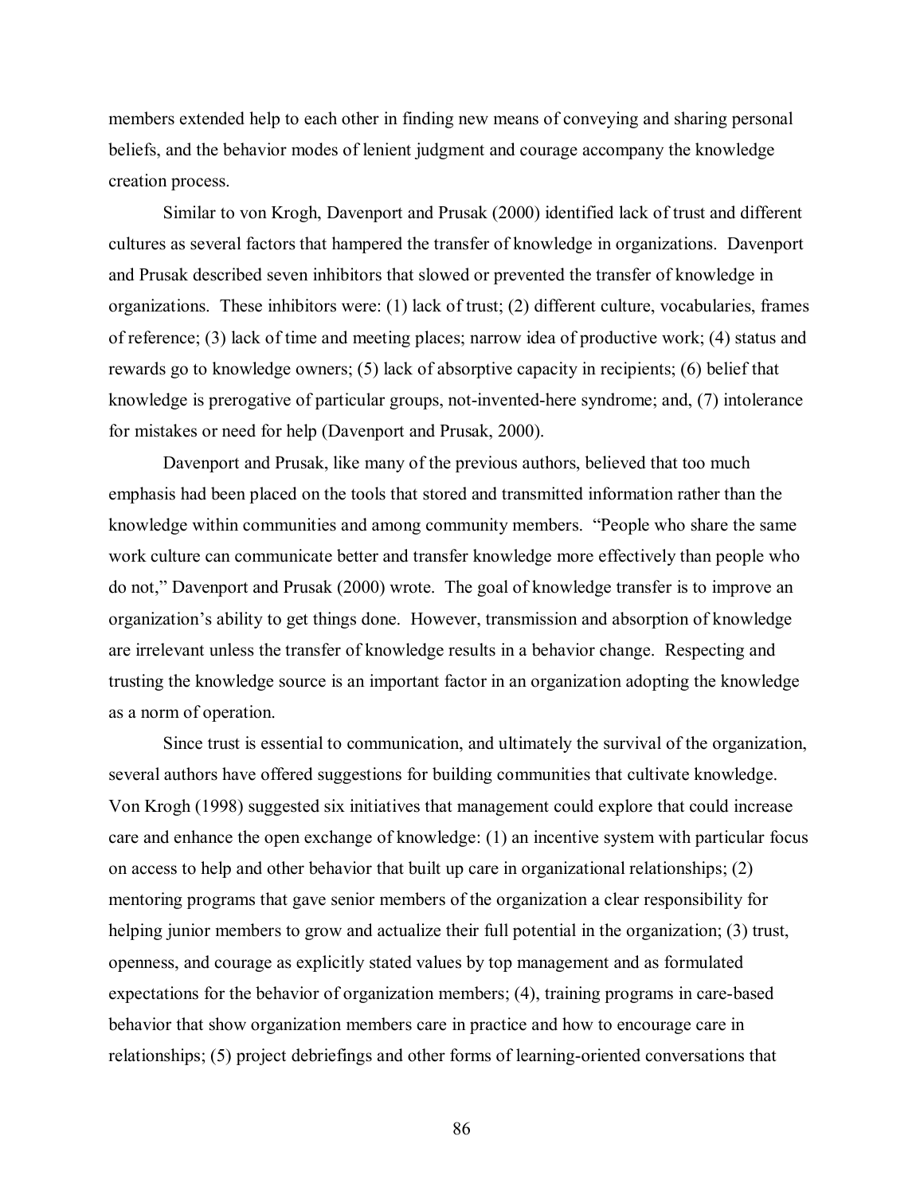members extended help to each other in finding new means of conveying and sharing personal beliefs, and the behavior modes of lenient judgment and courage accompany the knowledge creation process.

Similar to von Krogh, Davenport and Prusak (2000) identified lack of trust and different cultures as several factors that hampered the transfer of knowledge in organizations. Davenport and Prusak described seven inhibitors that slowed or prevented the transfer of knowledge in organizations. These inhibitors were: (1) lack of trust; (2) different culture, vocabularies, frames of reference; (3) lack of time and meeting places; narrow idea of productive work; (4) status and rewards go to knowledge owners; (5) lack of absorptive capacity in recipients; (6) belief that knowledge is prerogative of particular groups, not-invented-here syndrome; and, (7) intolerance for mistakes or need for help (Davenport and Prusak, 2000).

Davenport and Prusak, like many of the previous authors, believed that too much emphasis had been placed on the tools that stored and transmitted information rather than the knowledge within communities and among community members. "People who share the same work culture can communicate better and transfer knowledge more effectively than people who do not," Davenport and Prusak (2000) wrote. The goal of knowledge transfer is to improve an organization's ability to get things done. However, transmission and absorption of knowledge are irrelevant unless the transfer of knowledge results in a behavior change. Respecting and trusting the knowledge source is an important factor in an organization adopting the knowledge as a norm of operation.

Since trust is essential to communication, and ultimately the survival of the organization, several authors have offered suggestions for building communities that cultivate knowledge. Von Krogh (1998) suggested six initiatives that management could explore that could increase care and enhance the open exchange of knowledge: (1) an incentive system with particular focus on access to help and other behavior that built up care in organizational relationships; (2) mentoring programs that gave senior members of the organization a clear responsibility for helping junior members to grow and actualize their full potential in the organization; (3) trust, openness, and courage as explicitly stated values by top management and as formulated expectations for the behavior of organization members; (4), training programs in care-based behavior that show organization members care in practice and how to encourage care in relationships; (5) project debriefings and other forms of learning-oriented conversations that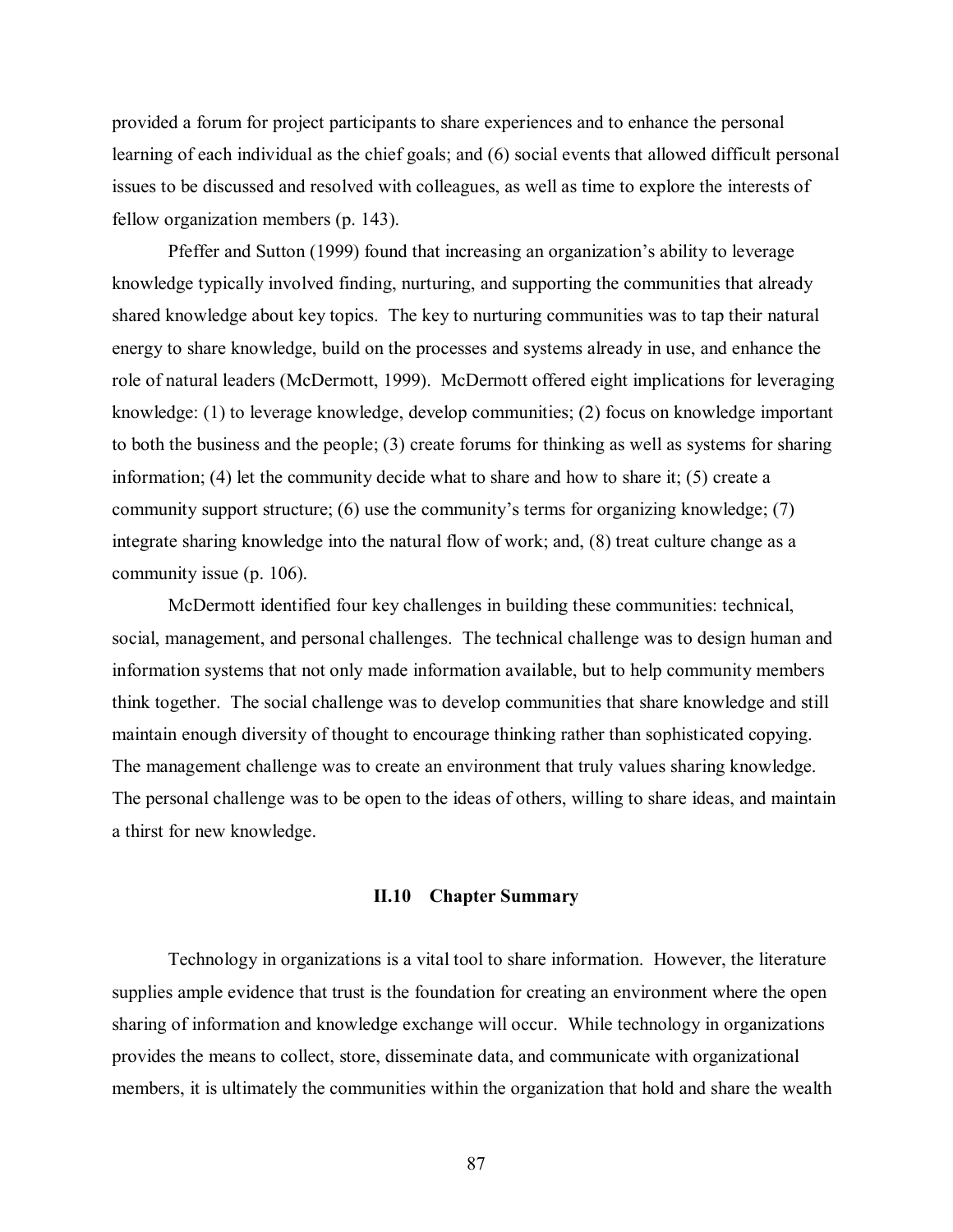provided a forum for project participants to share experiences and to enhance the personal learning of each individual as the chief goals; and (6) social events that allowed difficult personal issues to be discussed and resolved with colleagues, as well as time to explore the interests of fellow organization members (p. 143).

Pfeffer and Sutton (1999) found that increasing an organization's ability to leverage knowledge typically involved finding, nurturing, and supporting the communities that already shared knowledge about key topics. The key to nurturing communities was to tap their natural energy to share knowledge, build on the processes and systems already in use, and enhance the role of natural leaders (McDermott, 1999). McDermott offered eight implications for leveraging knowledge: (1) to leverage knowledge, develop communities; (2) focus on knowledge important to both the business and the people; (3) create forums for thinking as well as systems for sharing information; (4) let the community decide what to share and how to share it; (5) create a community support structure; (6) use the community's terms for organizing knowledge; (7) integrate sharing knowledge into the natural flow of work; and, (8) treat culture change as a community issue (p. 106).

McDermott identified four key challenges in building these communities: technical, social, management, and personal challenges. The technical challenge was to design human and information systems that not only made information available, but to help community members think together. The social challenge was to develop communities that share knowledge and still maintain enough diversity of thought to encourage thinking rather than sophisticated copying. The management challenge was to create an environment that truly values sharing knowledge. The personal challenge was to be open to the ideas of others, willing to share ideas, and maintain a thirst for new knowledge.

### II.10 Chapter Summary

Technology in organizations is a vital tool to share information. However, the literature supplies ample evidence that trust is the foundation for creating an environment where the open sharing of information and knowledge exchange will occur. While technology in organizations provides the means to collect, store, disseminate data, and communicate with organizational members, it is ultimately the communities within the organization that hold and share the wealth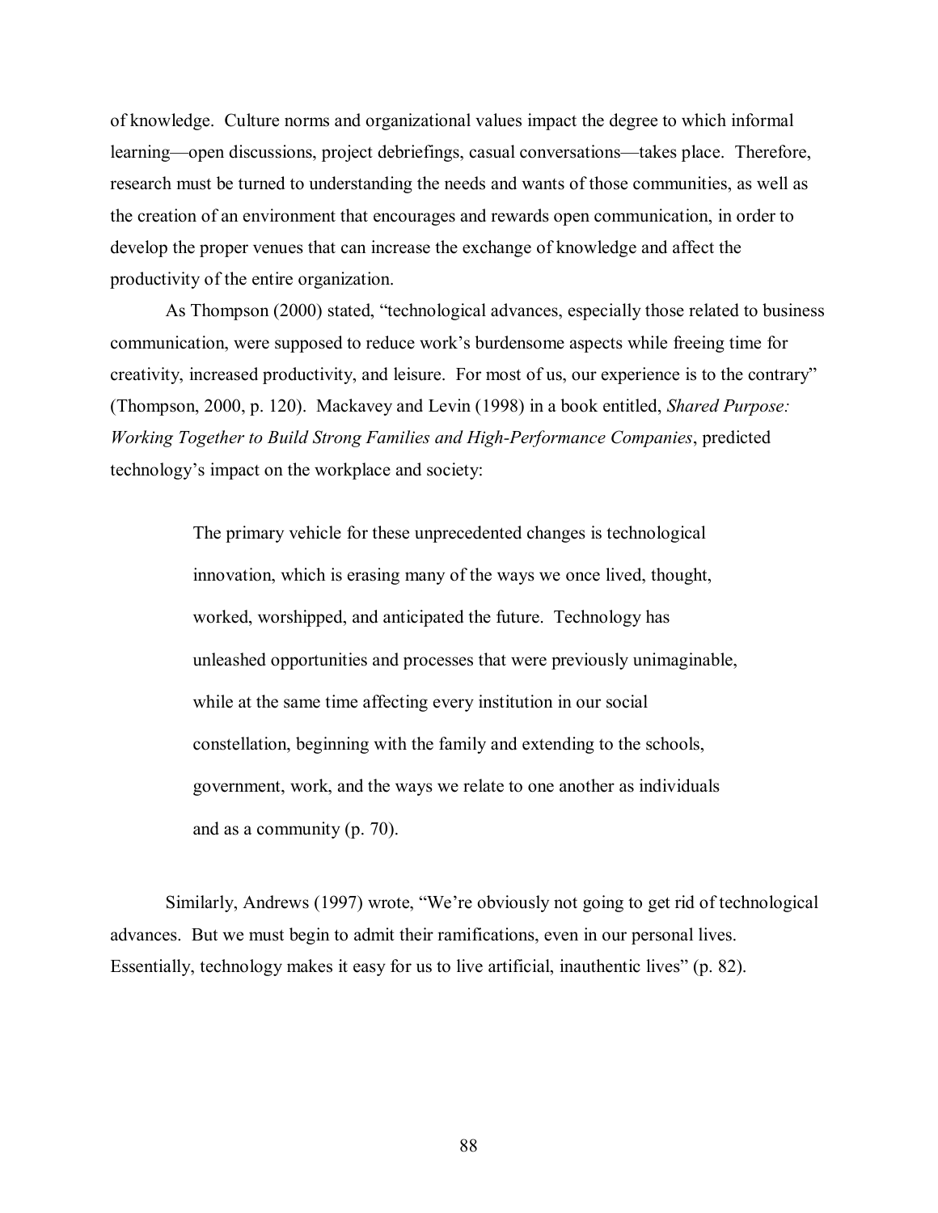of knowledge. Culture norms and organizational values impact the degree to which informal learning—open discussions, project debriefings, casual conversations—takes place. Therefore, research must be turned to understanding the needs and wants of those communities, as well as the creation of an environment that encourages and rewards open communication, in order to develop the proper venues that can increase the exchange of knowledge and affect the productivity of the entire organization.

As Thompson (2000) stated, "technological advances, especially those related to business communication, were supposed to reduce work's burdensome aspects while freeing time for creativity, increased productivity, and leisure. For most of us, our experience is to the contrary" (Thompson, 2000, p. 120). Mackavey and Levin (1998) in a book entitled, *Shared Purpose: Working Together to Build Strong Families and High-Performance Companies*, predicted technology's impact on the workplace and society:

> The primary vehicle for these unprecedented changes is technological innovation, which is erasing many of the ways we once lived, thought, worked, worshipped, and anticipated the future. Technology has unleashed opportunities and processes that were previously unimaginable, while at the same time affecting every institution in our social constellation, beginning with the family and extending to the schools, government, work, and the ways we relate to one another as individuals and as a community (p. 70).

Similarly, Andrews (1997) wrote, "We're obviously not going to get rid of technological advances. But we must begin to admit their ramifications, even in our personal lives. Essentially, technology makes it easy for us to live artificial, inauthentic lives" (p. 82).